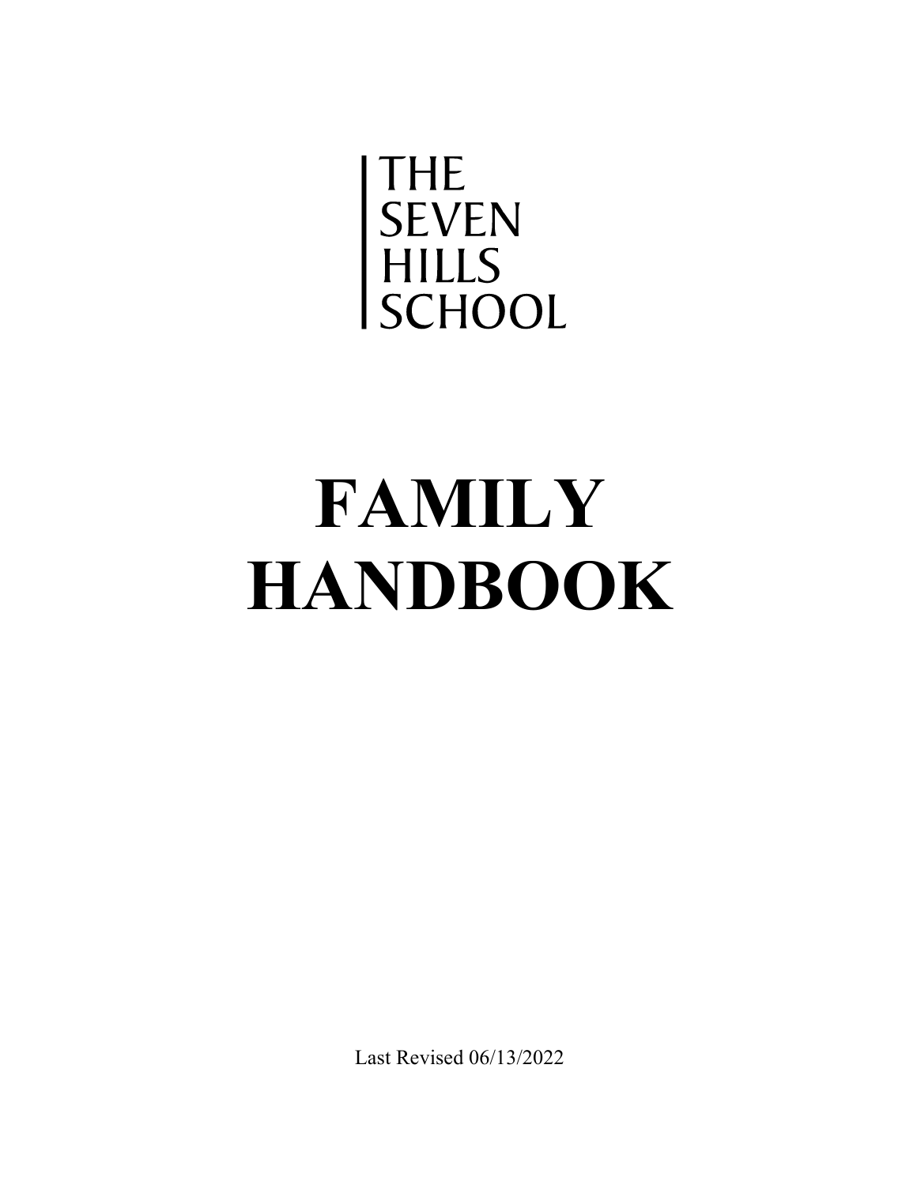THE SEVEN HILLS SCHOOL

# FAMILY HANDBOOK

Last Revised 06/13/2022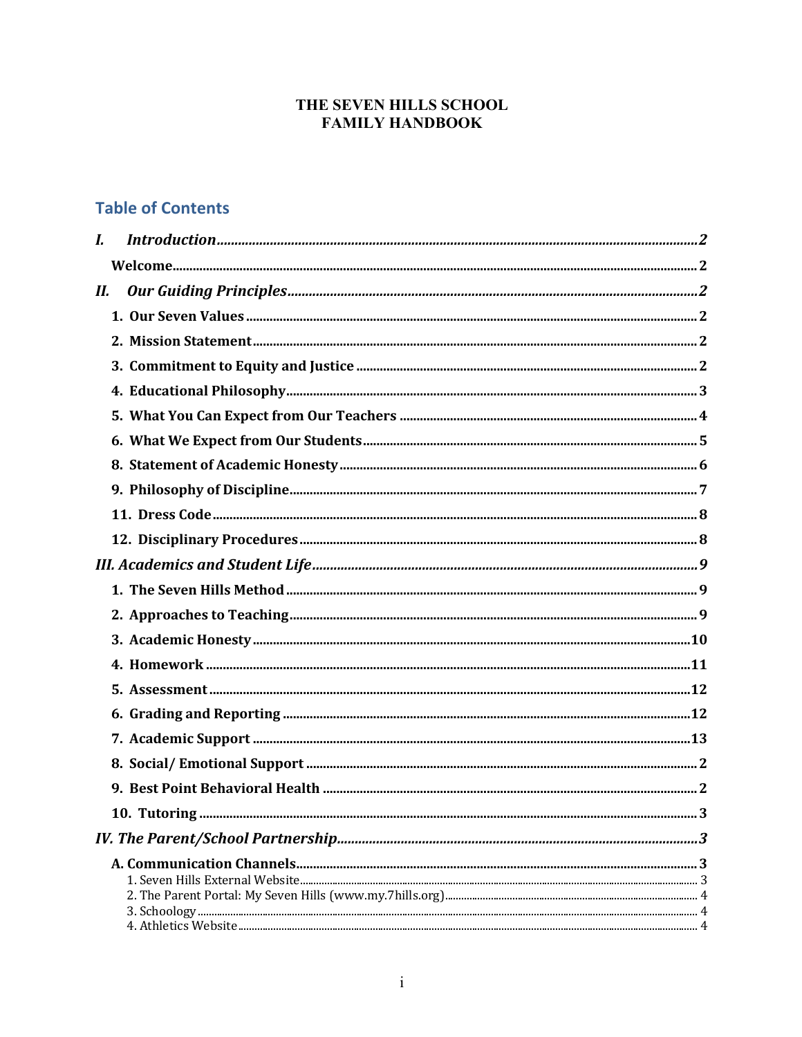# THE SEVEN HILLS SCHOOL
# FAMILY HANDBOOK

## Table of Contents

*I. Introduction* ........ 2

- Welcome ........ 2

*II. Our Guiding Principles* ........ 2

- 1. Our Seven Values ........ 2
- 2. Mission Statement ........ 2
- 3. Commitment to Equity and Justice ........ 2
- 4. Educational Philosophy ........ 3
- 5. What You Can Expect from Our Teachers ........ 4
- 6. What We Expect from Our Students ........ 5
- 8. Statement of Academic Honesty ........ 6
- 9. Philosophy of Discipline ........ 7
- 11. Dress Code ........ 8
- 12. Disciplinary Procedures ........ 8

*III. Academics and Student Life* ........ 9

- 1. The Seven Hills Method ........ 9
- 2. Approaches to Teaching ........ 9
- 3. Academic Honesty ........ 10
- 4. Homework ........ 11
- 5. Assessment ........ 12
- 6. Grading and Reporting ........ 12
- 7. Academic Support ........ 13
- 8. Social/ Emotional Support ........ 2
- 9. Best Point Behavioral Health ........ 2
- 10. Tutoring ........ 3

*IV. The Parent/School Partnership* ........ 3

- A. Communication Channels ........ 3
  - 1. Seven Hills External Website ........ 3
  - 2. The Parent Portal: My Seven Hills (www.my.7hills.org) ........ 4
  - 3. Schoology ........ 4
  - 4. Athletics Website ........ 4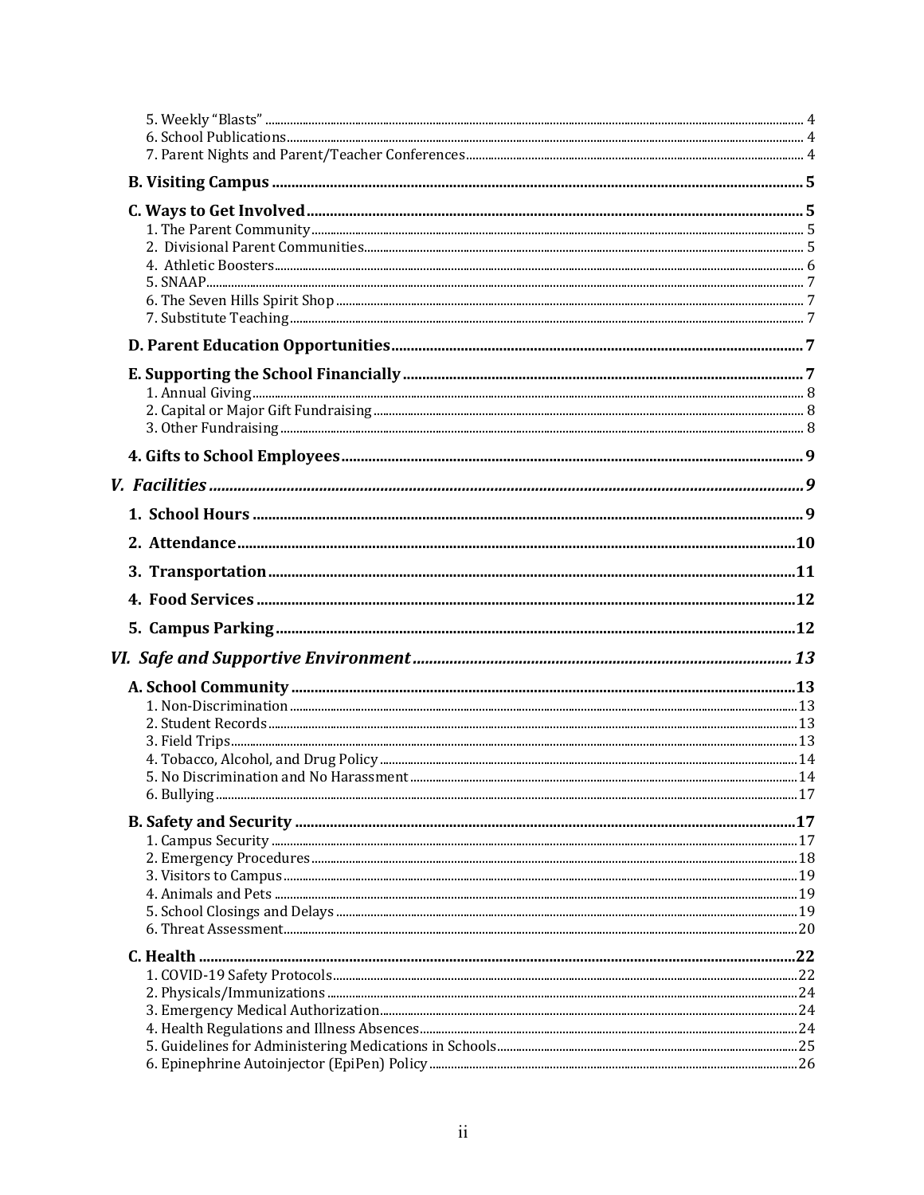5. Weekly "Blasts" ........ 4
6. School Publications ........ 4
7. Parent Nights and Parent/Teacher Conferences ........ 4

**B. Visiting Campus ........ 5**

**C. Ways to Get Involved ........ 5**

1. The Parent Community ........ 5
2. Divisional Parent Communities ........ 5
4. Athletic Boosters ........ 6
5. SNAAP ........ 7
6. The Seven Hills Spirit Shop ........ 7
7. Substitute Teaching ........ 7

**D. Parent Education Opportunities ........ 7**

**E. Supporting the School Financially ........ 7**

1. Annual Giving ........ 8
2. Capital or Major Gift Fundraising ........ 8
3. Other Fundraising ........ 8

**4. Gifts to School Employees ........ 9**

***V. Facilities ........ 9***

**1. School Hours ........ 9**

**2. Attendance ........ 10**

**3. Transportation ........ 11**

**4. Food Services ........ 12**

**5. Campus Parking ........ 12**

***VI. Safe and Supportive Environment ........ 13***

**A. School Community ........ 13**

1. Non-Discrimination ........ 13
2. Student Records ........ 13
3. Field Trips ........ 13
4. Tobacco, Alcohol, and Drug Policy ........ 14
5. No Discrimination and No Harassment ........ 14
6. Bullying ........ 17

**B. Safety and Security ........ 17**

1. Campus Security ........ 17
2. Emergency Procedures ........ 18
3. Visitors to Campus ........ 19
4. Animals and Pets ........ 19
5. School Closings and Delays ........ 19
6. Threat Assessment ........ 20

**C. Health ........ 22**

1. COVID-19 Safety Protocols ........ 22
2. Physicals/Immunizations ........ 24
3. Emergency Medical Authorization ........ 24
4. Health Regulations and Illness Absences ........ 24
5. Guidelines for Administering Medications in Schools ........ 25
6. Epinephrine Autoinjector (EpiPen) Policy ........ 26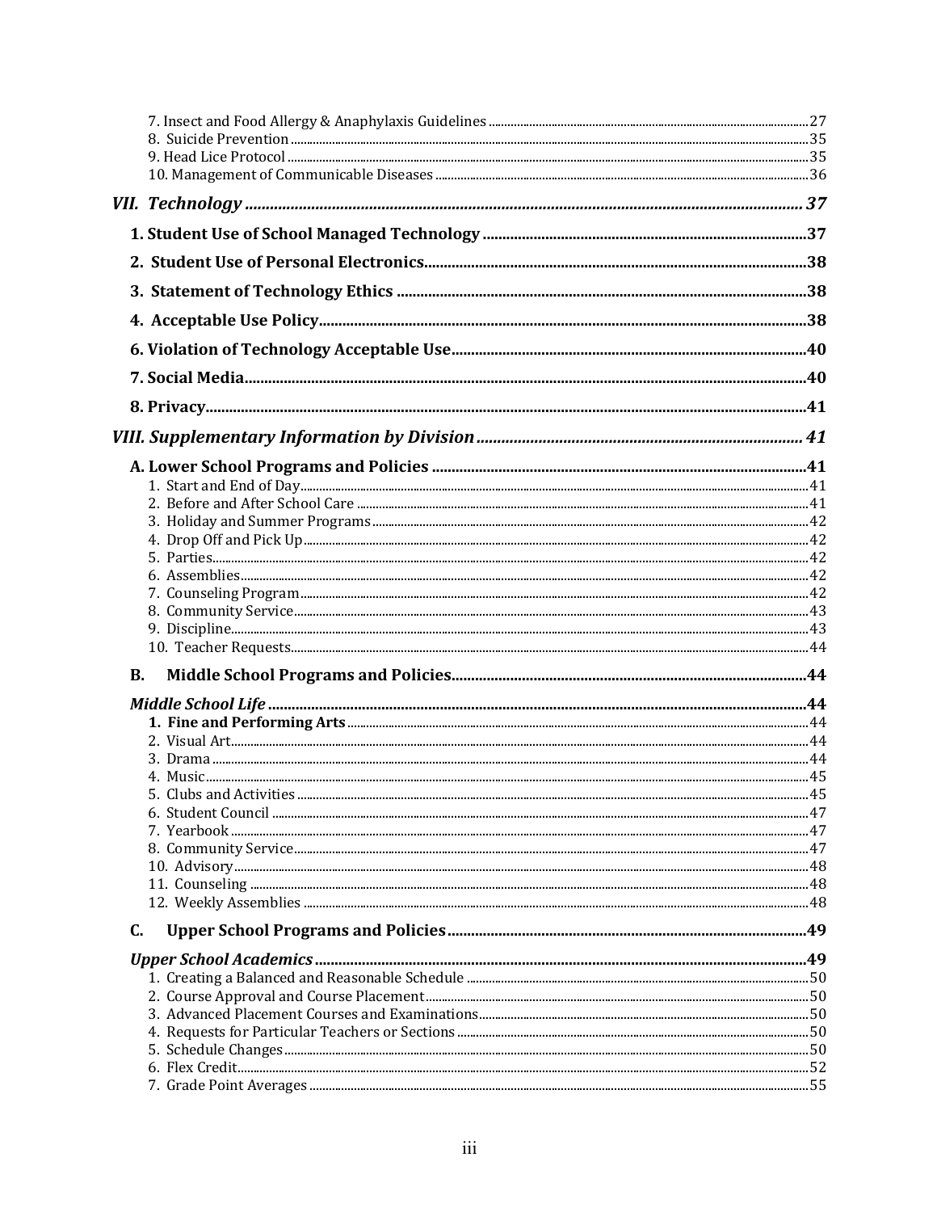7. Insect and Food Allergy & Anaphylaxis Guidelines ........ 27
8. Suicide Prevention ........ 35
9. Head Lice Protocol ........ 35
10. Management of Communicable Diseases ........ 36

***VII. Technology ........ 37***

**1. Student Use of School Managed Technology ........ 37**

**2. Student Use of Personal Electronics ........ 38**

**3. Statement of Technology Ethics ........ 38**

**4. Acceptable Use Policy ........ 38**

**6. Violation of Technology Acceptable Use ........ 40**

**7. Social Media ........ 40**

**8. Privacy ........ 41**

***VIII. Supplementary Information by Division ........ 41***

**A. Lower School Programs and Policies ........ 41**

1. Start and End of Day ........ 41
2. Before and After School Care ........ 41
3. Holiday and Summer Programs ........ 42
4. Drop Off and Pick Up ........ 42
5. Parties ........ 42
6. Assemblies ........ 42
7. Counseling Program ........ 42
8. Community Service ........ 43
9. Discipline ........ 43
10. Teacher Requests ........ 44

**B. Middle School Programs and Policies ........ 44**

***Middle School Life ........ 44***

**1. Fine and Performing Arts ........ 44**
2. Visual Art ........ 44
3. Drama ........ 44
4. Music ........ 45
5. Clubs and Activities ........ 45
6. Student Council ........ 47
7. Yearbook ........ 47
8. Community Service ........ 47
10. Advisory ........ 48
11. Counseling ........ 48
12. Weekly Assemblies ........ 48

**C. Upper School Programs and Policies ........ 49**

***Upper School Academics ........ 49***

1. Creating a Balanced and Reasonable Schedule ........ 50
2. Course Approval and Course Placement ........ 50
3. Advanced Placement Courses and Examinations ........ 50
4. Requests for Particular Teachers or Sections ........ 50
5. Schedule Changes ........ 50
6. Flex Credit ........ 52
7. Grade Point Averages ........ 55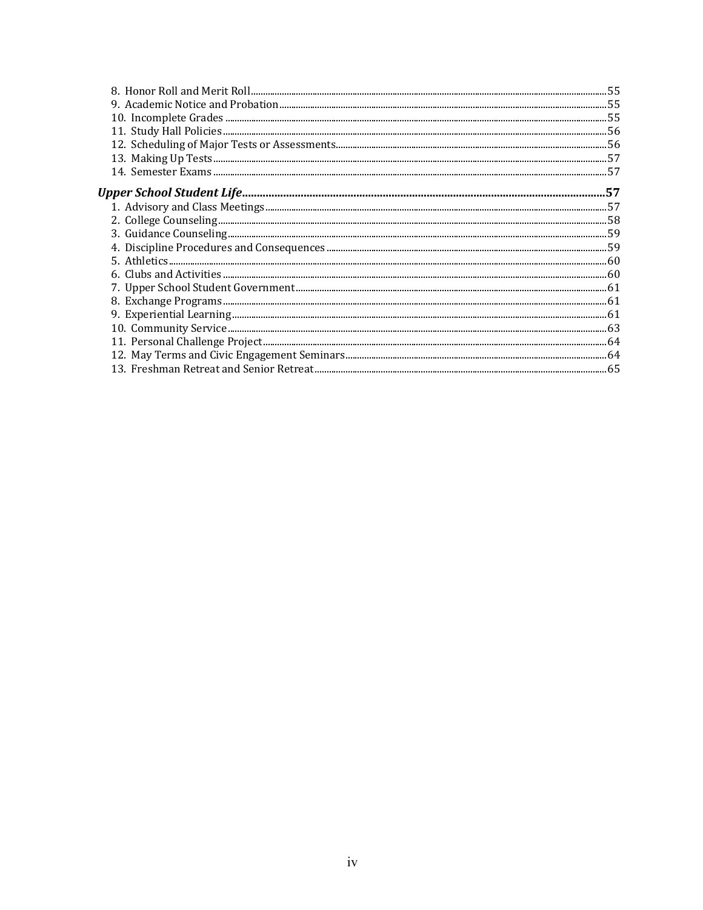8. Honor Roll and Merit Roll......55
9. Academic Notice and Probation......55
10. Incomplete Grades......55
11. Study Hall Policies......56
12. Scheduling of Major Tests or Assessments......56
13. Making Up Tests......57
14. Semester Exams......57

***Upper School Student Life......57***

1. Advisory and Class Meetings......57
2. College Counseling......58
3. Guidance Counseling......59
4. Discipline Procedures and Consequences......59
5. Athletics......60
6. Clubs and Activities......60
7. Upper School Student Government......61
8. Exchange Programs......61
9. Experiential Learning......61
10. Community Service......63
11. Personal Challenge Project......64
12. May Terms and Civic Engagement Seminars......64
13. Freshman Retreat and Senior Retreat......65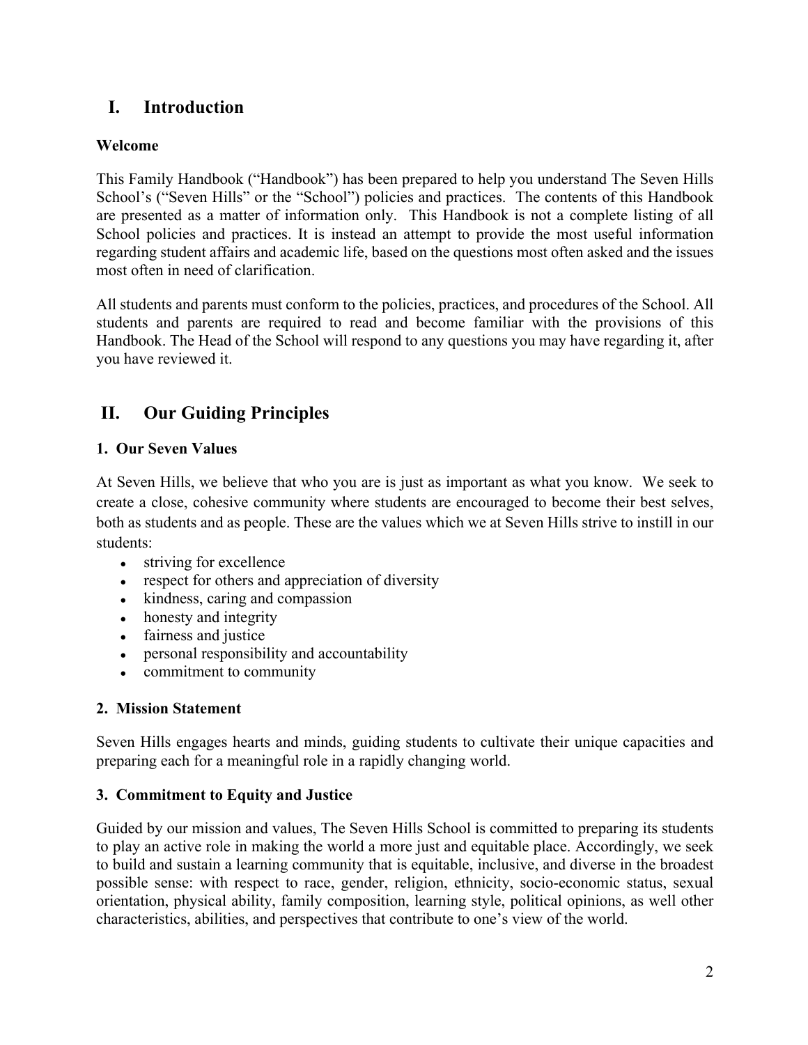## I. Introduction

### Welcome

This Family Handbook ("Handbook") has been prepared to help you understand The Seven Hills School's ("Seven Hills" or the "School") policies and practices. The contents of this Handbook are presented as a matter of information only. This Handbook is not a complete listing of all School policies and practices. It is instead an attempt to provide the most useful information regarding student affairs and academic life, based on the questions most often asked and the issues most often in need of clarification.

All students and parents must conform to the policies, practices, and procedures of the School. All students and parents are required to read and become familiar with the provisions of this Handbook. The Head of the School will respond to any questions you may have regarding it, after you have reviewed it.

## II. Our Guiding Principles

### 1. Our Seven Values

At Seven Hills, we believe that who you are is just as important as what you know. We seek to create a close, cohesive community where students are encouraged to become their best selves, both as students and as people. These are the values which we at Seven Hills strive to instill in our students:

- striving for excellence
- respect for others and appreciation of diversity
- kindness, caring and compassion
- honesty and integrity
- fairness and justice
- personal responsibility and accountability
- commitment to community

### 2. Mission Statement

Seven Hills engages hearts and minds, guiding students to cultivate their unique capacities and preparing each for a meaningful role in a rapidly changing world.

### 3. Commitment to Equity and Justice

Guided by our mission and values, The Seven Hills School is committed to preparing its students to play an active role in making the world a more just and equitable place. Accordingly, we seek to build and sustain a learning community that is equitable, inclusive, and diverse in the broadest possible sense: with respect to race, gender, religion, ethnicity, socio-economic status, sexual orientation, physical ability, family composition, learning style, political opinions, as well other characteristics, abilities, and perspectives that contribute to one's view of the world.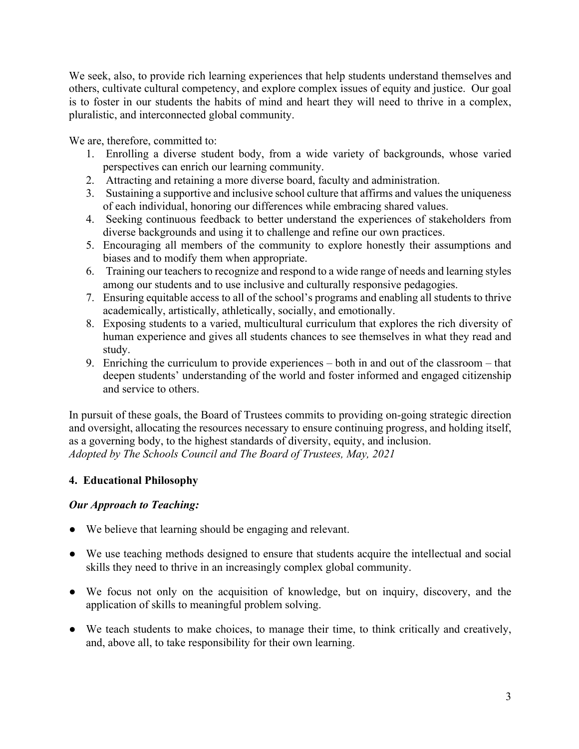We seek, also, to provide rich learning experiences that help students understand themselves and others, cultivate cultural competency, and explore complex issues of equity and justice. Our goal is to foster in our students the habits of mind and heart they will need to thrive in a complex, pluralistic, and interconnected global community.

We are, therefore, committed to:

1. Enrolling a diverse student body, from a wide variety of backgrounds, whose varied perspectives can enrich our learning community.
2. Attracting and retaining a more diverse board, faculty and administration.
3. Sustaining a supportive and inclusive school culture that affirms and values the uniqueness of each individual, honoring our differences while embracing shared values.
4. Seeking continuous feedback to better understand the experiences of stakeholders from diverse backgrounds and using it to challenge and refine our own practices.
5. Encouraging all members of the community to explore honestly their assumptions and biases and to modify them when appropriate.
6. Training our teachers to recognize and respond to a wide range of needs and learning styles among our students and to use inclusive and culturally responsive pedagogies.
7. Ensuring equitable access to all of the school's programs and enabling all students to thrive academically, artistically, athletically, socially, and emotionally.
8. Exposing students to a varied, multicultural curriculum that explores the rich diversity of human experience and gives all students chances to see themselves in what they read and study.
9. Enriching the curriculum to provide experiences – both in and out of the classroom – that deepen students' understanding of the world and foster informed and engaged citizenship and service to others.

In pursuit of these goals, the Board of Trustees commits to providing on-going strategic direction and oversight, allocating the resources necessary to ensure continuing progress, and holding itself, as a governing body, to the highest standards of diversity, equity, and inclusion.
*Adopted by The Schools Council and The Board of Trustees, May, 2021*

## 4. Educational Philosophy

### *Our Approach to Teaching:*

- We believe that learning should be engaging and relevant.
- We use teaching methods designed to ensure that students acquire the intellectual and social skills they need to thrive in an increasingly complex global community.
- We focus not only on the acquisition of knowledge, but on inquiry, discovery, and the application of skills to meaningful problem solving.
- We teach students to make choices, to manage their time, to think critically and creatively, and, above all, to take responsibility for their own learning.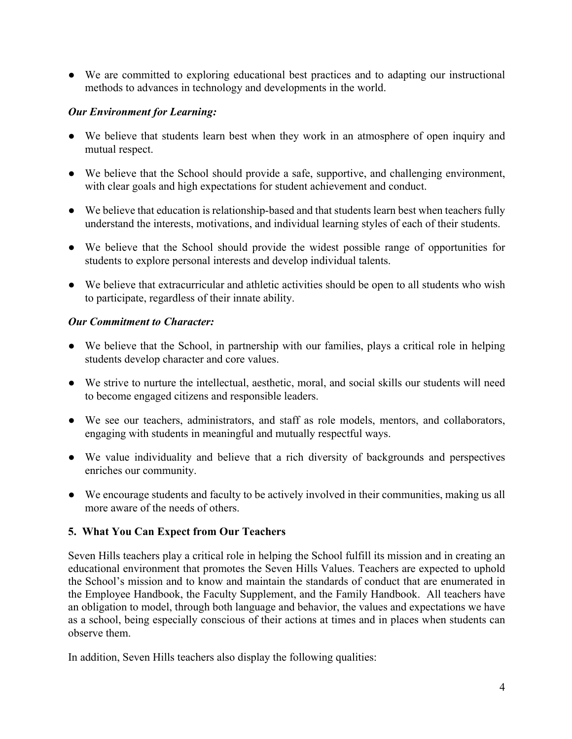- We are committed to exploring educational best practices and to adapting our instructional methods to advances in technology and developments in the world.

***Our Environment for Learning:***

- We believe that students learn best when they work in an atmosphere of open inquiry and mutual respect.
- We believe that the School should provide a safe, supportive, and challenging environment, with clear goals and high expectations for student achievement and conduct.
- We believe that education is relationship-based and that students learn best when teachers fully understand the interests, motivations, and individual learning styles of each of their students.
- We believe that the School should provide the widest possible range of opportunities for students to explore personal interests and develop individual talents.
- We believe that extracurricular and athletic activities should be open to all students who wish to participate, regardless of their innate ability.

***Our Commitment to Character:***

- We believe that the School, in partnership with our families, plays a critical role in helping students develop character and core values.
- We strive to nurture the intellectual, aesthetic, moral, and social skills our students will need to become engaged citizens and responsible leaders.
- We see our teachers, administrators, and staff as role models, mentors, and collaborators, engaging with students in meaningful and mutually respectful ways.
- We value individuality and believe that a rich diversity of backgrounds and perspectives enriches our community.
- We encourage students and faculty to be actively involved in their communities, making us all more aware of the needs of others.

## 5. What You Can Expect from Our Teachers

Seven Hills teachers play a critical role in helping the School fulfill its mission and in creating an educational environment that promotes the Seven Hills Values. Teachers are expected to uphold the School's mission and to know and maintain the standards of conduct that are enumerated in the Employee Handbook, the Faculty Supplement, and the Family Handbook. All teachers have an obligation to model, through both language and behavior, the values and expectations we have as a school, being especially conscious of their actions at times and in places when students can observe them.

In addition, Seven Hills teachers also display the following qualities: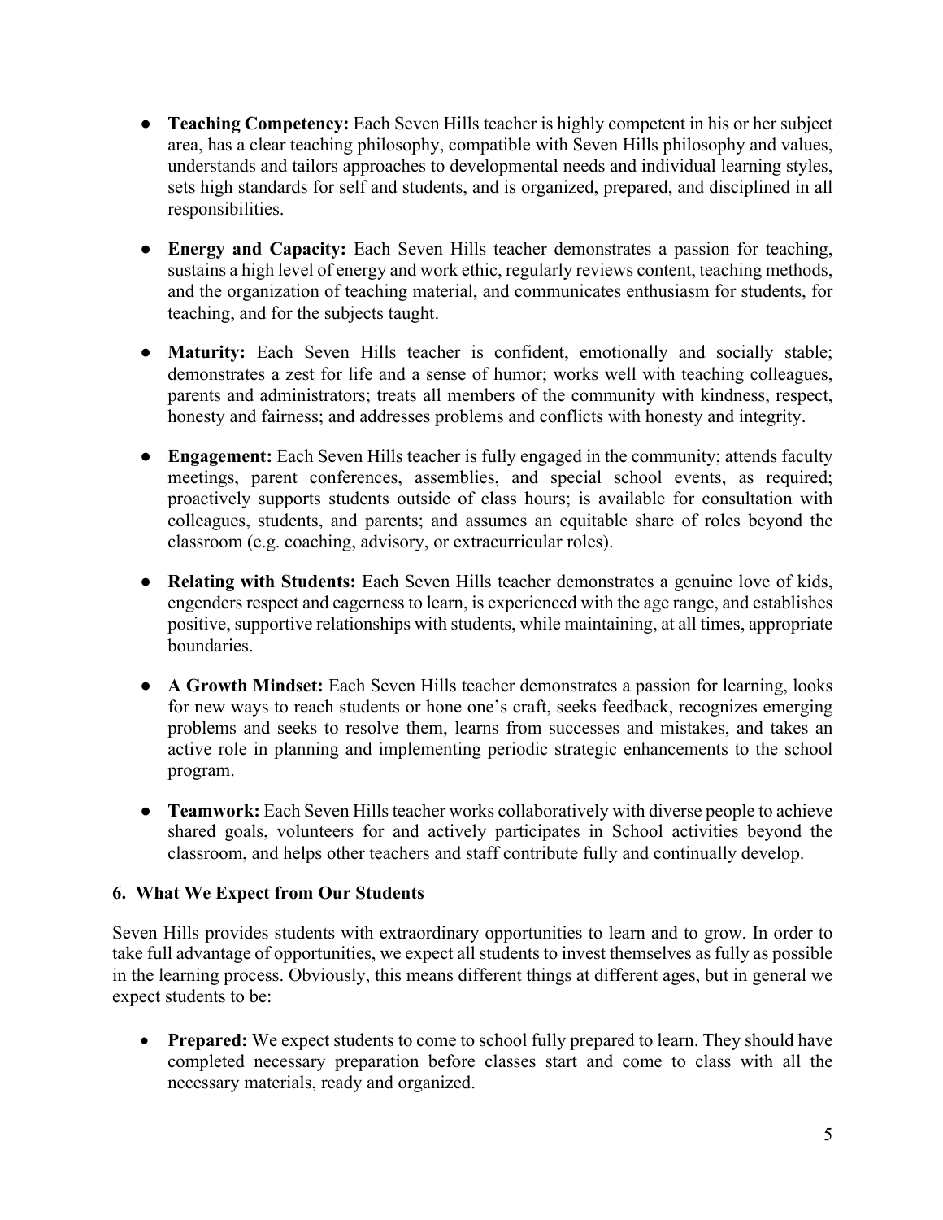- **Teaching Competency:** Each Seven Hills teacher is highly competent in his or her subject area, has a clear teaching philosophy, compatible with Seven Hills philosophy and values, understands and tailors approaches to developmental needs and individual learning styles, sets high standards for self and students, and is organized, prepared, and disciplined in all responsibilities.

- **Energy and Capacity:** Each Seven Hills teacher demonstrates a passion for teaching, sustains a high level of energy and work ethic, regularly reviews content, teaching methods, and the organization of teaching material, and communicates enthusiasm for students, for teaching, and for the subjects taught.

- **Maturity:** Each Seven Hills teacher is confident, emotionally and socially stable; demonstrates a zest for life and a sense of humor; works well with teaching colleagues, parents and administrators; treats all members of the community with kindness, respect, honesty and fairness; and addresses problems and conflicts with honesty and integrity.

- **Engagement:** Each Seven Hills teacher is fully engaged in the community; attends faculty meetings, parent conferences, assemblies, and special school events, as required; proactively supports students outside of class hours; is available for consultation with colleagues, students, and parents; and assumes an equitable share of roles beyond the classroom (e.g. coaching, advisory, or extracurricular roles).

- **Relating with Students:** Each Seven Hills teacher demonstrates a genuine love of kids, engenders respect and eagerness to learn, is experienced with the age range, and establishes positive, supportive relationships with students, while maintaining, at all times, appropriate boundaries.

- **A Growth Mindset:** Each Seven Hills teacher demonstrates a passion for learning, looks for new ways to reach students or hone one's craft, seeks feedback, recognizes emerging problems and seeks to resolve them, learns from successes and mistakes, and takes an active role in planning and implementing periodic strategic enhancements to the school program.

- **Teamwork:** Each Seven Hills teacher works collaboratively with diverse people to achieve shared goals, volunteers for and actively participates in School activities beyond the classroom, and helps other teachers and staff contribute fully and continually develop.

## 6. What We Expect from Our Students

Seven Hills provides students with extraordinary opportunities to learn and to grow. In order to take full advantage of opportunities, we expect all students to invest themselves as fully as possible in the learning process. Obviously, this means different things at different ages, but in general we expect students to be:

- **Prepared:** We expect students to come to school fully prepared to learn. They should have completed necessary preparation before classes start and come to class with all the necessary materials, ready and organized.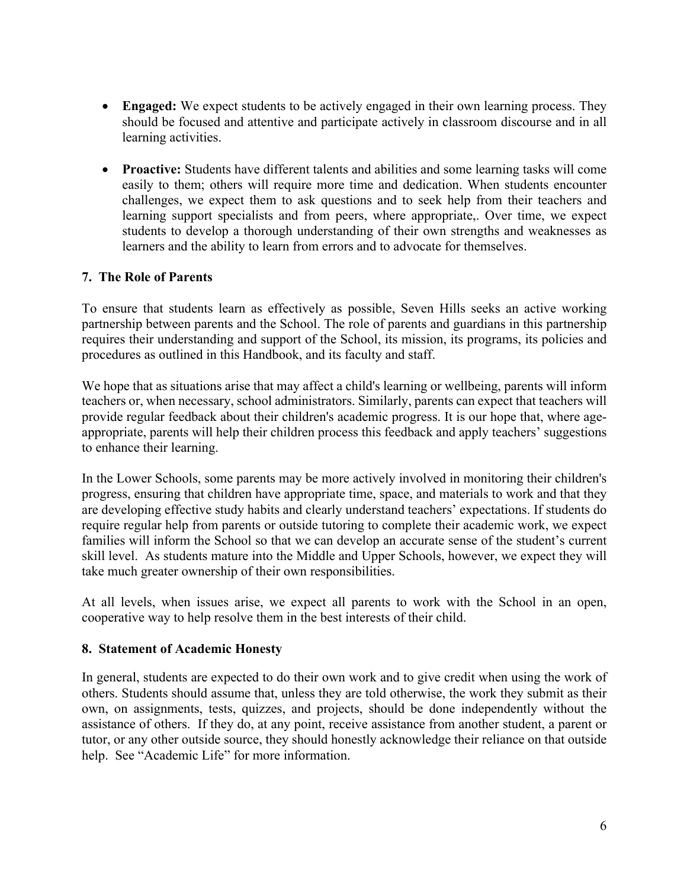- **Engaged:** We expect students to be actively engaged in their own learning process. They should be focused and attentive and participate actively in classroom discourse and in all learning activities.

- **Proactive:** Students have different talents and abilities and some learning tasks will come easily to them; others will require more time and dedication. When students encounter challenges, we expect them to ask questions and to seek help from their teachers and learning support specialists and from peers, where appropriate,. Over time, we expect students to develop a thorough understanding of their own strengths and weaknesses as learners and the ability to learn from errors and to advocate for themselves.

### 7. The Role of Parents

To ensure that students learn as effectively as possible, Seven Hills seeks an active working partnership between parents and the School. The role of parents and guardians in this partnership requires their understanding and support of the School, its mission, its programs, its policies and procedures as outlined in this Handbook, and its faculty and staff.

We hope that as situations arise that may affect a child's learning or wellbeing, parents will inform teachers or, when necessary, school administrators. Similarly, parents can expect that teachers will provide regular feedback about their children's academic progress. It is our hope that, where age-appropriate, parents will help their children process this feedback and apply teachers' suggestions to enhance their learning.

In the Lower Schools, some parents may be more actively involved in monitoring their children's progress, ensuring that children have appropriate time, space, and materials to work and that they are developing effective study habits and clearly understand teachers' expectations. If students do require regular help from parents or outside tutoring to complete their academic work, we expect families will inform the School so that we can develop an accurate sense of the student's current skill level. As students mature into the Middle and Upper Schools, however, we expect they will take much greater ownership of their own responsibilities.

At all levels, when issues arise, we expect all parents to work with the School in an open, cooperative way to help resolve them in the best interests of their child.

### 8. Statement of Academic Honesty

In general, students are expected to do their own work and to give credit when using the work of others. Students should assume that, unless they are told otherwise, the work they submit as their own, on assignments, tests, quizzes, and projects, should be done independently without the assistance of others. If they do, at any point, receive assistance from another student, a parent or tutor, or any other outside source, they should honestly acknowledge their reliance on that outside help. See "Academic Life" for more information.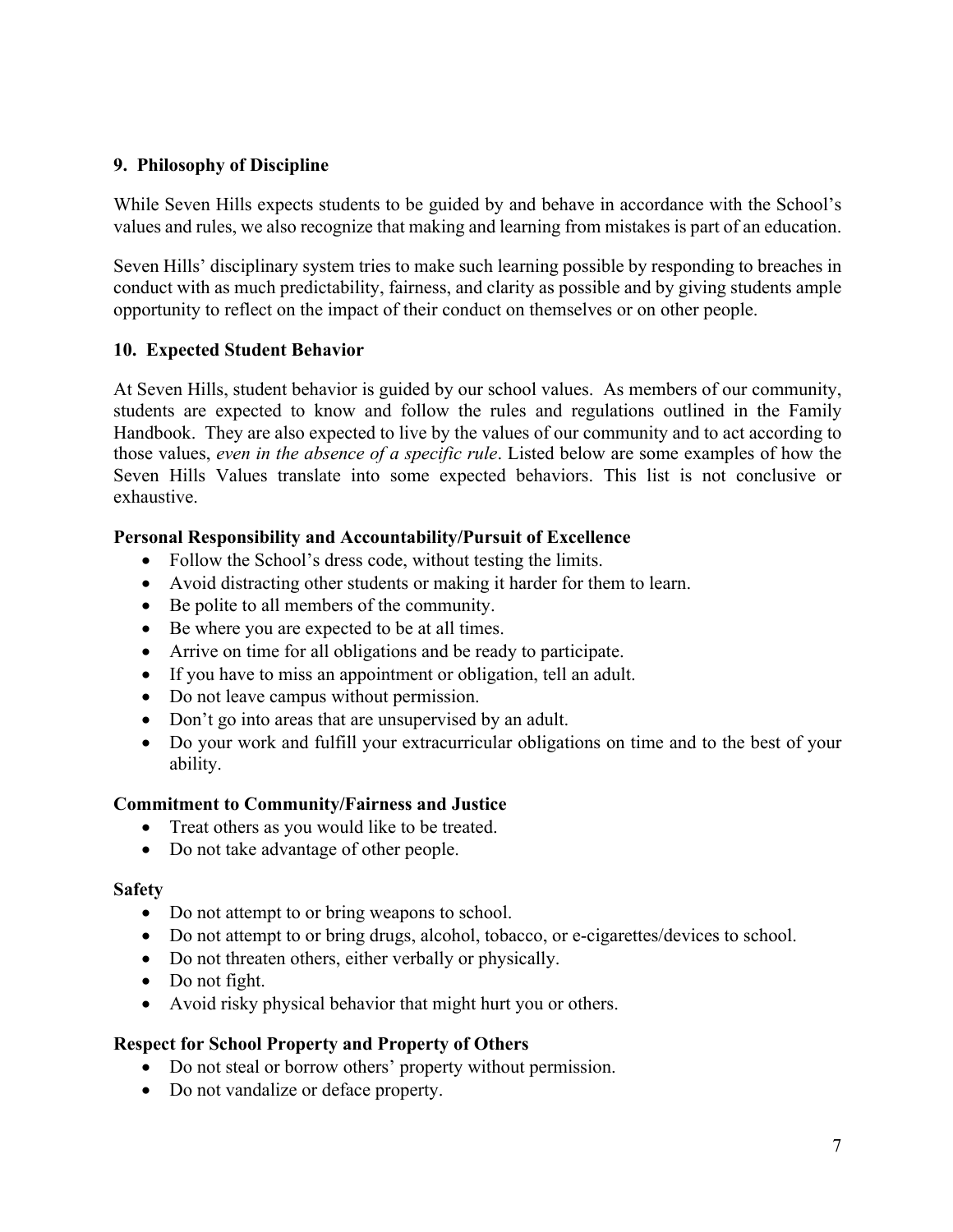## 9. Philosophy of Discipline

While Seven Hills expects students to be guided by and behave in accordance with the School's values and rules, we also recognize that making and learning from mistakes is part of an education.

Seven Hills' disciplinary system tries to make such learning possible by responding to breaches in conduct with as much predictability, fairness, and clarity as possible and by giving students ample opportunity to reflect on the impact of their conduct on themselves or on other people.

## 10. Expected Student Behavior

At Seven Hills, student behavior is guided by our school values. As members of our community, students are expected to know and follow the rules and regulations outlined in the Family Handbook. They are also expected to live by the values of our community and to act according to those values, *even in the absence of a specific rule*. Listed below are some examples of how the Seven Hills Values translate into some expected behaviors. This list is not conclusive or exhaustive.

**Personal Responsibility and Accountability/Pursuit of Excellence**

- Follow the School's dress code, without testing the limits.
- Avoid distracting other students or making it harder for them to learn.
- Be polite to all members of the community.
- Be where you are expected to be at all times.
- Arrive on time for all obligations and be ready to participate.
- If you have to miss an appointment or obligation, tell an adult.
- Do not leave campus without permission.
- Don't go into areas that are unsupervised by an adult.
- Do your work and fulfill your extracurricular obligations on time and to the best of your ability.

**Commitment to Community/Fairness and Justice**

- Treat others as you would like to be treated.
- Do not take advantage of other people.

**Safety**

- Do not attempt to or bring weapons to school.
- Do not attempt to or bring drugs, alcohol, tobacco, or e-cigarettes/devices to school.
- Do not threaten others, either verbally or physically.
- Do not fight.
- Avoid risky physical behavior that might hurt you or others.

**Respect for School Property and Property of Others**

- Do not steal or borrow others' property without permission.
- Do not vandalize or deface property.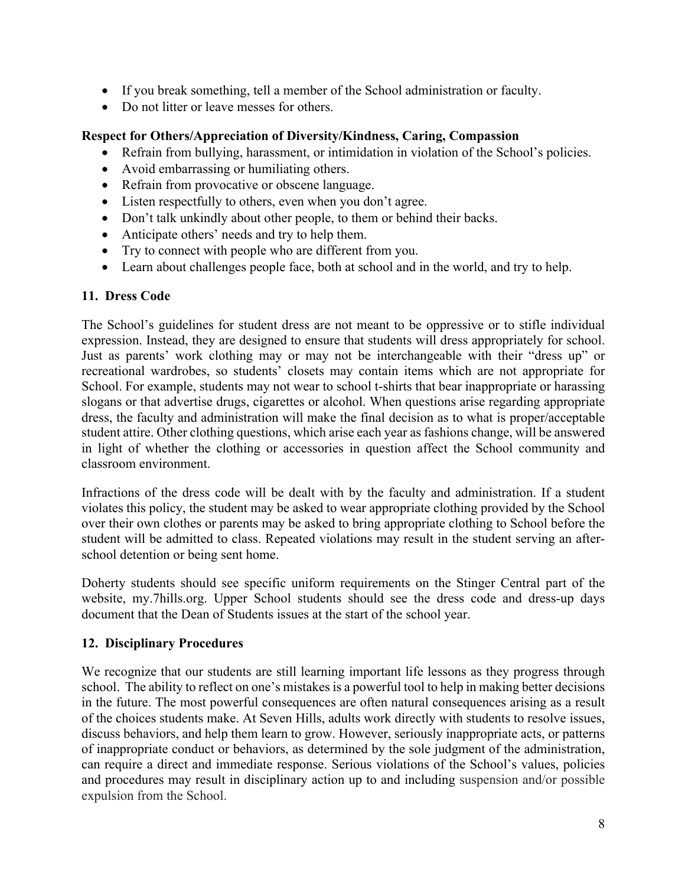- If you break something, tell a member of the School administration or faculty.
- Do not litter or leave messes for others.

**Respect for Others/Appreciation of Diversity/Kindness, Caring, Compassion**

- Refrain from bullying, harassment, or intimidation in violation of the School's policies.
- Avoid embarrassing or humiliating others.
- Refrain from provocative or obscene language.
- Listen respectfully to others, even when you don't agree.
- Don't talk unkindly about other people, to them or behind their backs.
- Anticipate others' needs and try to help them.
- Try to connect with people who are different from you.
- Learn about challenges people face, both at school and in the world, and try to help.

### 11. Dress Code

The School's guidelines for student dress are not meant to be oppressive or to stifle individual expression. Instead, they are designed to ensure that students will dress appropriately for school. Just as parents' work clothing may or may not be interchangeable with their "dress up" or recreational wardrobes, so students' closets may contain items which are not appropriate for School. For example, students may not wear to school t-shirts that bear inappropriate or harassing slogans or that advertise drugs, cigarettes or alcohol. When questions arise regarding appropriate dress, the faculty and administration will make the final decision as to what is proper/acceptable student attire. Other clothing questions, which arise each year as fashions change, will be answered in light of whether the clothing or accessories in question affect the School community and classroom environment.

Infractions of the dress code will be dealt with by the faculty and administration. If a student violates this policy, the student may be asked to wear appropriate clothing provided by the School over their own clothes or parents may be asked to bring appropriate clothing to School before the student will be admitted to class. Repeated violations may result in the student serving an after-school detention or being sent home.

Doherty students should see specific uniform requirements on the Stinger Central part of the website, my.7hills.org. Upper School students should see the dress code and dress-up days document that the Dean of Students issues at the start of the school year.

### 12. Disciplinary Procedures

We recognize that our students are still learning important life lessons as they progress through school. The ability to reflect on one's mistakes is a powerful tool to help in making better decisions in the future. The most powerful consequences are often natural consequences arising as a result of the choices students make. At Seven Hills, adults work directly with students to resolve issues, discuss behaviors, and help them learn to grow. However, seriously inappropriate acts, or patterns of inappropriate conduct or behaviors, as determined by the sole judgment of the administration, can require a direct and immediate response. Serious violations of the School's values, policies and procedures may result in disciplinary action up to and including suspension and/or possible expulsion from the School.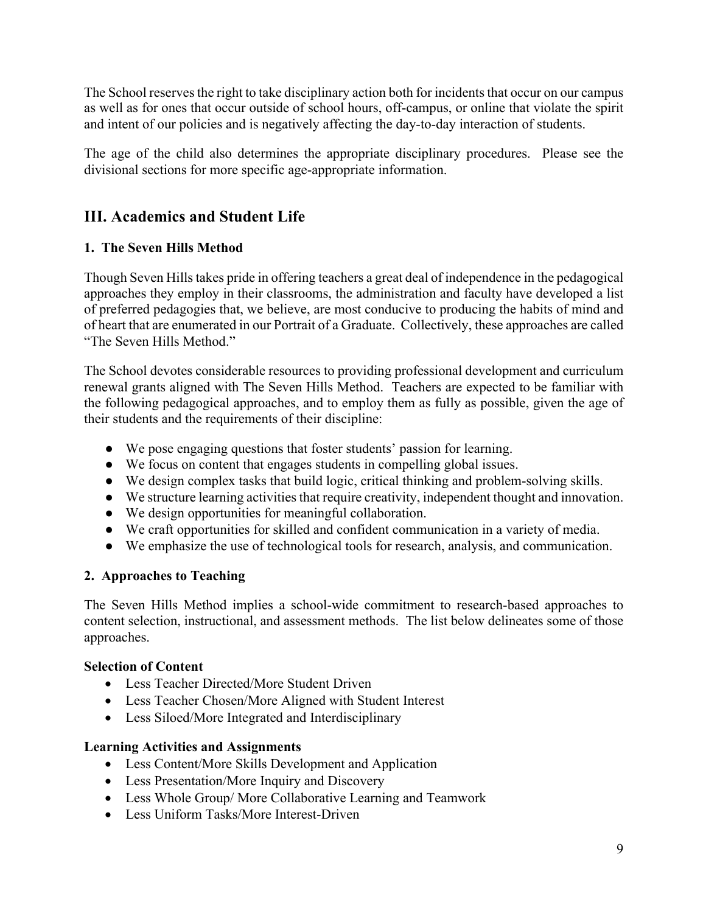The School reserves the right to take disciplinary action both for incidents that occur on our campus as well as for ones that occur outside of school hours, off-campus, or online that violate the spirit and intent of our policies and is negatively affecting the day-to-day interaction of students.

The age of the child also determines the appropriate disciplinary procedures. Please see the divisional sections for more specific age-appropriate information.

## III. Academics and Student Life

### 1. The Seven Hills Method

Though Seven Hills takes pride in offering teachers a great deal of independence in the pedagogical approaches they employ in their classrooms, the administration and faculty have developed a list of preferred pedagogies that, we believe, are most conducive to producing the habits of mind and of heart that are enumerated in our Portrait of a Graduate. Collectively, these approaches are called "The Seven Hills Method."

The School devotes considerable resources to providing professional development and curriculum renewal grants aligned with The Seven Hills Method. Teachers are expected to be familiar with the following pedagogical approaches, and to employ them as fully as possible, given the age of their students and the requirements of their discipline:

- We pose engaging questions that foster students' passion for learning.
- We focus on content that engages students in compelling global issues.
- We design complex tasks that build logic, critical thinking and problem-solving skills.
- We structure learning activities that require creativity, independent thought and innovation.
- We design opportunities for meaningful collaboration.
- We craft opportunities for skilled and confident communication in a variety of media.
- We emphasize the use of technological tools for research, analysis, and communication.

### 2. Approaches to Teaching

The Seven Hills Method implies a school-wide commitment to research-based approaches to content selection, instructional, and assessment methods. The list below delineates some of those approaches.

**Selection of Content**

- Less Teacher Directed/More Student Driven
- Less Teacher Chosen/More Aligned with Student Interest
- Less Siloed/More Integrated and Interdisciplinary

**Learning Activities and Assignments**

- Less Content/More Skills Development and Application
- Less Presentation/More Inquiry and Discovery
- Less Whole Group/ More Collaborative Learning and Teamwork
- Less Uniform Tasks/More Interest-Driven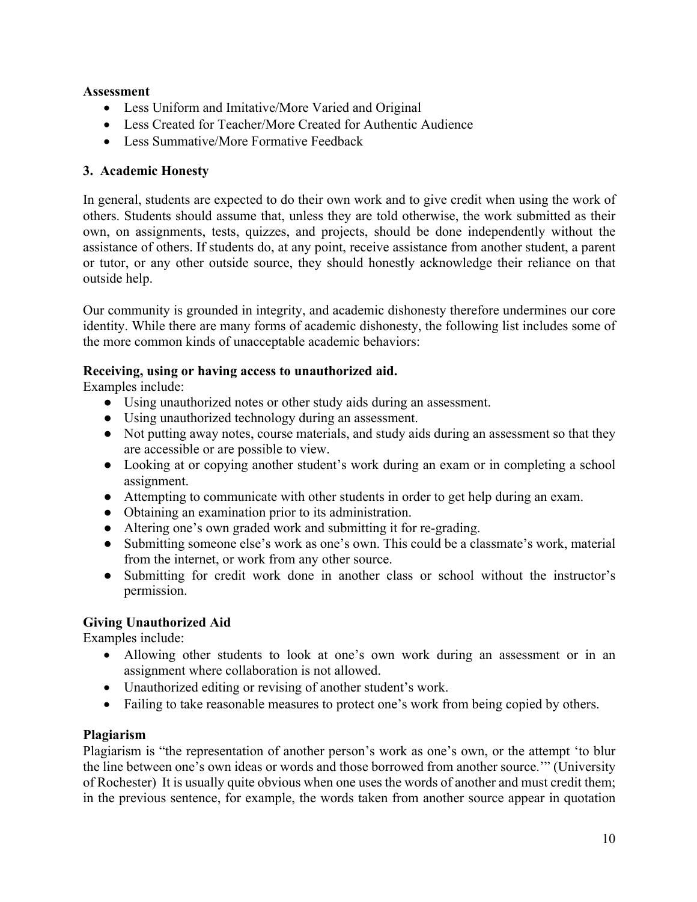**Assessment**

- Less Uniform and Imitative/More Varied and Original
- Less Created for Teacher/More Created for Authentic Audience
- Less Summative/More Formative Feedback

### 3. Academic Honesty

In general, students are expected to do their own work and to give credit when using the work of others. Students should assume that, unless they are told otherwise, the work submitted as their own, on assignments, tests, quizzes, and projects, should be done independently without the assistance of others. If students do, at any point, receive assistance from another student, a parent or tutor, or any other outside source, they should honestly acknowledge their reliance on that outside help.

Our community is grounded in integrity, and academic dishonesty therefore undermines our core identity. While there are many forms of academic dishonesty, the following list includes some of the more common kinds of unacceptable academic behaviors:

**Receiving, using or having access to unauthorized aid.**
Examples include:

- Using unauthorized notes or other study aids during an assessment.
- Using unauthorized technology during an assessment.
- Not putting away notes, course materials, and study aids during an assessment so that they are accessible or are possible to view.
- Looking at or copying another student's work during an exam or in completing a school assignment.
- Attempting to communicate with other students in order to get help during an exam.
- Obtaining an examination prior to its administration.
- Altering one's own graded work and submitting it for re-grading.
- Submitting someone else's work as one's own. This could be a classmate's work, material from the internet, or work from any other source.
- Submitting for credit work done in another class or school without the instructor's permission.

**Giving Unauthorized Aid**
Examples include:

- Allowing other students to look at one's own work during an assessment or in an assignment where collaboration is not allowed.
- Unauthorized editing or revising of another student's work.
- Failing to take reasonable measures to protect one's work from being copied by others.

**Plagiarism**
Plagiarism is "the representation of another person's work as one's own, or the attempt 'to blur the line between one's own ideas or words and those borrowed from another source.'" (University of Rochester) It is usually quite obvious when one uses the words of another and must credit them; in the previous sentence, for example, the words taken from another source appear in quotation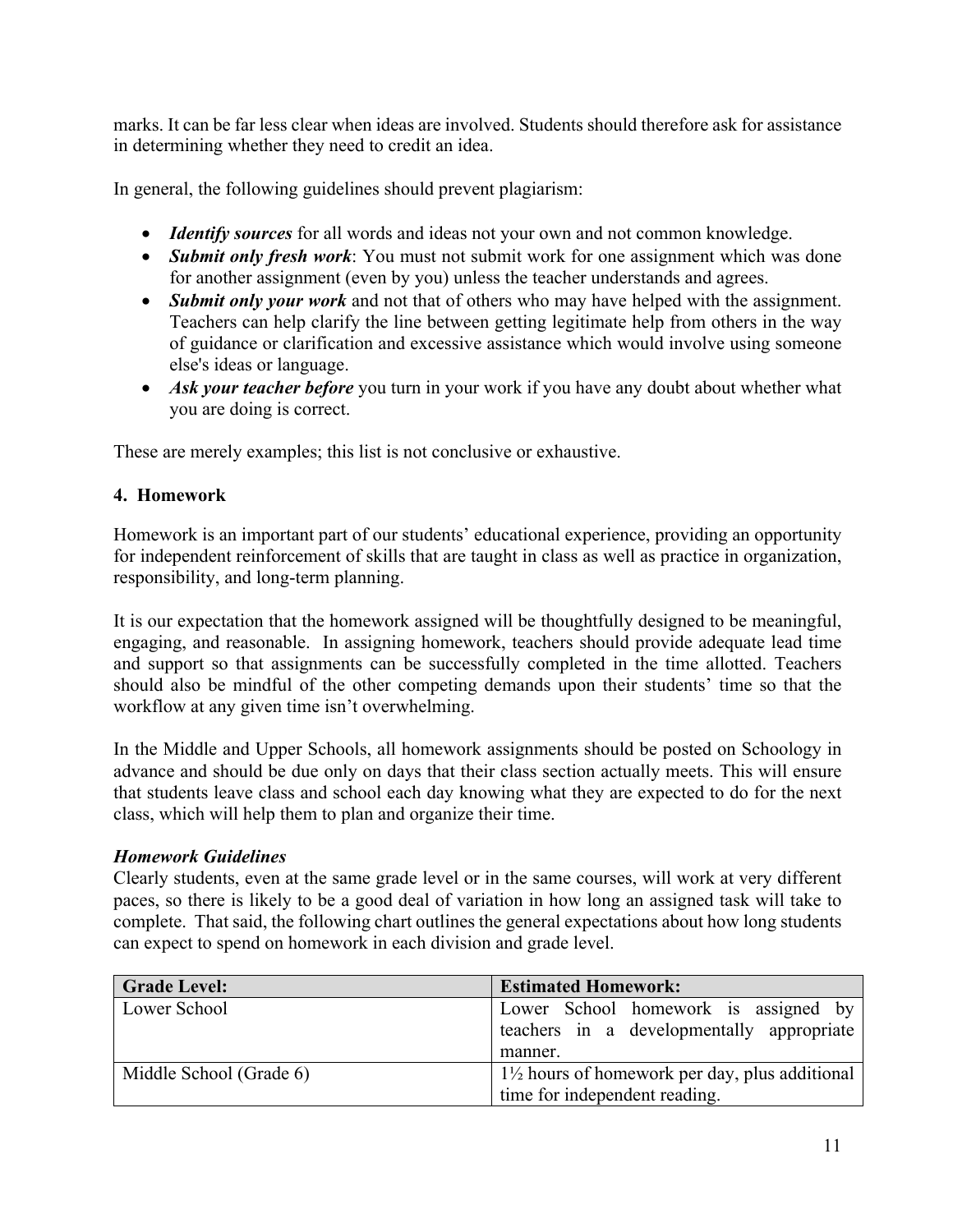marks. It can be far less clear when ideas are involved. Students should therefore ask for assistance in determining whether they need to credit an idea.

In general, the following guidelines should prevent plagiarism:

- ***Identify sources*** for all words and ideas not your own and not common knowledge.
- ***Submit only fresh work***: You must not submit work for one assignment which was done for another assignment (even by you) unless the teacher understands and agrees.
- ***Submit only your work*** and not that of others who may have helped with the assignment. Teachers can help clarify the line between getting legitimate help from others in the way of guidance or clarification and excessive assistance which would involve using someone else's ideas or language.
- ***Ask your teacher before*** you turn in your work if you have any doubt about whether what you are doing is correct.

These are merely examples; this list is not conclusive or exhaustive.

### 4. Homework

Homework is an important part of our students' educational experience, providing an opportunity for independent reinforcement of skills that are taught in class as well as practice in organization, responsibility, and long-term planning.

It is our expectation that the homework assigned will be thoughtfully designed to be meaningful, engaging, and reasonable. In assigning homework, teachers should provide adequate lead time and support so that assignments can be successfully completed in the time allotted. Teachers should also be mindful of the other competing demands upon their students' time so that the workflow at any given time isn't overwhelming.

In the Middle and Upper Schools, all homework assignments should be posted on Schoology in advance and should be due only on days that their class section actually meets. This will ensure that students leave class and school each day knowing what they are expected to do for the next class, which will help them to plan and organize their time.

***Homework Guidelines***

Clearly students, even at the same grade level or in the same courses, will work at very different paces, so there is likely to be a good deal of variation in how long an assigned task will take to complete. That said, the following chart outlines the general expectations about how long students can expect to spend on homework in each division and grade level.

| **Grade Level:** | **Estimated Homework:** |
| --- | --- |
| Lower School | Lower School homework is assigned by teachers in a developmentally appropriate manner. |
| Middle School (Grade 6) | 1½ hours of homework per day, plus additional time for independent reading. |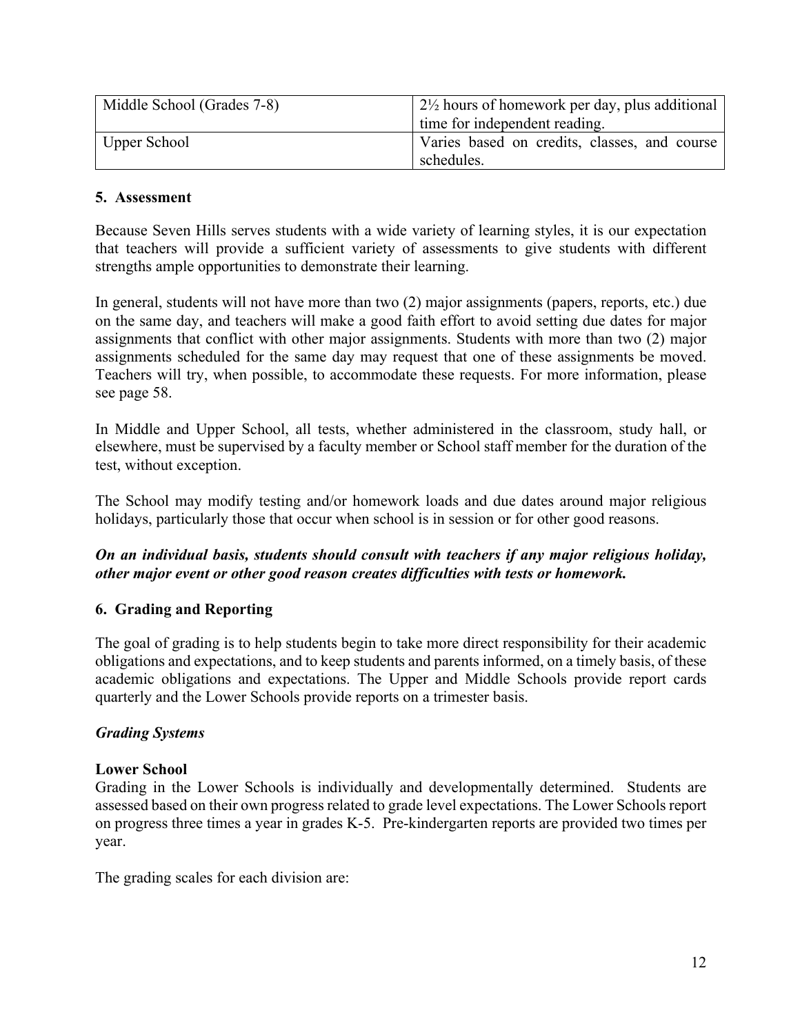| Middle School (Grades 7-8) | 2½ hours of homework per day, plus additional time for independent reading. |
|---|---|
| Upper School | Varies based on credits, classes, and course schedules. |

### 5. Assessment

Because Seven Hills serves students with a wide variety of learning styles, it is our expectation that teachers will provide a sufficient variety of assessments to give students with different strengths ample opportunities to demonstrate their learning.

In general, students will not have more than two (2) major assignments (papers, reports, etc.) due on the same day, and teachers will make a good faith effort to avoid setting due dates for major assignments that conflict with other major assignments. Students with more than two (2) major assignments scheduled for the same day may request that one of these assignments be moved. Teachers will try, when possible, to accommodate these requests. For more information, please see page 58.

In Middle and Upper School, all tests, whether administered in the classroom, study hall, or elsewhere, must be supervised by a faculty member or School staff member for the duration of the test, without exception.

The School may modify testing and/or homework loads and due dates around major religious holidays, particularly those that occur when school is in session or for other good reasons.

***On an individual basis, students should consult with teachers if any major religious holiday, other major event or other good reason creates difficulties with tests or homework.***

### 6. Grading and Reporting

The goal of grading is to help students begin to take more direct responsibility for their academic obligations and expectations, and to keep students and parents informed, on a timely basis, of these academic obligations and expectations. The Upper and Middle Schools provide report cards quarterly and the Lower Schools provide reports on a trimester basis.

***Grading Systems***

**Lower School**

Grading in the Lower Schools is individually and developmentally determined. Students are assessed based on their own progress related to grade level expectations. The Lower Schools report on progress three times a year in grades K-5. Pre-kindergarten reports are provided two times per year.

The grading scales for each division are: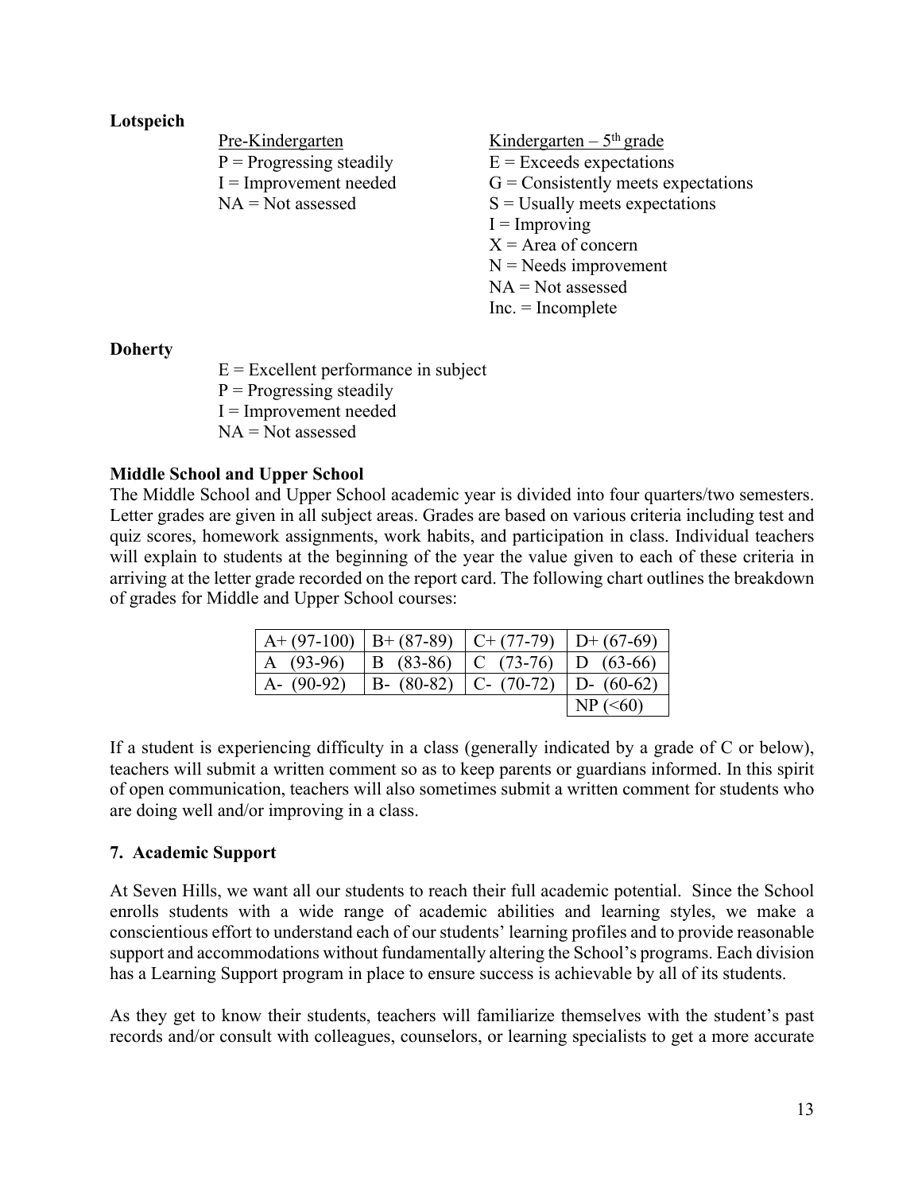**Lotspeich**

<u>Pre-Kindergarten</u>
P = Progressing steadily
I = Improvement needed
NA = Not assessed

<u>Kindergarten – 5th grade</u>
E = Exceeds expectations
G = Consistently meets expectations
S = Usually meets expectations
I = Improving
X = Area of concern
N = Needs improvement
NA = Not assessed
Inc. = Incomplete

**Doherty**

E = Excellent performance in subject
P = Progressing steadily
I = Improvement needed
NA = Not assessed

**Middle School and Upper School**

The Middle School and Upper School academic year is divided into four quarters/two semesters. Letter grades are given in all subject areas. Grades are based on various criteria including test and quiz scores, homework assignments, work habits, and participation in class. Individual teachers will explain to students at the beginning of the year the value given to each of these criteria in arriving at the letter grade recorded on the report card. The following chart outlines the breakdown of grades for Middle and Upper School courses:

| | | | |
|---|---|---|---|
| A+ (97-100) | B+ (87-89) | C+ (77-79) | D+ (67-69) |
| A (93-96) | B (83-86) | C (73-76) | D (63-66) |
| A- (90-92) | B- (80-82) | C- (70-72) | D- (60-62) |
| | | | NP (<60) |

If a student is experiencing difficulty in a class (generally indicated by a grade of C or below), teachers will submit a written comment so as to keep parents or guardians informed. In this spirit of open communication, teachers will also sometimes submit a written comment for students who are doing well and/or improving in a class.

**7. Academic Support**

At Seven Hills, we want all our students to reach their full academic potential. Since the School enrolls students with a wide range of academic abilities and learning styles, we make a conscientious effort to understand each of our students' learning profiles and to provide reasonable support and accommodations without fundamentally altering the School's programs. Each division has a Learning Support program in place to ensure success is achievable by all of its students.

As they get to know their students, teachers will familiarize themselves with the student's past records and/or consult with colleagues, counselors, or learning specialists to get a more accurate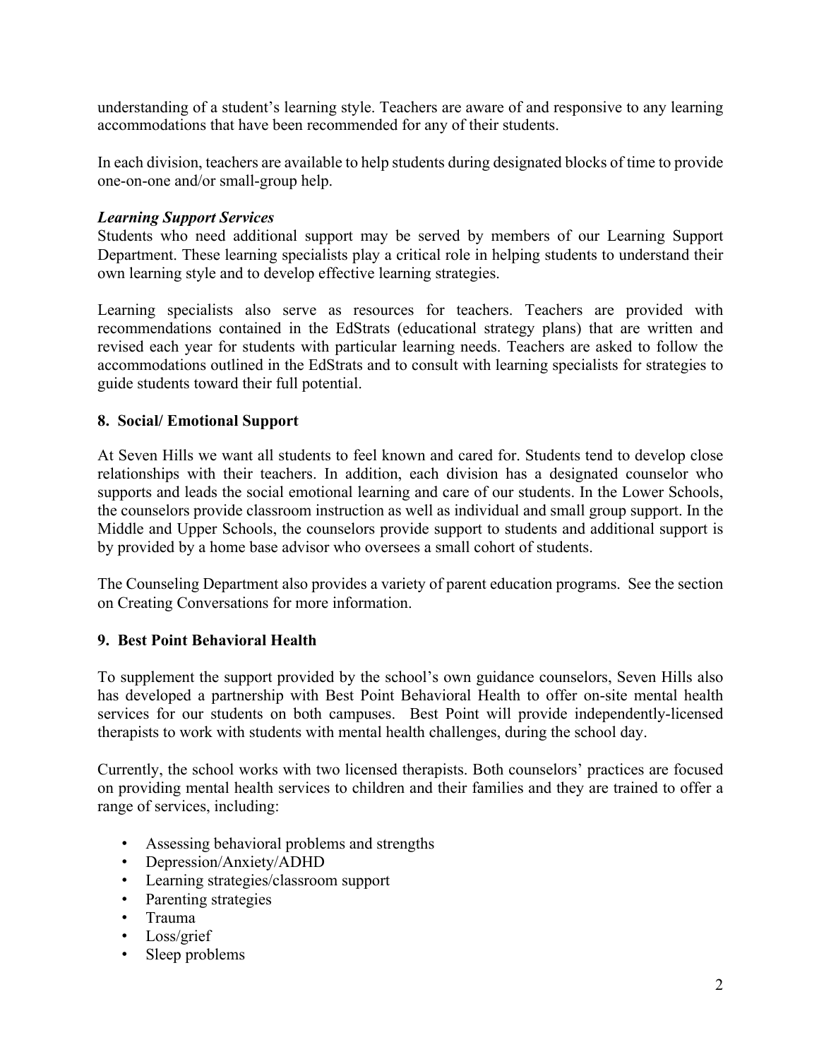understanding of a student's learning style. Teachers are aware of and responsive to any learning accommodations that have been recommended for any of their students.

In each division, teachers are available to help students during designated blocks of time to provide one-on-one and/or small-group help.

***Learning Support Services***

Students who need additional support may be served by members of our Learning Support Department. These learning specialists play a critical role in helping students to understand their own learning style and to develop effective learning strategies.

Learning specialists also serve as resources for teachers. Teachers are provided with recommendations contained in the EdStrats (educational strategy plans) that are written and revised each year for students with particular learning needs. Teachers are asked to follow the accommodations outlined in the EdStrats and to consult with learning specialists for strategies to guide students toward their full potential.

### 8. Social/ Emotional Support

At Seven Hills we want all students to feel known and cared for. Students tend to develop close relationships with their teachers. In addition, each division has a designated counselor who supports and leads the social emotional learning and care of our students. In the Lower Schools, the counselors provide classroom instruction as well as individual and small group support. In the Middle and Upper Schools, the counselors provide support to students and additional support is by provided by a home base advisor who oversees a small cohort of students.

The Counseling Department also provides a variety of parent education programs. See the section on Creating Conversations for more information.

### 9. Best Point Behavioral Health

To supplement the support provided by the school's own guidance counselors, Seven Hills also has developed a partnership with Best Point Behavioral Health to offer on-site mental health services for our students on both campuses. Best Point will provide independently-licensed therapists to work with students with mental health challenges, during the school day.

Currently, the school works with two licensed therapists. Both counselors' practices are focused on providing mental health services to children and their families and they are trained to offer a range of services, including:

- Assessing behavioral problems and strengths
- Depression/Anxiety/ADHD
- Learning strategies/classroom support
- Parenting strategies
- Trauma
- Loss/grief
- Sleep problems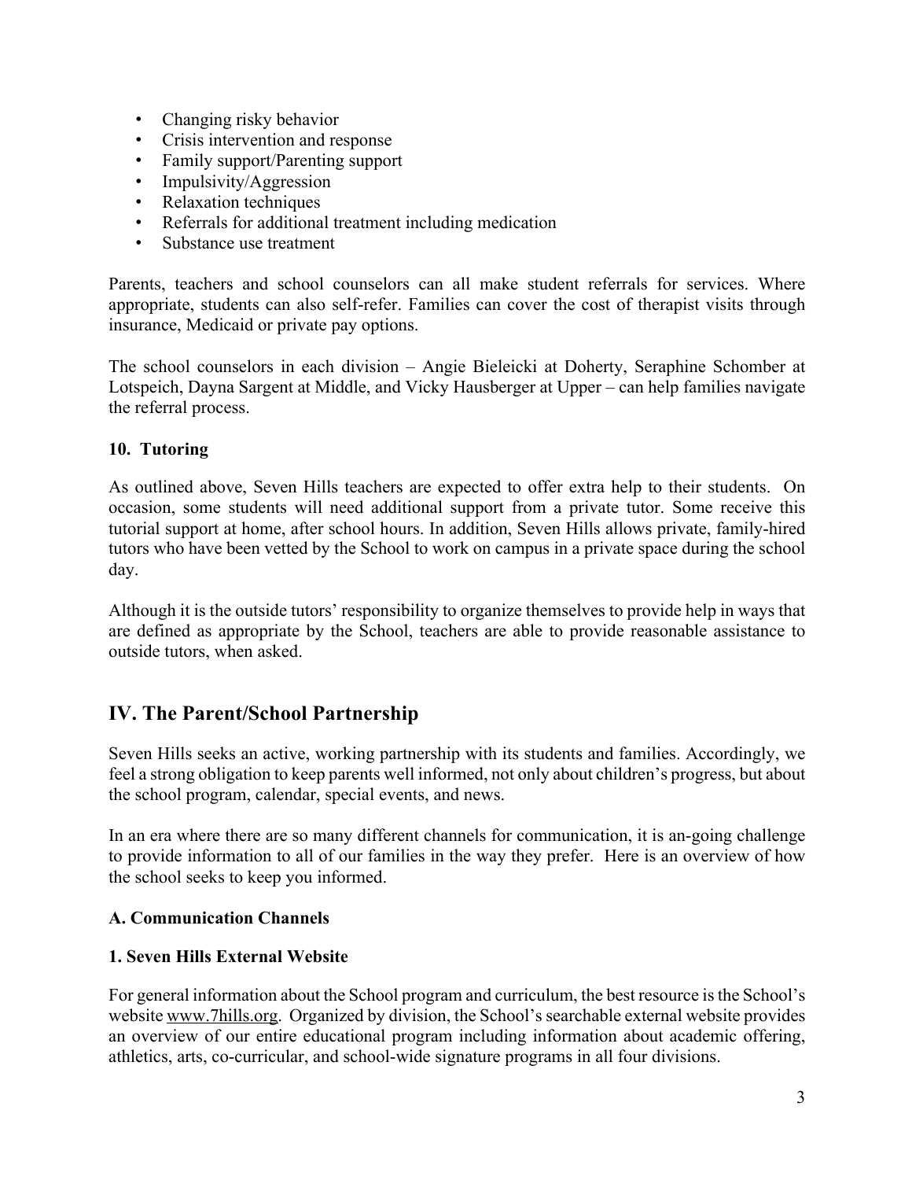- Changing risky behavior
- Crisis intervention and response
- Family support/Parenting support
- Impulsivity/Aggression
- Relaxation techniques
- Referrals for additional treatment including medication
- Substance use treatment

Parents, teachers and school counselors can all make student referrals for services. Where appropriate, students can also self-refer. Families can cover the cost of therapist visits through insurance, Medicaid or private pay options.

The school counselors in each division – Angie Bieleicki at Doherty, Seraphine Schomber at Lotspeich, Dayna Sargent at Middle, and Vicky Hausberger at Upper – can help families navigate the referral process.

### 10. Tutoring

As outlined above, Seven Hills teachers are expected to offer extra help to their students. On occasion, some students will need additional support from a private tutor. Some receive this tutorial support at home, after school hours. In addition, Seven Hills allows private, family-hired tutors who have been vetted by the School to work on campus in a private space during the school day.

Although it is the outside tutors' responsibility to organize themselves to provide help in ways that are defined as appropriate by the School, teachers are able to provide reasonable assistance to outside tutors, when asked.

## IV. The Parent/School Partnership

Seven Hills seeks an active, working partnership with its students and families. Accordingly, we feel a strong obligation to keep parents well informed, not only about children's progress, but about the school program, calendar, special events, and news.

In an era where there are so many different channels for communication, it is an-going challenge to provide information to all of our families in the way they prefer. Here is an overview of how the school seeks to keep you informed.

### A. Communication Channels

### 1. Seven Hills External Website

For general information about the School program and curriculum, the best resource is the School's website www.7hills.org. Organized by division, the School's searchable external website provides an overview of our entire educational program including information about academic offering, athletics, arts, co-curricular, and school-wide signature programs in all four divisions.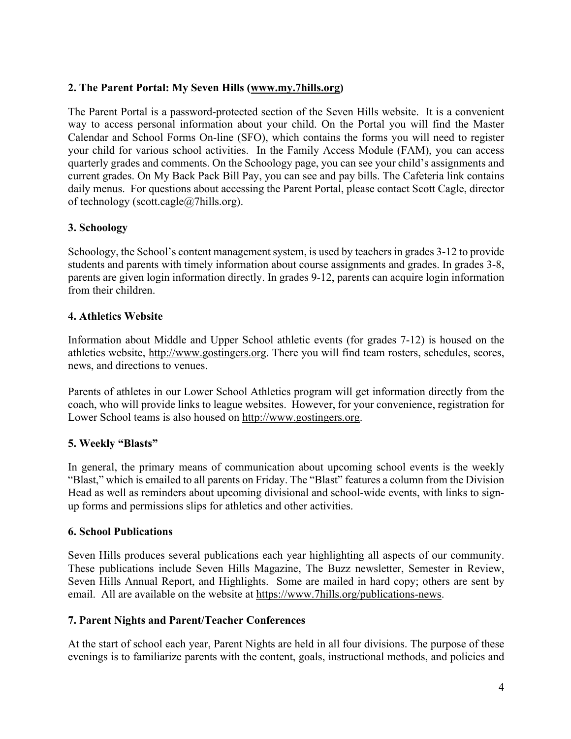### 2. The Parent Portal: My Seven Hills (www.my.7hills.org)

The Parent Portal is a password-protected section of the Seven Hills website. It is a convenient way to access personal information about your child. On the Portal you will find the Master Calendar and School Forms On-line (SFO), which contains the forms you will need to register your child for various school activities. In the Family Access Module (FAM), you can access quarterly grades and comments. On the Schoology page, you can see your child's assignments and current grades. On My Back Pack Bill Pay, you can see and pay bills. The Cafeteria link contains daily menus. For questions about accessing the Parent Portal, please contact Scott Cagle, director of technology (scott.cagle@7hills.org).

### 3. Schoology

Schoology, the School's content management system, is used by teachers in grades 3-12 to provide students and parents with timely information about course assignments and grades. In grades 3-8, parents are given login information directly. In grades 9-12, parents can acquire login information from their children.

### 4. Athletics Website

Information about Middle and Upper School athletic events (for grades 7-12) is housed on the athletics website, http://www.gostingers.org. There you will find team rosters, schedules, scores, news, and directions to venues.

Parents of athletes in our Lower School Athletics program will get information directly from the coach, who will provide links to league websites. However, for your convenience, registration for Lower School teams is also housed on http://www.gostingers.org.

### 5. Weekly "Blasts"

In general, the primary means of communication about upcoming school events is the weekly "Blast," which is emailed to all parents on Friday. The "Blast" features a column from the Division Head as well as reminders about upcoming divisional and school-wide events, with links to sign-up forms and permissions slips for athletics and other activities.

### 6. School Publications

Seven Hills produces several publications each year highlighting all aspects of our community. These publications include Seven Hills Magazine, The Buzz newsletter, Semester in Review, Seven Hills Annual Report, and Highlights. Some are mailed in hard copy; others are sent by email. All are available on the website at https://www.7hills.org/publications-news.

### 7. Parent Nights and Parent/Teacher Conferences

At the start of school each year, Parent Nights are held in all four divisions. The purpose of these evenings is to familiarize parents with the content, goals, instructional methods, and policies and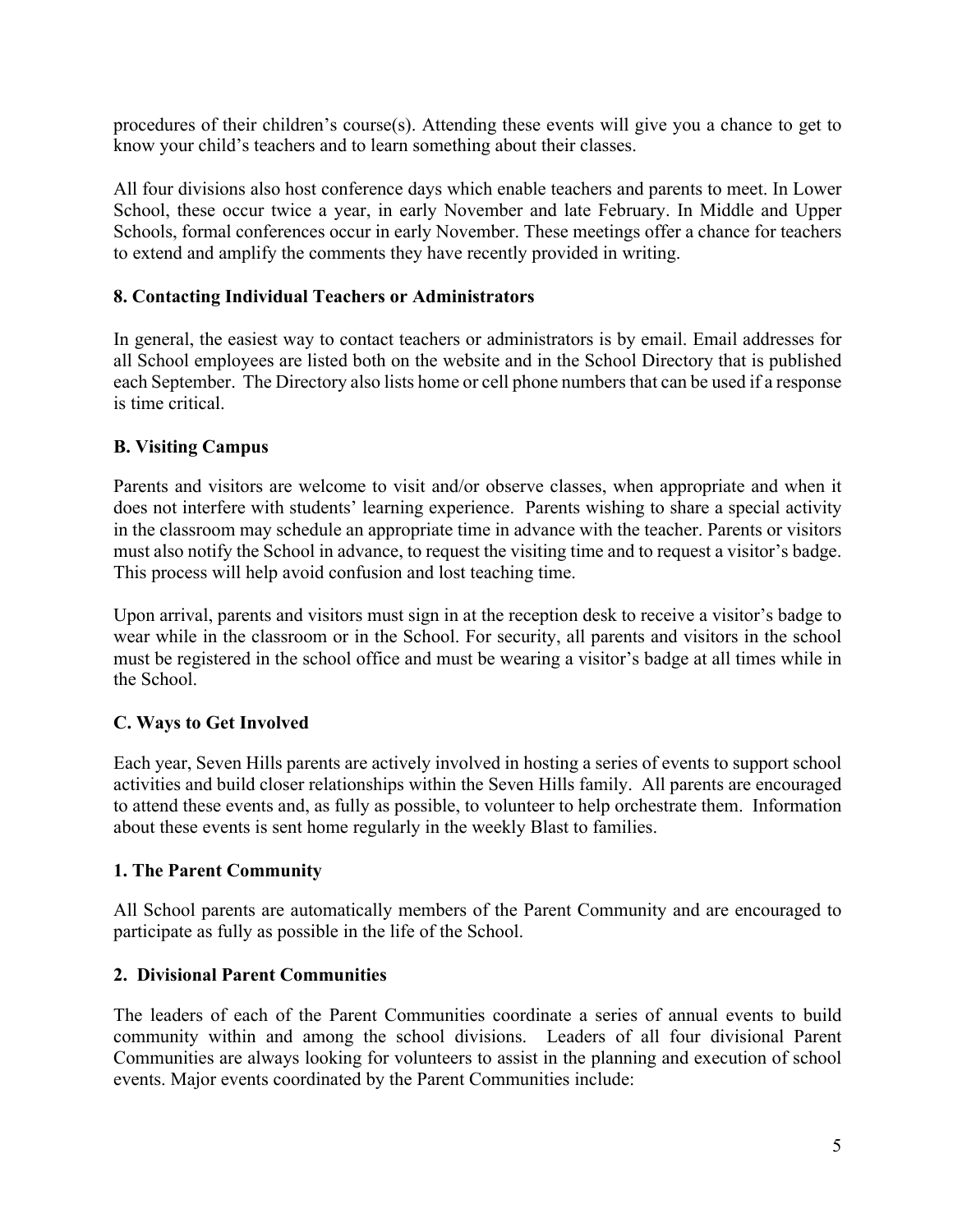procedures of their children's course(s). Attending these events will give you a chance to get to know your child's teachers and to learn something about their classes.

All four divisions also host conference days which enable teachers and parents to meet. In Lower School, these occur twice a year, in early November and late February. In Middle and Upper Schools, formal conferences occur in early November. These meetings offer a chance for teachers to extend and amplify the comments they have recently provided in writing.

### 8. Contacting Individual Teachers or Administrators

In general, the easiest way to contact teachers or administrators is by email. Email addresses for all School employees are listed both on the website and in the School Directory that is published each September. The Directory also lists home or cell phone numbers that can be used if a response is time critical.

## B. Visiting Campus

Parents and visitors are welcome to visit and/or observe classes, when appropriate and when it does not interfere with students' learning experience. Parents wishing to share a special activity in the classroom may schedule an appropriate time in advance with the teacher. Parents or visitors must also notify the School in advance, to request the visiting time and to request a visitor's badge. This process will help avoid confusion and lost teaching time.

Upon arrival, parents and visitors must sign in at the reception desk to receive a visitor's badge to wear while in the classroom or in the School. For security, all parents and visitors in the school must be registered in the school office and must be wearing a visitor's badge at all times while in the School.

## C. Ways to Get Involved

Each year, Seven Hills parents are actively involved in hosting a series of events to support school activities and build closer relationships within the Seven Hills family. All parents are encouraged to attend these events and, as fully as possible, to volunteer to help orchestrate them. Information about these events is sent home regularly in the weekly Blast to families.

### 1. The Parent Community

All School parents are automatically members of the Parent Community and are encouraged to participate as fully as possible in the life of the School.

### 2. Divisional Parent Communities

The leaders of each of the Parent Communities coordinate a series of annual events to build community within and among the school divisions. Leaders of all four divisional Parent Communities are always looking for volunteers to assist in the planning and execution of school events. Major events coordinated by the Parent Communities include: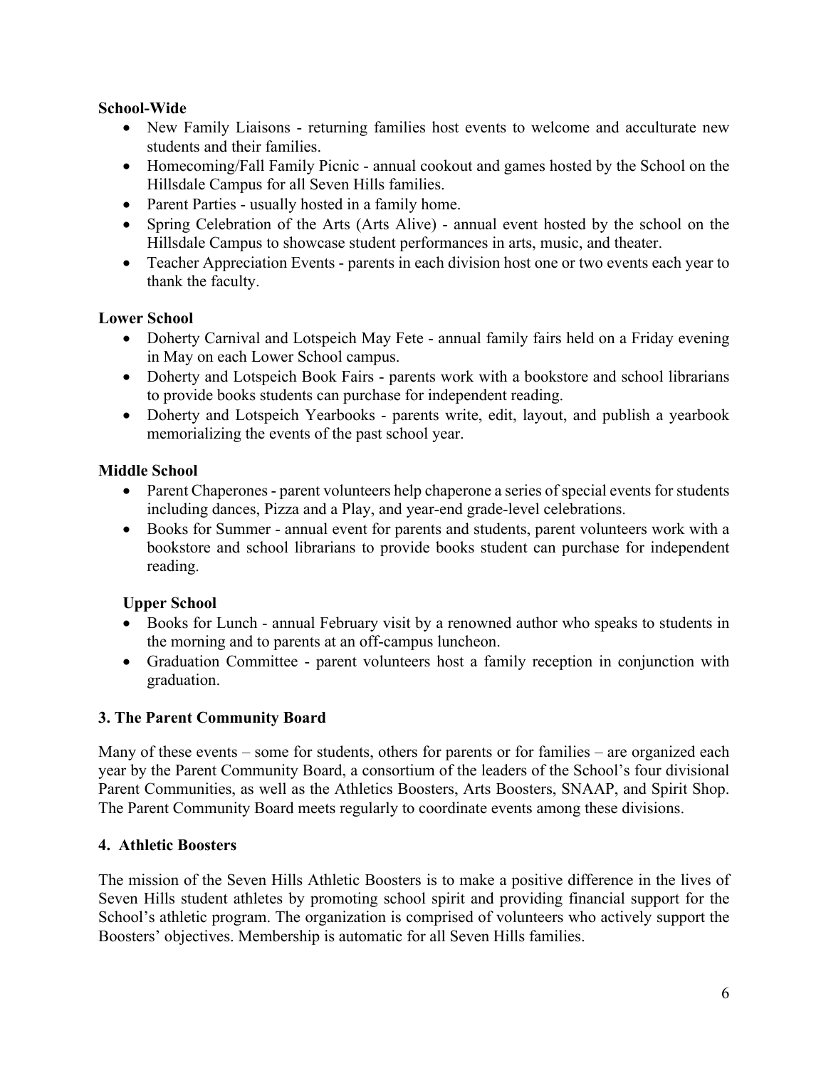**School-Wide**

- New Family Liaisons - returning families host events to welcome and acculturate new students and their families.
- Homecoming/Fall Family Picnic - annual cookout and games hosted by the School on the Hillsdale Campus for all Seven Hills families.
- Parent Parties - usually hosted in a family home.
- Spring Celebration of the Arts (Arts Alive) - annual event hosted by the school on the Hillsdale Campus to showcase student performances in arts, music, and theater.
- Teacher Appreciation Events - parents in each division host one or two events each year to thank the faculty.

**Lower School**

- Doherty Carnival and Lotspeich May Fete - annual family fairs held on a Friday evening in May on each Lower School campus.
- Doherty and Lotspeich Book Fairs - parents work with a bookstore and school librarians to provide books students can purchase for independent reading.
- Doherty and Lotspeich Yearbooks - parents write, edit, layout, and publish a yearbook memorializing the events of the past school year.

**Middle School**

- Parent Chaperones - parent volunteers help chaperone a series of special events for students including dances, Pizza and a Play, and year-end grade-level celebrations.
- Books for Summer - annual event for parents and students, parent volunteers work with a bookstore and school librarians to provide books student can purchase for independent reading.

**Upper School**

- Books for Lunch - annual February visit by a renowned author who speaks to students in the morning and to parents at an off-campus luncheon.
- Graduation Committee - parent volunteers host a family reception in conjunction with graduation.

### 3. The Parent Community Board

Many of these events – some for students, others for parents or for families – are organized each year by the Parent Community Board, a consortium of the leaders of the School's four divisional Parent Communities, as well as the Athletics Boosters, Arts Boosters, SNAAP, and Spirit Shop. The Parent Community Board meets regularly to coordinate events among these divisions.

### 4. Athletic Boosters

The mission of the Seven Hills Athletic Boosters is to make a positive difference in the lives of Seven Hills student athletes by promoting school spirit and providing financial support for the School's athletic program. The organization is comprised of volunteers who actively support the Boosters' objectives. Membership is automatic for all Seven Hills families.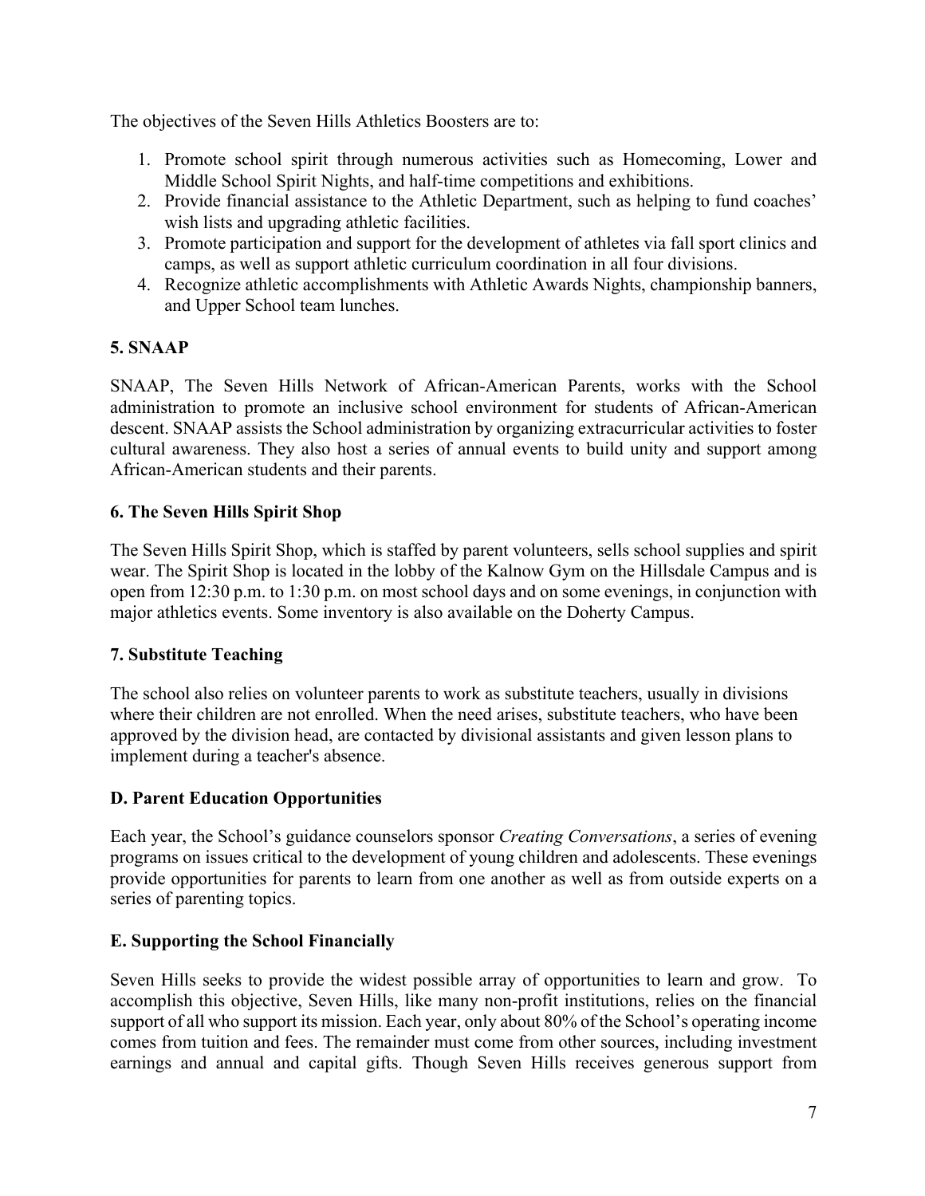The objectives of the Seven Hills Athletics Boosters are to:

1. Promote school spirit through numerous activities such as Homecoming, Lower and Middle School Spirit Nights, and half-time competitions and exhibitions.
2. Provide financial assistance to the Athletic Department, such as helping to fund coaches' wish lists and upgrading athletic facilities.
3. Promote participation and support for the development of athletes via fall sport clinics and camps, as well as support athletic curriculum coordination in all four divisions.
4. Recognize athletic accomplishments with Athletic Awards Nights, championship banners, and Upper School team lunches.

### 5. SNAAP

SNAAP, The Seven Hills Network of African-American Parents, works with the School administration to promote an inclusive school environment for students of African-American descent. SNAAP assists the School administration by organizing extracurricular activities to foster cultural awareness. They also host a series of annual events to build unity and support among African-American students and their parents.

### 6. The Seven Hills Spirit Shop

The Seven Hills Spirit Shop, which is staffed by parent volunteers, sells school supplies and spirit wear. The Spirit Shop is located in the lobby of the Kalnow Gym on the Hillsdale Campus and is open from 12:30 p.m. to 1:30 p.m. on most school days and on some evenings, in conjunction with major athletics events. Some inventory is also available on the Doherty Campus.

### 7. Substitute Teaching

The school also relies on volunteer parents to work as substitute teachers, usually in divisions where their children are not enrolled. When the need arises, substitute teachers, who have been approved by the division head, are contacted by divisional assistants and given lesson plans to implement during a teacher's absence.

## D. Parent Education Opportunities

Each year, the School's guidance counselors sponsor *Creating Conversations*, a series of evening programs on issues critical to the development of young children and adolescents. These evenings provide opportunities for parents to learn from one another as well as from outside experts on a series of parenting topics.

## E. Supporting the School Financially

Seven Hills seeks to provide the widest possible array of opportunities to learn and grow. To accomplish this objective, Seven Hills, like many non-profit institutions, relies on the financial support of all who support its mission. Each year, only about 80% of the School's operating income comes from tuition and fees. The remainder must come from other sources, including investment earnings and annual and capital gifts. Though Seven Hills receives generous support from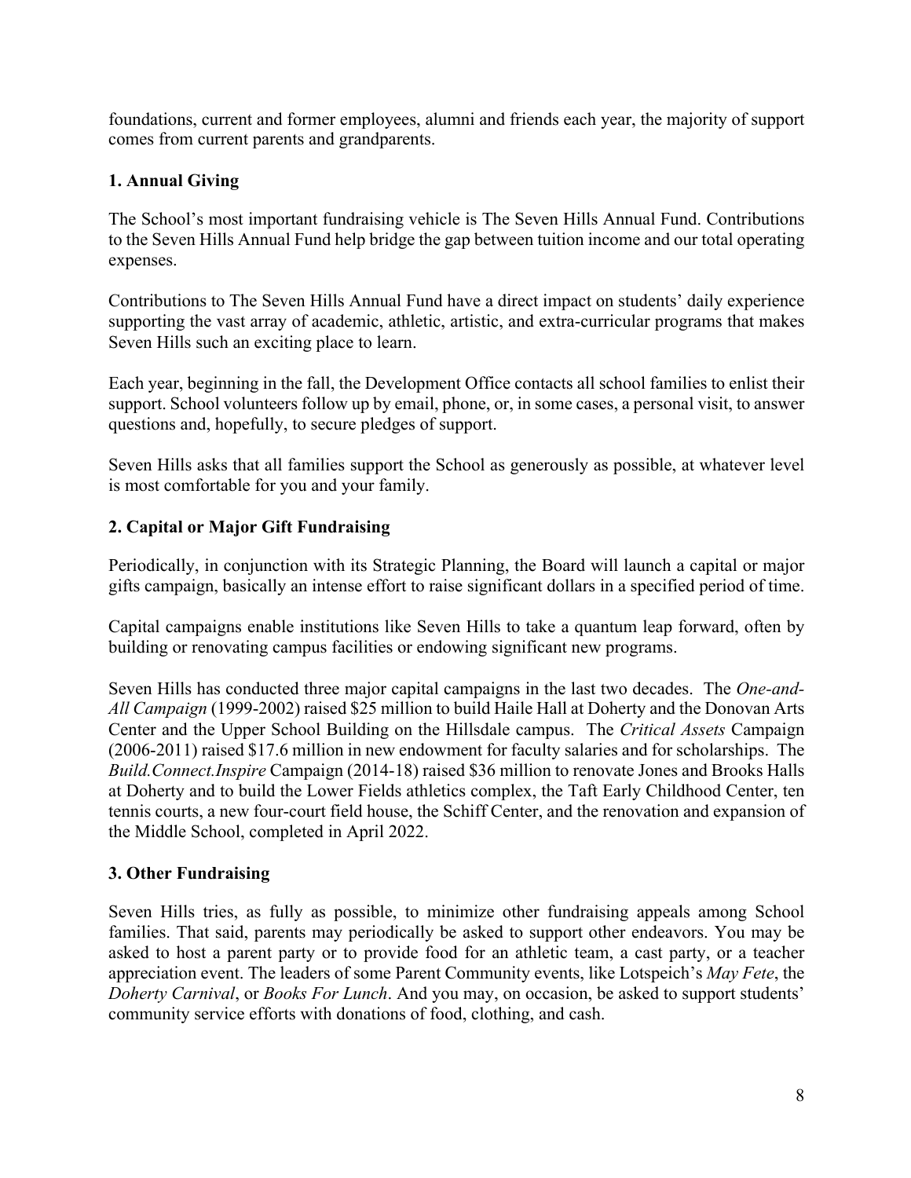foundations, current and former employees, alumni and friends each year, the majority of support comes from current parents and grandparents.

### 1. Annual Giving

The School's most important fundraising vehicle is The Seven Hills Annual Fund. Contributions to the Seven Hills Annual Fund help bridge the gap between tuition income and our total operating expenses.

Contributions to The Seven Hills Annual Fund have a direct impact on students' daily experience supporting the vast array of academic, athletic, artistic, and extra-curricular programs that makes Seven Hills such an exciting place to learn.

Each year, beginning in the fall, the Development Office contacts all school families to enlist their support. School volunteers follow up by email, phone, or, in some cases, a personal visit, to answer questions and, hopefully, to secure pledges of support.

Seven Hills asks that all families support the School as generously as possible, at whatever level is most comfortable for you and your family.

### 2. Capital or Major Gift Fundraising

Periodically, in conjunction with its Strategic Planning, the Board will launch a capital or major gifts campaign, basically an intense effort to raise significant dollars in a specified period of time.

Capital campaigns enable institutions like Seven Hills to take a quantum leap forward, often by building or renovating campus facilities or endowing significant new programs.

Seven Hills has conducted three major capital campaigns in the last two decades. The *One-and-All Campaign* (1999-2002) raised $25 million to build Haile Hall at Doherty and the Donovan Arts Center and the Upper School Building on the Hillsdale campus. The *Critical Assets* Campaign (2006-2011) raised $17.6 million in new endowment for faculty salaries and for scholarships. The *Build.Connect.Inspire* Campaign (2014-18) raised $36 million to renovate Jones and Brooks Halls at Doherty and to build the Lower Fields athletics complex, the Taft Early Childhood Center, ten tennis courts, a new four-court field house, the Schiff Center, and the renovation and expansion of the Middle School, completed in April 2022.

### 3. Other Fundraising

Seven Hills tries, as fully as possible, to minimize other fundraising appeals among School families. That said, parents may periodically be asked to support other endeavors. You may be asked to host a parent party or to provide food for an athletic team, a cast party, or a teacher appreciation event. The leaders of some Parent Community events, like Lotspeich's *May Fete*, the *Doherty Carnival*, or *Books For Lunch*. And you may, on occasion, be asked to support students' community service efforts with donations of food, clothing, and cash.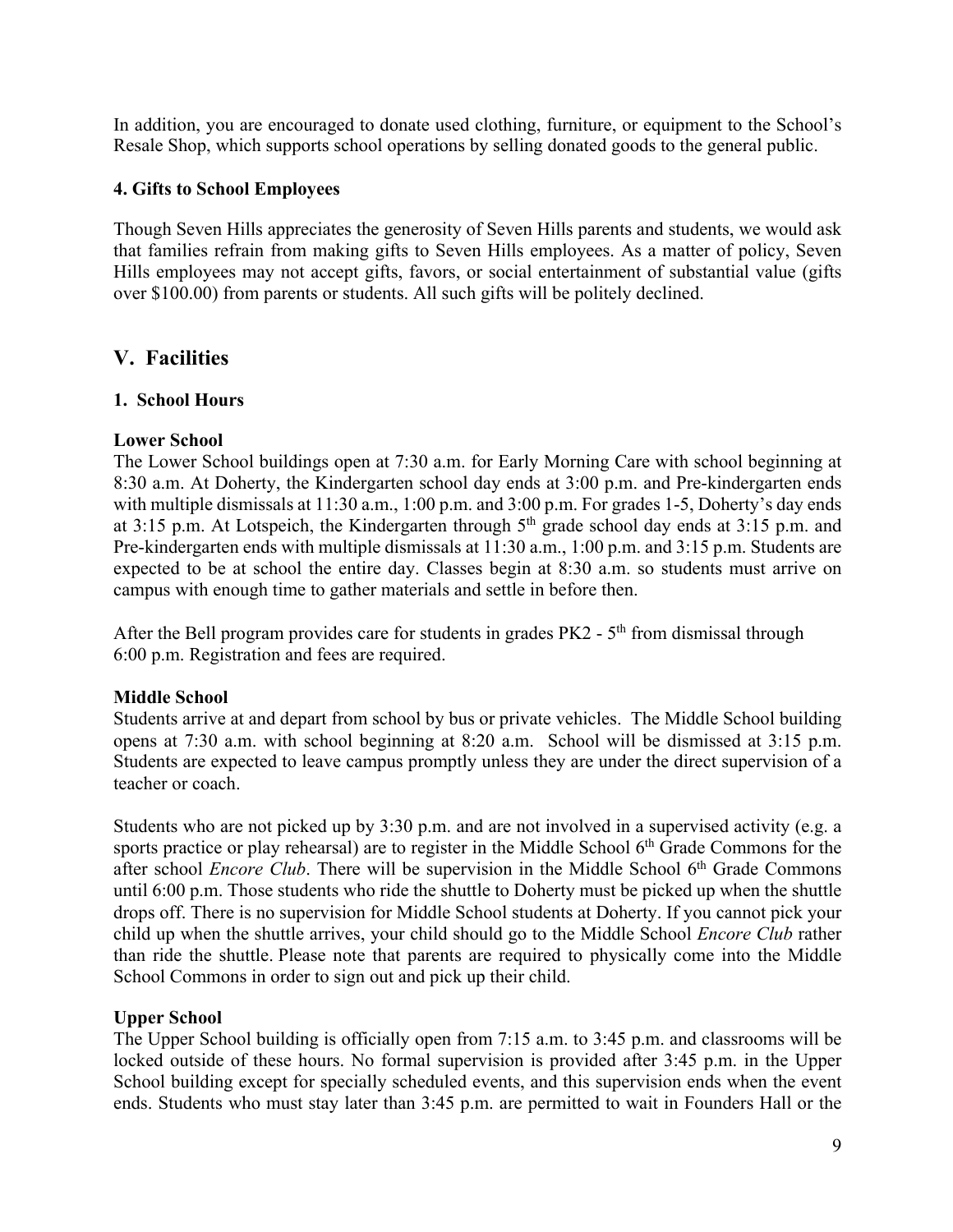In addition, you are encouraged to donate used clothing, furniture, or equipment to the School's Resale Shop, which supports school operations by selling donated goods to the general public.

### 4. Gifts to School Employees

Though Seven Hills appreciates the generosity of Seven Hills parents and students, we would ask that families refrain from making gifts to Seven Hills employees. As a matter of policy, Seven Hills employees may not accept gifts, favors, or social entertainment of substantial value (gifts over $100.00) from parents or students. All such gifts will be politely declined.

## V. Facilities

### 1. School Hours

**Lower School**

The Lower School buildings open at 7:30 a.m. for Early Morning Care with school beginning at 8:30 a.m. At Doherty, the Kindergarten school day ends at 3:00 p.m. and Pre-kindergarten ends with multiple dismissals at 11:30 a.m., 1:00 p.m. and 3:00 p.m. For grades 1-5, Doherty's day ends at 3:15 p.m. At Lotspeich, the Kindergarten through 5th grade school day ends at 3:15 p.m. and Pre-kindergarten ends with multiple dismissals at 11:30 a.m., 1:00 p.m. and 3:15 p.m. Students are expected to be at school the entire day. Classes begin at 8:30 a.m. so students must arrive on campus with enough time to gather materials and settle in before then.

After the Bell program provides care for students in grades PK2 - 5th from dismissal through 6:00 p.m. Registration and fees are required.

**Middle School**

Students arrive at and depart from school by bus or private vehicles. The Middle School building opens at 7:30 a.m. with school beginning at 8:20 a.m. School will be dismissed at 3:15 p.m. Students are expected to leave campus promptly unless they are under the direct supervision of a teacher or coach.

Students who are not picked up by 3:30 p.m. and are not involved in a supervised activity (e.g. a sports practice or play rehearsal) are to register in the Middle School 6th Grade Commons for the after school *Encore Club*. There will be supervision in the Middle School 6th Grade Commons until 6:00 p.m. Those students who ride the shuttle to Doherty must be picked up when the shuttle drops off. There is no supervision for Middle School students at Doherty. If you cannot pick your child up when the shuttle arrives, your child should go to the Middle School *Encore Club* rather than ride the shuttle. Please note that parents are required to physically come into the Middle School Commons in order to sign out and pick up their child.

**Upper School**

The Upper School building is officially open from 7:15 a.m. to 3:45 p.m. and classrooms will be locked outside of these hours. No formal supervision is provided after 3:45 p.m. in the Upper School building except for specially scheduled events, and this supervision ends when the event ends. Students who must stay later than 3:45 p.m. are permitted to wait in Founders Hall or the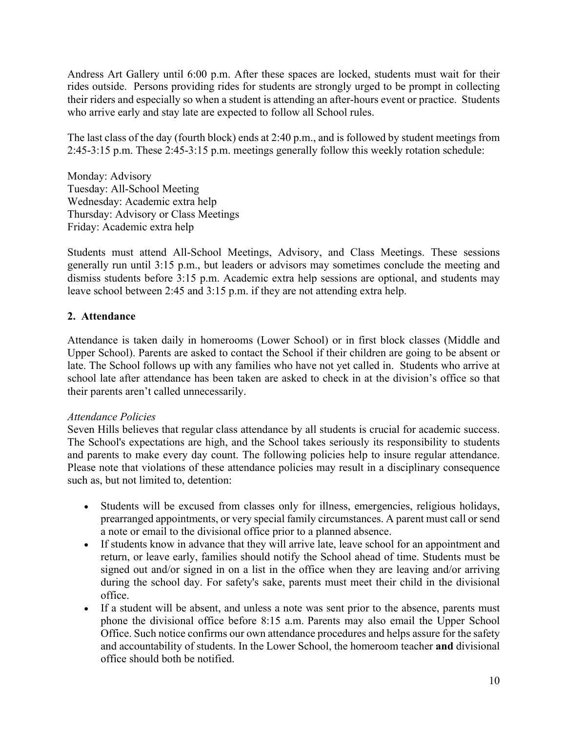Andress Art Gallery until 6:00 p.m. After these spaces are locked, students must wait for their rides outside. Persons providing rides for students are strongly urged to be prompt in collecting their riders and especially so when a student is attending an after-hours event or practice. Students who arrive early and stay late are expected to follow all School rules.

The last class of the day (fourth block) ends at 2:40 p.m., and is followed by student meetings from 2:45-3:15 p.m. These 2:45-3:15 p.m. meetings generally follow this weekly rotation schedule:

Monday: Advisory
Tuesday: All-School Meeting
Wednesday: Academic extra help
Thursday: Advisory or Class Meetings
Friday: Academic extra help

Students must attend All-School Meetings, Advisory, and Class Meetings. These sessions generally run until 3:15 p.m., but leaders or advisors may sometimes conclude the meeting and dismiss students before 3:15 p.m. Academic extra help sessions are optional, and students may leave school between 2:45 and 3:15 p.m. if they are not attending extra help.

## 2. Attendance

Attendance is taken daily in homerooms (Lower School) or in first block classes (Middle and Upper School). Parents are asked to contact the School if their children are going to be absent or late. The School follows up with any families who have not yet called in. Students who arrive at school late after attendance has been taken are asked to check in at the division's office so that their parents aren't called unnecessarily.

*Attendance Policies*

Seven Hills believes that regular class attendance by all students is crucial for academic success. The School's expectations are high, and the School takes seriously its responsibility to students and parents to make every day count. The following policies help to insure regular attendance. Please note that violations of these attendance policies may result in a disciplinary consequence such as, but not limited to, detention:

- Students will be excused from classes only for illness, emergencies, religious holidays, prearranged appointments, or very special family circumstances. A parent must call or send a note or email to the divisional office prior to a planned absence.
- If students know in advance that they will arrive late, leave school for an appointment and return, or leave early, families should notify the School ahead of time. Students must be signed out and/or signed in on a list in the office when they are leaving and/or arriving during the school day. For safety's sake, parents must meet their child in the divisional office.
- If a student will be absent, and unless a note was sent prior to the absence, parents must phone the divisional office before 8:15 a.m. Parents may also email the Upper School Office. Such notice confirms our own attendance procedures and helps assure for the safety and accountability of students. In the Lower School, the homeroom teacher **and** divisional office should both be notified.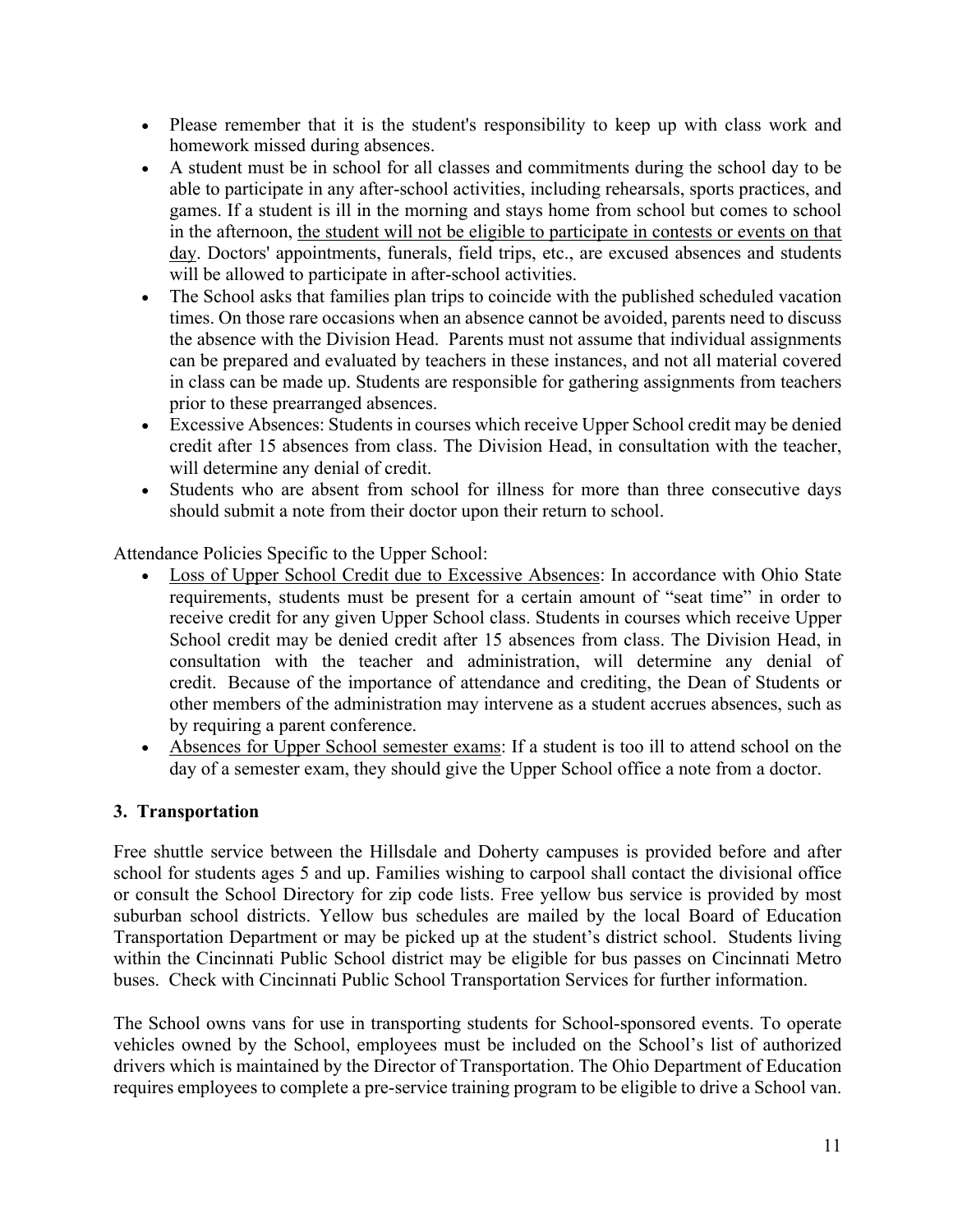- Please remember that it is the student's responsibility to keep up with class work and homework missed during absences.
- A student must be in school for all classes and commitments during the school day to be able to participate in any after-school activities, including rehearsals, sports practices, and games. If a student is ill in the morning and stays home from school but comes to school in the afternoon, <u>the student will not be eligible to participate in contests or events on that day</u>. Doctors' appointments, funerals, field trips, etc., are excused absences and students will be allowed to participate in after-school activities.
- The School asks that families plan trips to coincide with the published scheduled vacation times. On those rare occasions when an absence cannot be avoided, parents need to discuss the absence with the Division Head. Parents must not assume that individual assignments can be prepared and evaluated by teachers in these instances, and not all material covered in class can be made up. Students are responsible for gathering assignments from teachers prior to these prearranged absences.
- Excessive Absences: Students in courses which receive Upper School credit may be denied credit after 15 absences from class. The Division Head, in consultation with the teacher, will determine any denial of credit.
- Students who are absent from school for illness for more than three consecutive days should submit a note from their doctor upon their return to school.

Attendance Policies Specific to the Upper School:

- <u>Loss of Upper School Credit due to Excessive Absences</u>: In accordance with Ohio State requirements, students must be present for a certain amount of "seat time" in order to receive credit for any given Upper School class. Students in courses which receive Upper School credit may be denied credit after 15 absences from class. The Division Head, in consultation with the teacher and administration, will determine any denial of credit. Because of the importance of attendance and crediting, the Dean of Students or other members of the administration may intervene as a student accrues absences, such as by requiring a parent conference.
- <u>Absences for Upper School semester exams</u>: If a student is too ill to attend school on the day of a semester exam, they should give the Upper School office a note from a doctor.

### 3. Transportation

Free shuttle service between the Hillsdale and Doherty campuses is provided before and after school for students ages 5 and up. Families wishing to carpool shall contact the divisional office or consult the School Directory for zip code lists. Free yellow bus service is provided by most suburban school districts. Yellow bus schedules are mailed by the local Board of Education Transportation Department or may be picked up at the student's district school. Students living within the Cincinnati Public School district may be eligible for bus passes on Cincinnati Metro buses. Check with Cincinnati Public School Transportation Services for further information.

The School owns vans for use in transporting students for School-sponsored events. To operate vehicles owned by the School, employees must be included on the School's list of authorized drivers which is maintained by the Director of Transportation. The Ohio Department of Education requires employees to complete a pre-service training program to be eligible to drive a School van.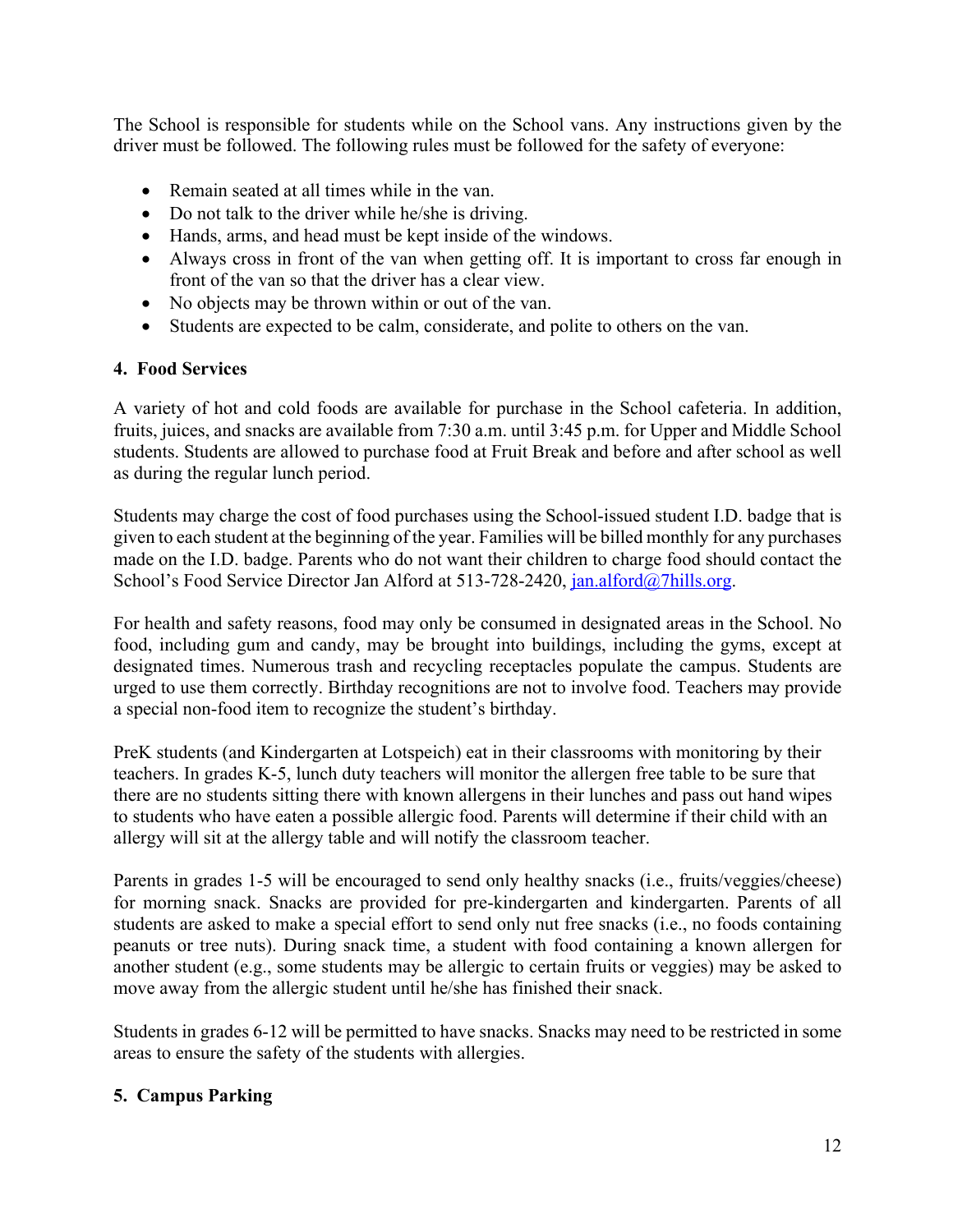The School is responsible for students while on the School vans. Any instructions given by the driver must be followed. The following rules must be followed for the safety of everyone:

- Remain seated at all times while in the van.
- Do not talk to the driver while he/she is driving.
- Hands, arms, and head must be kept inside of the windows.
- Always cross in front of the van when getting off. It is important to cross far enough in front of the van so that the driver has a clear view.
- No objects may be thrown within or out of the van.
- Students are expected to be calm, considerate, and polite to others on the van.

#### 4. Food Services

A variety of hot and cold foods are available for purchase in the School cafeteria. In addition, fruits, juices, and snacks are available from 7:30 a.m. until 3:45 p.m. for Upper and Middle School students. Students are allowed to purchase food at Fruit Break and before and after school as well as during the regular lunch period.

Students may charge the cost of food purchases using the School-issued student I.D. badge that is given to each student at the beginning of the year. Families will be billed monthly for any purchases made on the I.D. badge. Parents who do not want their children to charge food should contact the School's Food Service Director Jan Alford at 513-728-2420, jan.alford@7hills.org.

For health and safety reasons, food may only be consumed in designated areas in the School. No food, including gum and candy, may be brought into buildings, including the gyms, except at designated times. Numerous trash and recycling receptacles populate the campus. Students are urged to use them correctly. Birthday recognitions are not to involve food. Teachers may provide a special non-food item to recognize the student's birthday.

PreK students (and Kindergarten at Lotspeich) eat in their classrooms with monitoring by their teachers. In grades K-5, lunch duty teachers will monitor the allergen free table to be sure that there are no students sitting there with known allergens in their lunches and pass out hand wipes to students who have eaten a possible allergic food. Parents will determine if their child with an allergy will sit at the allergy table and will notify the classroom teacher.

Parents in grades 1-5 will be encouraged to send only healthy snacks (i.e., fruits/veggies/cheese) for morning snack. Snacks are provided for pre-kindergarten and kindergarten. Parents of all students are asked to make a special effort to send only nut free snacks (i.e., no foods containing peanuts or tree nuts). During snack time, a student with food containing a known allergen for another student (e.g., some students may be allergic to certain fruits or veggies) may be asked to move away from the allergic student until he/she has finished their snack.

Students in grades 6-12 will be permitted to have snacks. Snacks may need to be restricted in some areas to ensure the safety of the students with allergies.

#### 5. Campus Parking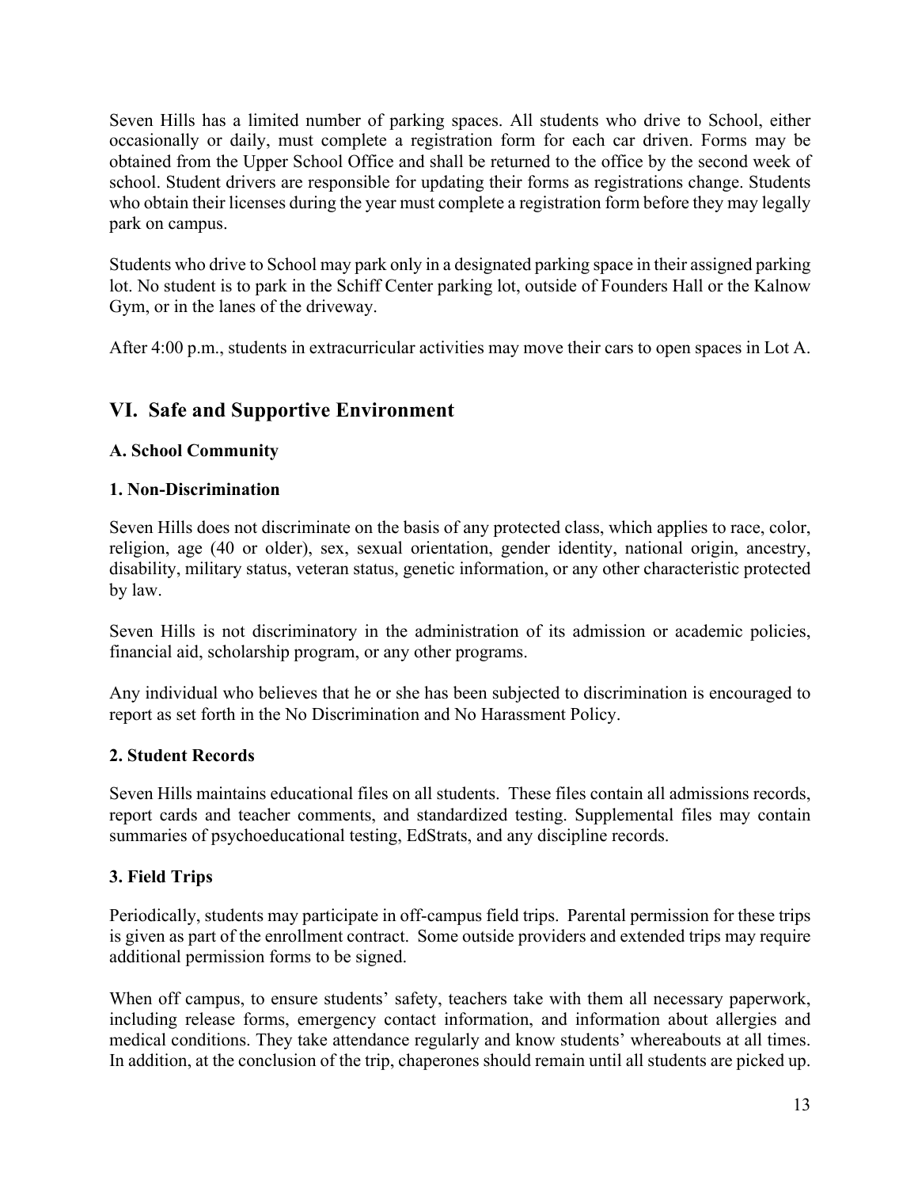Seven Hills has a limited number of parking spaces. All students who drive to School, either occasionally or daily, must complete a registration form for each car driven. Forms may be obtained from the Upper School Office and shall be returned to the office by the second week of school. Student drivers are responsible for updating their forms as registrations change. Students who obtain their licenses during the year must complete a registration form before they may legally park on campus.

Students who drive to School may park only in a designated parking space in their assigned parking lot. No student is to park in the Schiff Center parking lot, outside of Founders Hall or the Kalnow Gym, or in the lanes of the driveway.

After 4:00 p.m., students in extracurricular activities may move their cars to open spaces in Lot A.

## VI. Safe and Supportive Environment

### A. School Community

#### 1. Non-Discrimination

Seven Hills does not discriminate on the basis of any protected class, which applies to race, color, religion, age (40 or older), sex, sexual orientation, gender identity, national origin, ancestry, disability, military status, veteran status, genetic information, or any other characteristic protected by law.

Seven Hills is not discriminatory in the administration of its admission or academic policies, financial aid, scholarship program, or any other programs.

Any individual who believes that he or she has been subjected to discrimination is encouraged to report as set forth in the No Discrimination and No Harassment Policy.

#### 2. Student Records

Seven Hills maintains educational files on all students. These files contain all admissions records, report cards and teacher comments, and standardized testing. Supplemental files may contain summaries of psychoeducational testing, EdStrats, and any discipline records.

#### 3. Field Trips

Periodically, students may participate in off-campus field trips. Parental permission for these trips is given as part of the enrollment contract. Some outside providers and extended trips may require additional permission forms to be signed.

When off campus, to ensure students' safety, teachers take with them all necessary paperwork, including release forms, emergency contact information, and information about allergies and medical conditions. They take attendance regularly and know students' whereabouts at all times. In addition, at the conclusion of the trip, chaperones should remain until all students are picked up.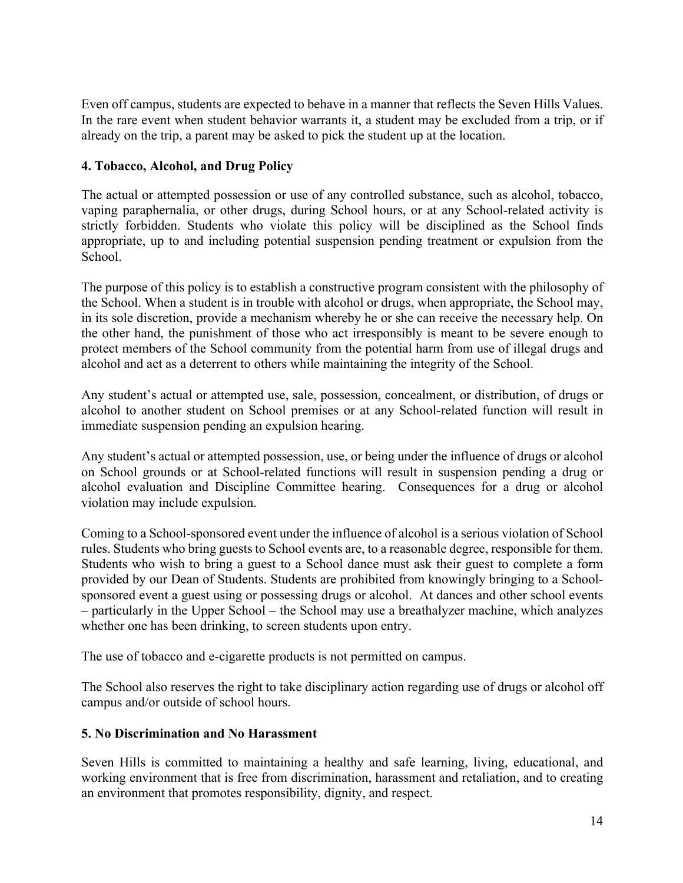Even off campus, students are expected to behave in a manner that reflects the Seven Hills Values. In the rare event when student behavior warrants it, a student may be excluded from a trip, or if already on the trip, a parent may be asked to pick the student up at the location.

**4. Tobacco, Alcohol, and Drug Policy**

The actual or attempted possession or use of any controlled substance, such as alcohol, tobacco, vaping paraphernalia, or other drugs, during School hours, or at any School-related activity is strictly forbidden. Students who violate this policy will be disciplined as the School finds appropriate, up to and including potential suspension pending treatment or expulsion from the School.

The purpose of this policy is to establish a constructive program consistent with the philosophy of the School. When a student is in trouble with alcohol or drugs, when appropriate, the School may, in its sole discretion, provide a mechanism whereby he or she can receive the necessary help. On the other hand, the punishment of those who act irresponsibly is meant to be severe enough to protect members of the School community from the potential harm from use of illegal drugs and alcohol and act as a deterrent to others while maintaining the integrity of the School.

Any student's actual or attempted use, sale, possession, concealment, or distribution, of drugs or alcohol to another student on School premises or at any School-related function will result in immediate suspension pending an expulsion hearing.

Any student's actual or attempted possession, use, or being under the influence of drugs or alcohol on School grounds or at School-related functions will result in suspension pending a drug or alcohol evaluation and Discipline Committee hearing. Consequences for a drug or alcohol violation may include expulsion.

Coming to a School-sponsored event under the influence of alcohol is a serious violation of School rules. Students who bring guests to School events are, to a reasonable degree, responsible for them. Students who wish to bring a guest to a School dance must ask their guest to complete a form provided by our Dean of Students. Students are prohibited from knowingly bringing to a School-sponsored event a guest using or possessing drugs or alcohol. At dances and other school events – particularly in the Upper School – the School may use a breathalyzer machine, which analyzes whether one has been drinking, to screen students upon entry.

The use of tobacco and e-cigarette products is not permitted on campus.

The School also reserves the right to take disciplinary action regarding use of drugs or alcohol off campus and/or outside of school hours.

**5. No Discrimination and No Harassment**

Seven Hills is committed to maintaining a healthy and safe learning, living, educational, and working environment that is free from discrimination, harassment and retaliation, and to creating an environment that promotes responsibility, dignity, and respect.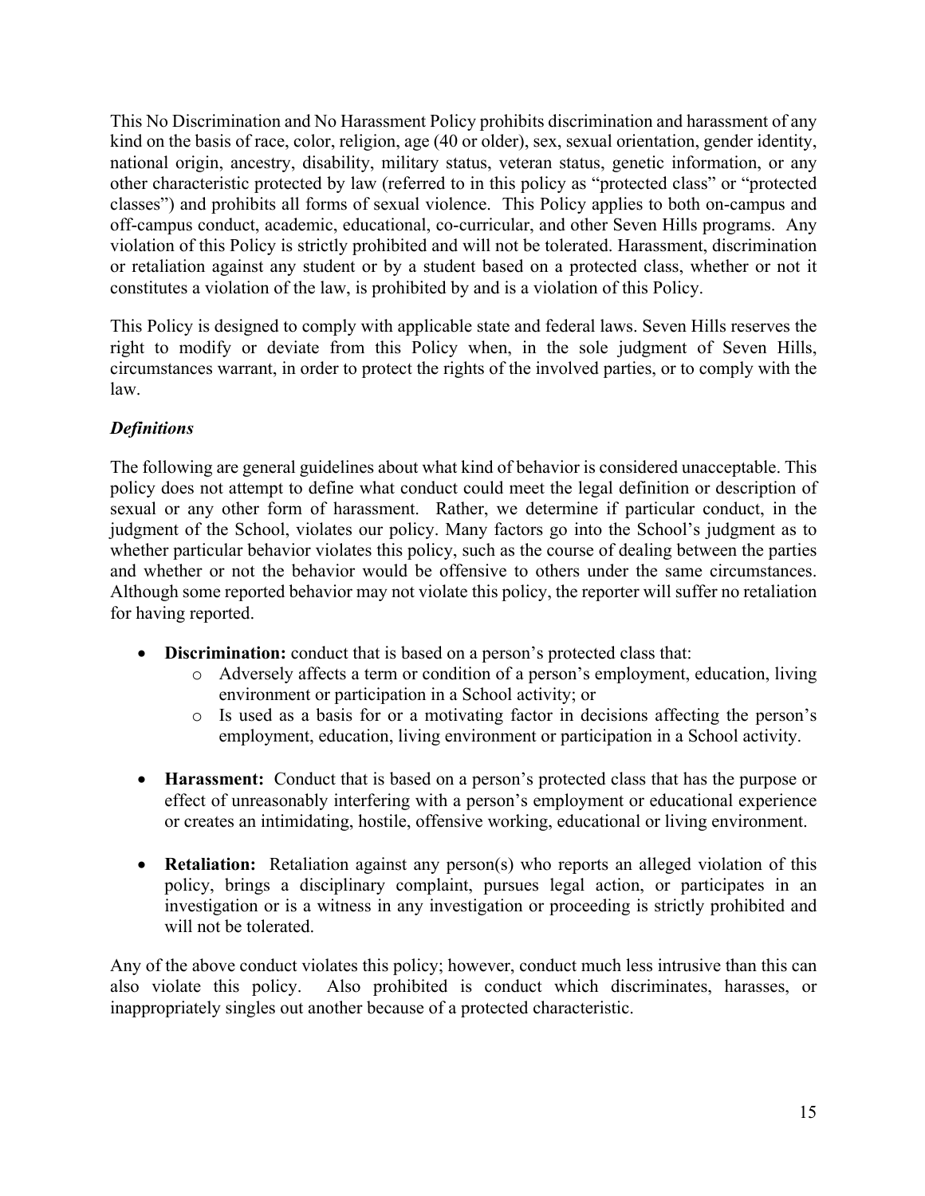This No Discrimination and No Harassment Policy prohibits discrimination and harassment of any kind on the basis of race, color, religion, age (40 or older), sex, sexual orientation, gender identity, national origin, ancestry, disability, military status, veteran status, genetic information, or any other characteristic protected by law (referred to in this policy as "protected class" or "protected classes") and prohibits all forms of sexual violence. This Policy applies to both on-campus and off-campus conduct, academic, educational, co-curricular, and other Seven Hills programs. Any violation of this Policy is strictly prohibited and will not be tolerated. Harassment, discrimination or retaliation against any student or by a student based on a protected class, whether or not it constitutes a violation of the law, is prohibited by and is a violation of this Policy.

This Policy is designed to comply with applicable state and federal laws. Seven Hills reserves the right to modify or deviate from this Policy when, in the sole judgment of Seven Hills, circumstances warrant, in order to protect the rights of the involved parties, or to comply with the law.

***Definitions***

The following are general guidelines about what kind of behavior is considered unacceptable. This policy does not attempt to define what conduct could meet the legal definition or description of sexual or any other form of harassment. Rather, we determine if particular conduct, in the judgment of the School, violates our policy. Many factors go into the School's judgment as to whether particular behavior violates this policy, such as the course of dealing between the parties and whether or not the behavior would be offensive to others under the same circumstances. Although some reported behavior may not violate this policy, the reporter will suffer no retaliation for having reported.

- **Discrimination:** conduct that is based on a person's protected class that:
  - Adversely affects a term or condition of a person's employment, education, living environment or participation in a School activity; or
  - Is used as a basis for or a motivating factor in decisions affecting the person's employment, education, living environment or participation in a School activity.

- **Harassment:** Conduct that is based on a person's protected class that has the purpose or effect of unreasonably interfering with a person's employment or educational experience or creates an intimidating, hostile, offensive working, educational or living environment.

- **Retaliation:** Retaliation against any person(s) who reports an alleged violation of this policy, brings a disciplinary complaint, pursues legal action, or participates in an investigation or is a witness in any investigation or proceeding is strictly prohibited and will not be tolerated.

Any of the above conduct violates this policy; however, conduct much less intrusive than this can also violate this policy. Also prohibited is conduct which discriminates, harasses, or inappropriately singles out another because of a protected characteristic.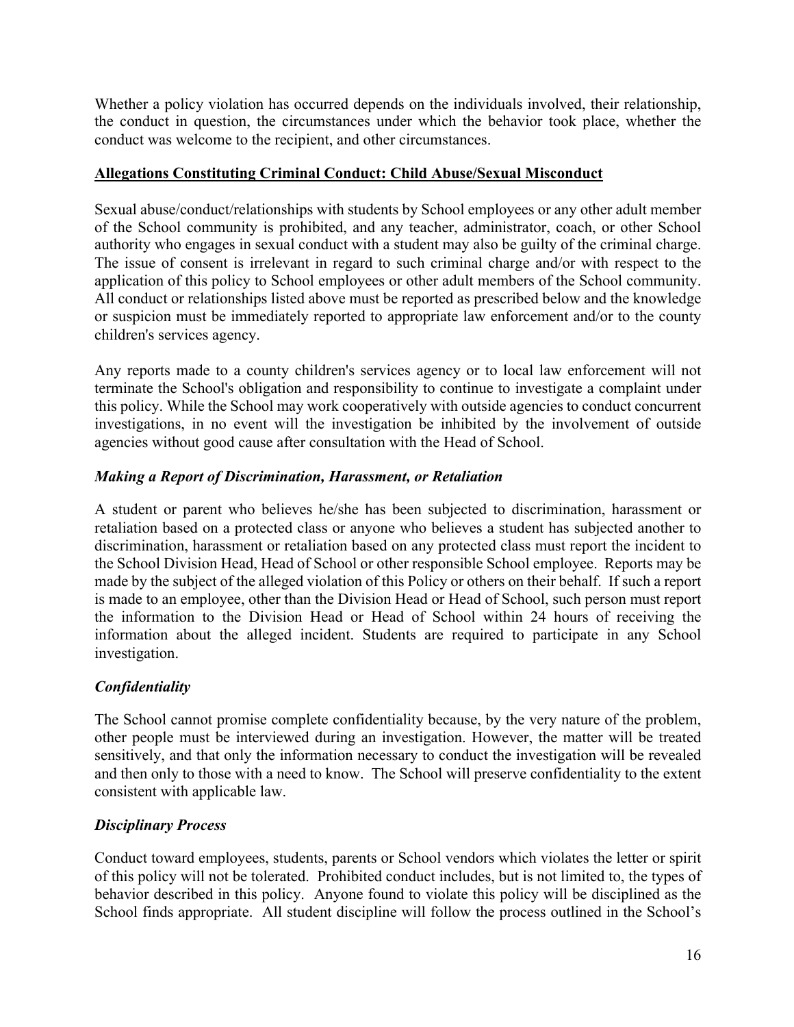Whether a policy violation has occurred depends on the individuals involved, their relationship, the conduct in question, the circumstances under which the behavior took place, whether the conduct was welcome to the recipient, and other circumstances.

**Allegations Constituting Criminal Conduct: Child Abuse/Sexual Misconduct**

Sexual abuse/conduct/relationships with students by School employees or any other adult member of the School community is prohibited, and any teacher, administrator, coach, or other School authority who engages in sexual conduct with a student may also be guilty of the criminal charge. The issue of consent is irrelevant in regard to such criminal charge and/or with respect to the application of this policy to School employees or other adult members of the School community. All conduct or relationships listed above must be reported as prescribed below and the knowledge or suspicion must be immediately reported to appropriate law enforcement and/or to the county children's services agency.

Any reports made to a county children's services agency or to local law enforcement will not terminate the School's obligation and responsibility to continue to investigate a complaint under this policy. While the School may work cooperatively with outside agencies to conduct concurrent investigations, in no event will the investigation be inhibited by the involvement of outside agencies without good cause after consultation with the Head of School.

***Making a Report of Discrimination, Harassment, or Retaliation***

A student or parent who believes he/she has been subjected to discrimination, harassment or retaliation based on a protected class or anyone who believes a student has subjected another to discrimination, harassment or retaliation based on any protected class must report the incident to the School Division Head, Head of School or other responsible School employee. Reports may be made by the subject of the alleged violation of this Policy or others on their behalf. If such a report is made to an employee, other than the Division Head or Head of School, such person must report the information to the Division Head or Head of School within 24 hours of receiving the information about the alleged incident. Students are required to participate in any School investigation.

***Confidentiality***

The School cannot promise complete confidentiality because, by the very nature of the problem, other people must be interviewed during an investigation. However, the matter will be treated sensitively, and that only the information necessary to conduct the investigation will be revealed and then only to those with a need to know. The School will preserve confidentiality to the extent consistent with applicable law.

***Disciplinary Process***

Conduct toward employees, students, parents or School vendors which violates the letter or spirit of this policy will not be tolerated. Prohibited conduct includes, but is not limited to, the types of behavior described in this policy. Anyone found to violate this policy will be disciplined as the School finds appropriate. All student discipline will follow the process outlined in the School's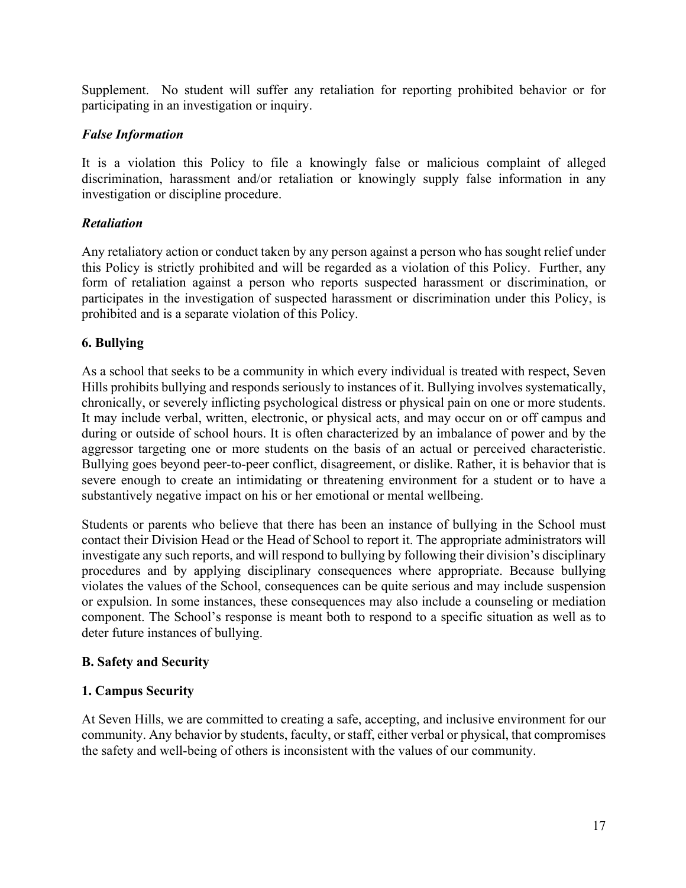Supplement. No student will suffer any retaliation for reporting prohibited behavior or for participating in an investigation or inquiry.

### *False Information*

It is a violation this Policy to file a knowingly false or malicious complaint of alleged discrimination, harassment and/or retaliation or knowingly supply false information in any investigation or discipline procedure.

### *Retaliation*

Any retaliatory action or conduct taken by any person against a person who has sought relief under this Policy is strictly prohibited and will be regarded as a violation of this Policy. Further, any form of retaliation against a person who reports suspected harassment or discrimination, or participates in the investigation of suspected harassment or discrimination under this Policy, is prohibited and is a separate violation of this Policy.

### 6. Bullying

As a school that seeks to be a community in which every individual is treated with respect, Seven Hills prohibits bullying and responds seriously to instances of it. Bullying involves systematically, chronically, or severely inflicting psychological distress or physical pain on one or more students. It may include verbal, written, electronic, or physical acts, and may occur on or off campus and during or outside of school hours. It is often characterized by an imbalance of power and by the aggressor targeting one or more students on the basis of an actual or perceived characteristic. Bullying goes beyond peer-to-peer conflict, disagreement, or dislike. Rather, it is behavior that is severe enough to create an intimidating or threatening environment for a student or to have a substantively negative impact on his or her emotional or mental wellbeing.

Students or parents who believe that there has been an instance of bullying in the School must contact their Division Head or the Head of School to report it. The appropriate administrators will investigate any such reports, and will respond to bullying by following their division's disciplinary procedures and by applying disciplinary consequences where appropriate. Because bullying violates the values of the School, consequences can be quite serious and may include suspension or expulsion. In some instances, these consequences may also include a counseling or mediation component. The School's response is meant both to respond to a specific situation as well as to deter future instances of bullying.

## B. Safety and Security

### 1. Campus Security

At Seven Hills, we are committed to creating a safe, accepting, and inclusive environment for our community. Any behavior by students, faculty, or staff, either verbal or physical, that compromises the safety and well-being of others is inconsistent with the values of our community.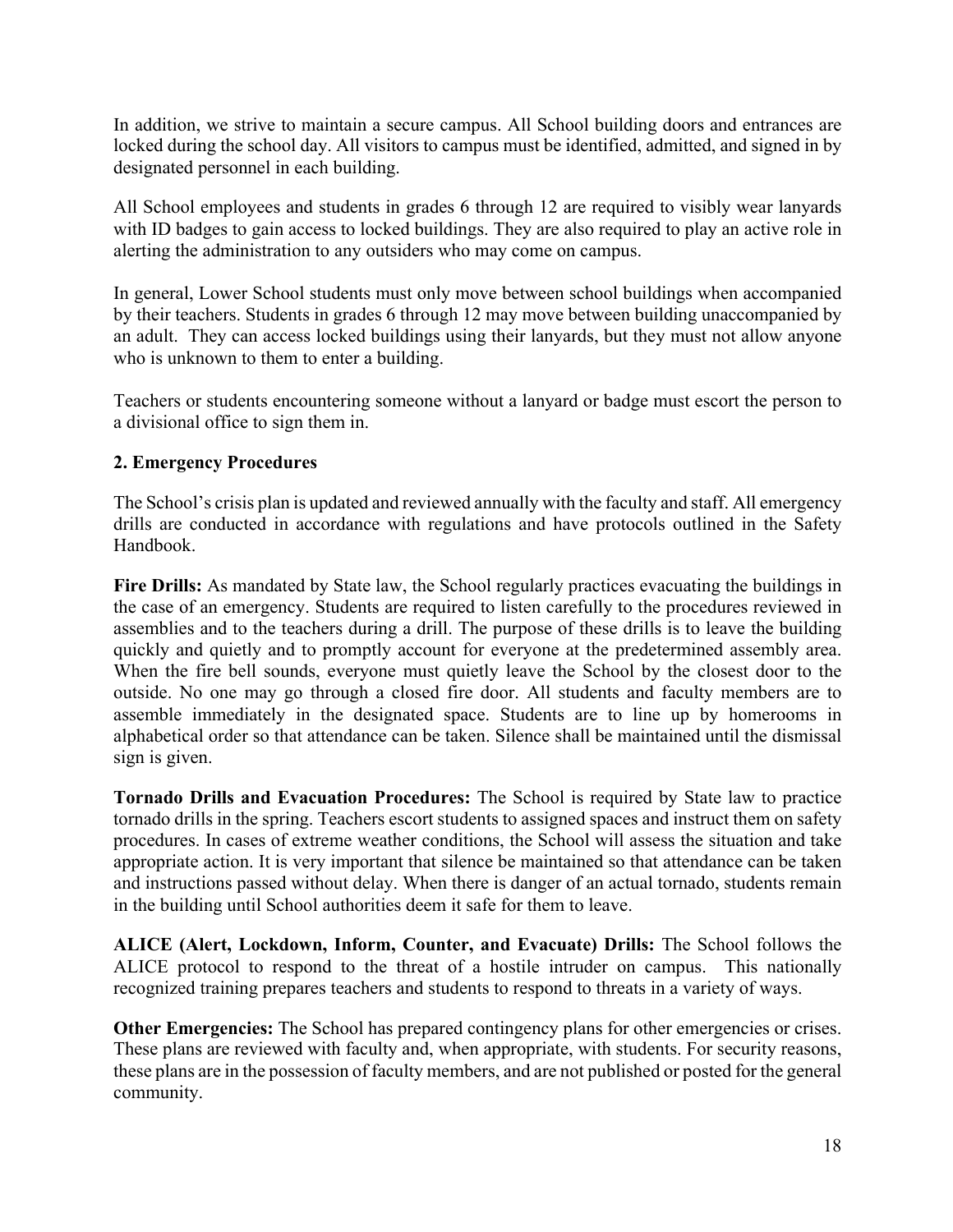In addition, we strive to maintain a secure campus. All School building doors and entrances are locked during the school day. All visitors to campus must be identified, admitted, and signed in by designated personnel in each building.

All School employees and students in grades 6 through 12 are required to visibly wear lanyards with ID badges to gain access to locked buildings. They are also required to play an active role in alerting the administration to any outsiders who may come on campus.

In general, Lower School students must only move between school buildings when accompanied by their teachers. Students in grades 6 through 12 may move between building unaccompanied by an adult. They can access locked buildings using their lanyards, but they must not allow anyone who is unknown to them to enter a building.

Teachers or students encountering someone without a lanyard or badge must escort the person to a divisional office to sign them in.

**2. Emergency Procedures**

The School's crisis plan is updated and reviewed annually with the faculty and staff. All emergency drills are conducted in accordance with regulations and have protocols outlined in the Safety Handbook.

**Fire Drills:** As mandated by State law, the School regularly practices evacuating the buildings in the case of an emergency. Students are required to listen carefully to the procedures reviewed in assemblies and to the teachers during a drill. The purpose of these drills is to leave the building quickly and quietly and to promptly account for everyone at the predetermined assembly area. When the fire bell sounds, everyone must quietly leave the School by the closest door to the outside. No one may go through a closed fire door. All students and faculty members are to assemble immediately in the designated space. Students are to line up by homerooms in alphabetical order so that attendance can be taken. Silence shall be maintained until the dismissal sign is given.

**Tornado Drills and Evacuation Procedures:** The School is required by State law to practice tornado drills in the spring. Teachers escort students to assigned spaces and instruct them on safety procedures. In cases of extreme weather conditions, the School will assess the situation and take appropriate action. It is very important that silence be maintained so that attendance can be taken and instructions passed without delay. When there is danger of an actual tornado, students remain in the building until School authorities deem it safe for them to leave.

**ALICE (Alert, Lockdown, Inform, Counter, and Evacuate) Drills:** The School follows the ALICE protocol to respond to the threat of a hostile intruder on campus. This nationally recognized training prepares teachers and students to respond to threats in a variety of ways.

**Other Emergencies:** The School has prepared contingency plans for other emergencies or crises. These plans are reviewed with faculty and, when appropriate, with students. For security reasons, these plans are in the possession of faculty members, and are not published or posted for the general community.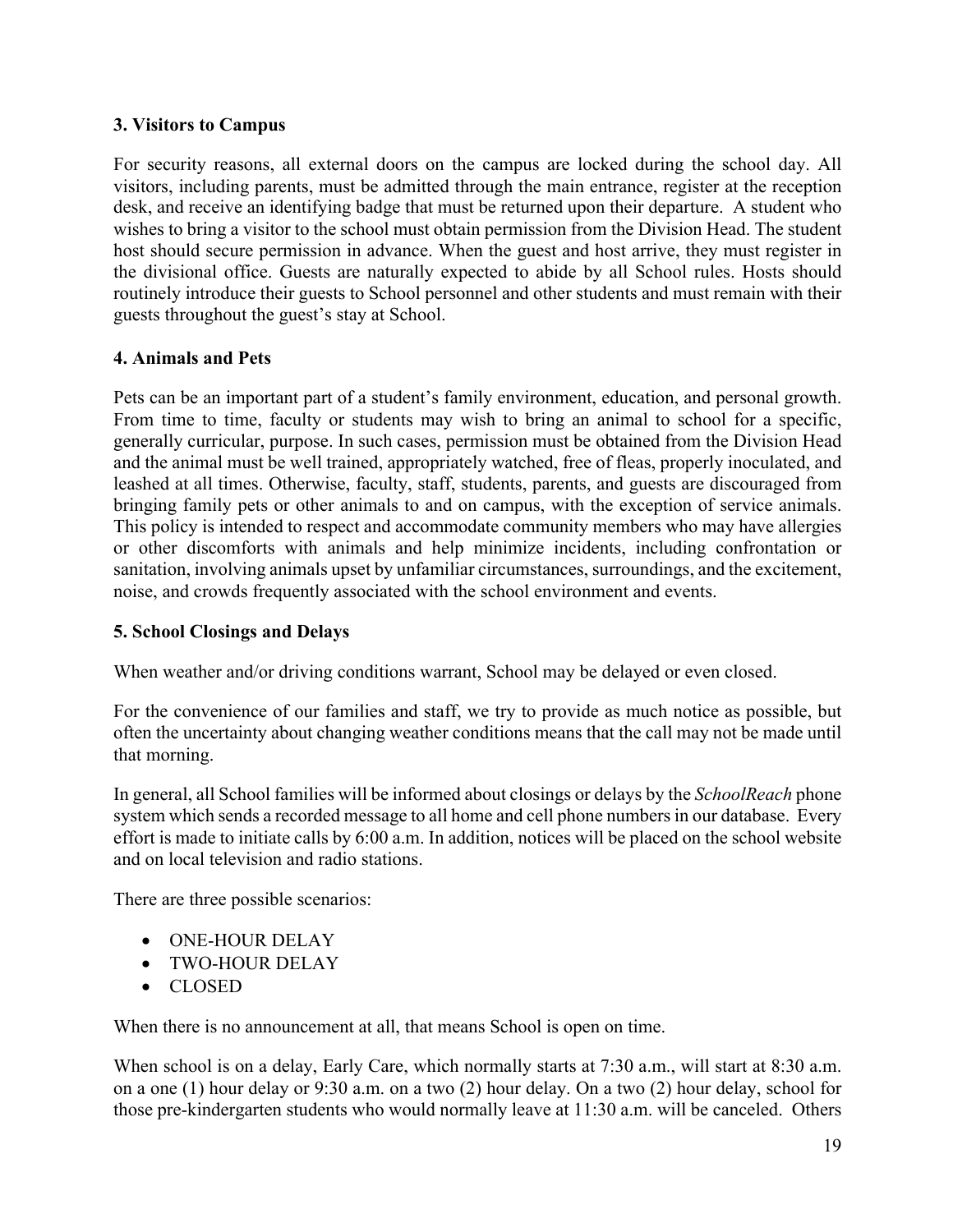### 3. Visitors to Campus

For security reasons, all external doors on the campus are locked during the school day. All visitors, including parents, must be admitted through the main entrance, register at the reception desk, and receive an identifying badge that must be returned upon their departure. A student who wishes to bring a visitor to the school must obtain permission from the Division Head. The student host should secure permission in advance. When the guest and host arrive, they must register in the divisional office. Guests are naturally expected to abide by all School rules. Hosts should routinely introduce their guests to School personnel and other students and must remain with their guests throughout the guest's stay at School.

### 4. Animals and Pets

Pets can be an important part of a student's family environment, education, and personal growth. From time to time, faculty or students may wish to bring an animal to school for a specific, generally curricular, purpose. In such cases, permission must be obtained from the Division Head and the animal must be well trained, appropriately watched, free of fleas, properly inoculated, and leashed at all times. Otherwise, faculty, staff, students, parents, and guests are discouraged from bringing family pets or other animals to and on campus, with the exception of service animals. This policy is intended to respect and accommodate community members who may have allergies or other discomforts with animals and help minimize incidents, including confrontation or sanitation, involving animals upset by unfamiliar circumstances, surroundings, and the excitement, noise, and crowds frequently associated with the school environment and events.

### 5. School Closings and Delays

When weather and/or driving conditions warrant, School may be delayed or even closed.

For the convenience of our families and staff, we try to provide as much notice as possible, but often the uncertainty about changing weather conditions means that the call may not be made until that morning.

In general, all School families will be informed about closings or delays by the *SchoolReach* phone system which sends a recorded message to all home and cell phone numbers in our database. Every effort is made to initiate calls by 6:00 a.m. In addition, notices will be placed on the school website and on local television and radio stations.

There are three possible scenarios:

- ONE-HOUR DELAY
- TWO-HOUR DELAY
- CLOSED

When there is no announcement at all, that means School is open on time.

When school is on a delay, Early Care, which normally starts at 7:30 a.m., will start at 8:30 a.m. on a one (1) hour delay or 9:30 a.m. on a two (2) hour delay. On a two (2) hour delay, school for those pre-kindergarten students who would normally leave at 11:30 a.m. will be canceled. Others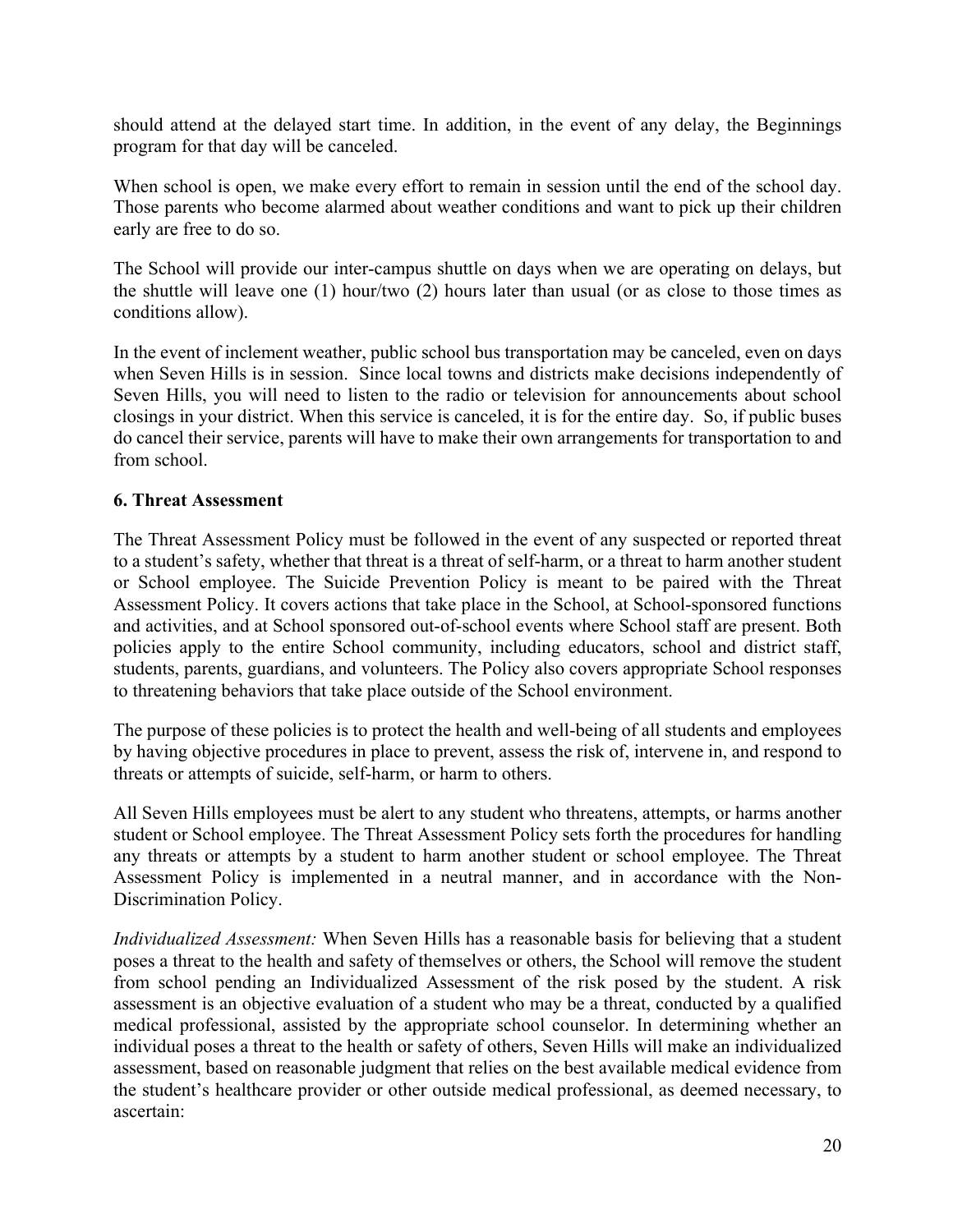should attend at the delayed start time. In addition, in the event of any delay, the Beginnings program for that day will be canceled.

When school is open, we make every effort to remain in session until the end of the school day. Those parents who become alarmed about weather conditions and want to pick up their children early are free to do so.

The School will provide our inter-campus shuttle on days when we are operating on delays, but the shuttle will leave one (1) hour/two (2) hours later than usual (or as close to those times as conditions allow).

In the event of inclement weather, public school bus transportation may be canceled, even on days when Seven Hills is in session. Since local towns and districts make decisions independently of Seven Hills, you will need to listen to the radio or television for announcements about school closings in your district. When this service is canceled, it is for the entire day. So, if public buses do cancel their service, parents will have to make their own arrangements for transportation to and from school.

**6. Threat Assessment**

The Threat Assessment Policy must be followed in the event of any suspected or reported threat to a student's safety, whether that threat is a threat of self-harm, or a threat to harm another student or School employee. The Suicide Prevention Policy is meant to be paired with the Threat Assessment Policy. It covers actions that take place in the School, at School-sponsored functions and activities, and at School sponsored out-of-school events where School staff are present. Both policies apply to the entire School community, including educators, school and district staff, students, parents, guardians, and volunteers. The Policy also covers appropriate School responses to threatening behaviors that take place outside of the School environment.

The purpose of these policies is to protect the health and well-being of all students and employees by having objective procedures in place to prevent, assess the risk of, intervene in, and respond to threats or attempts of suicide, self-harm, or harm to others.

All Seven Hills employees must be alert to any student who threatens, attempts, or harms another student or School employee. The Threat Assessment Policy sets forth the procedures for handling any threats or attempts by a student to harm another student or school employee. The Threat Assessment Policy is implemented in a neutral manner, and in accordance with the Non-Discrimination Policy.

*Individualized Assessment:* When Seven Hills has a reasonable basis for believing that a student poses a threat to the health and safety of themselves or others, the School will remove the student from school pending an Individualized Assessment of the risk posed by the student. A risk assessment is an objective evaluation of a student who may be a threat, conducted by a qualified medical professional, assisted by the appropriate school counselor. In determining whether an individual poses a threat to the health or safety of others, Seven Hills will make an individualized assessment, based on reasonable judgment that relies on the best available medical evidence from the student's healthcare provider or other outside medical professional, as deemed necessary, to ascertain: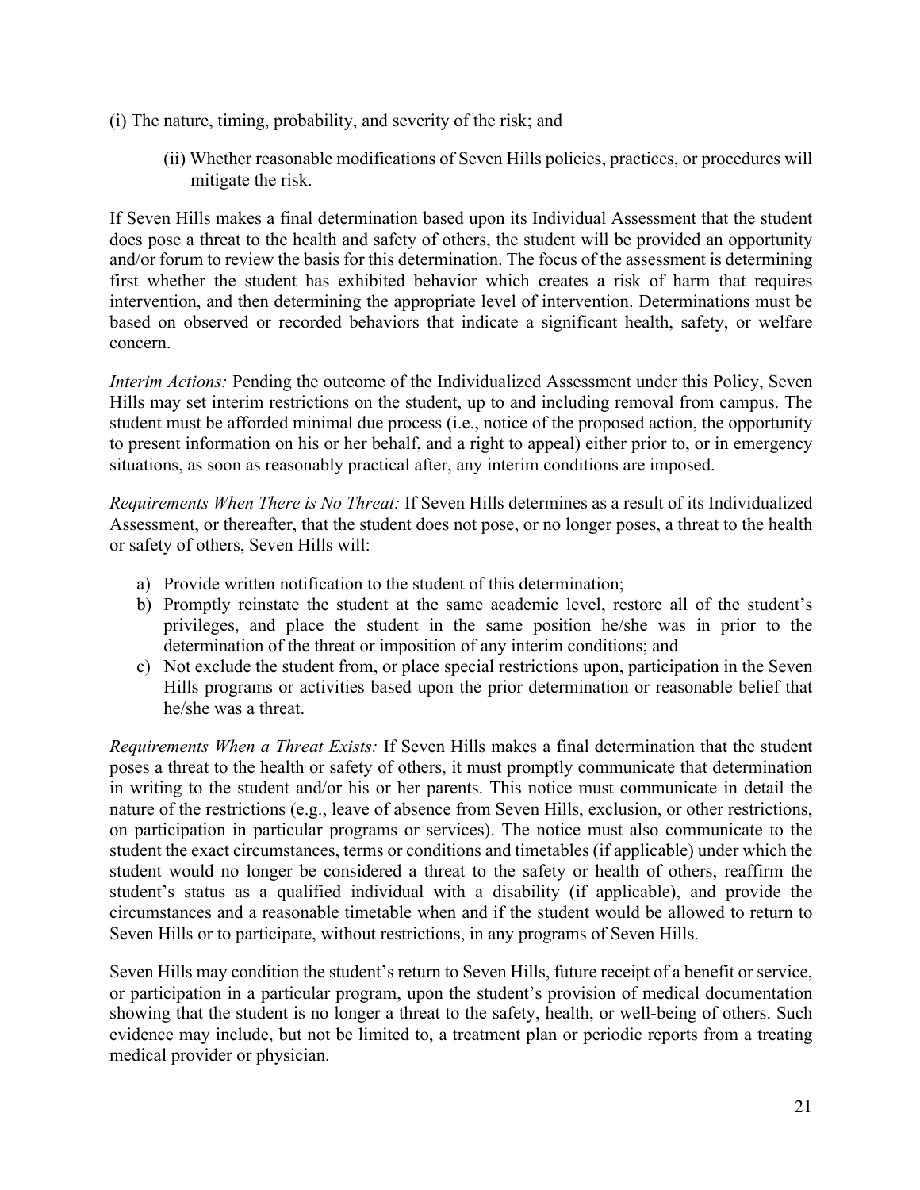(i) The nature, timing, probability, and severity of the risk; and

(ii) Whether reasonable modifications of Seven Hills policies, practices, or procedures will mitigate the risk.

If Seven Hills makes a final determination based upon its Individual Assessment that the student does pose a threat to the health and safety of others, the student will be provided an opportunity and/or forum to review the basis for this determination. The focus of the assessment is determining first whether the student has exhibited behavior which creates a risk of harm that requires intervention, and then determining the appropriate level of intervention. Determinations must be based on observed or recorded behaviors that indicate a significant health, safety, or welfare concern.

*Interim Actions:* Pending the outcome of the Individualized Assessment under this Policy, Seven Hills may set interim restrictions on the student, up to and including removal from campus. The student must be afforded minimal due process (i.e., notice of the proposed action, the opportunity to present information on his or her behalf, and a right to appeal) either prior to, or in emergency situations, as soon as reasonably practical after, any interim conditions are imposed.

*Requirements When There is No Threat:* If Seven Hills determines as a result of its Individualized Assessment, or thereafter, that the student does not pose, or no longer poses, a threat to the health or safety of others, Seven Hills will:

a) Provide written notification to the student of this determination;
b) Promptly reinstate the student at the same academic level, restore all of the student's privileges, and place the student in the same position he/she was in prior to the determination of the threat or imposition of any interim conditions; and
c) Not exclude the student from, or place special restrictions upon, participation in the Seven Hills programs or activities based upon the prior determination or reasonable belief that he/she was a threat.

*Requirements When a Threat Exists:* If Seven Hills makes a final determination that the student poses a threat to the health or safety of others, it must promptly communicate that determination in writing to the student and/or his or her parents. This notice must communicate in detail the nature of the restrictions (e.g., leave of absence from Seven Hills, exclusion, or other restrictions, on participation in particular programs or services). The notice must also communicate to the student the exact circumstances, terms or conditions and timetables (if applicable) under which the student would no longer be considered a threat to the safety or health of others, reaffirm the student's status as a qualified individual with a disability (if applicable), and provide the circumstances and a reasonable timetable when and if the student would be allowed to return to Seven Hills or to participate, without restrictions, in any programs of Seven Hills.

Seven Hills may condition the student's return to Seven Hills, future receipt of a benefit or service, or participation in a particular program, upon the student's provision of medical documentation showing that the student is no longer a threat to the safety, health, or well-being of others. Such evidence may include, but not be limited to, a treatment plan or periodic reports from a treating medical provider or physician.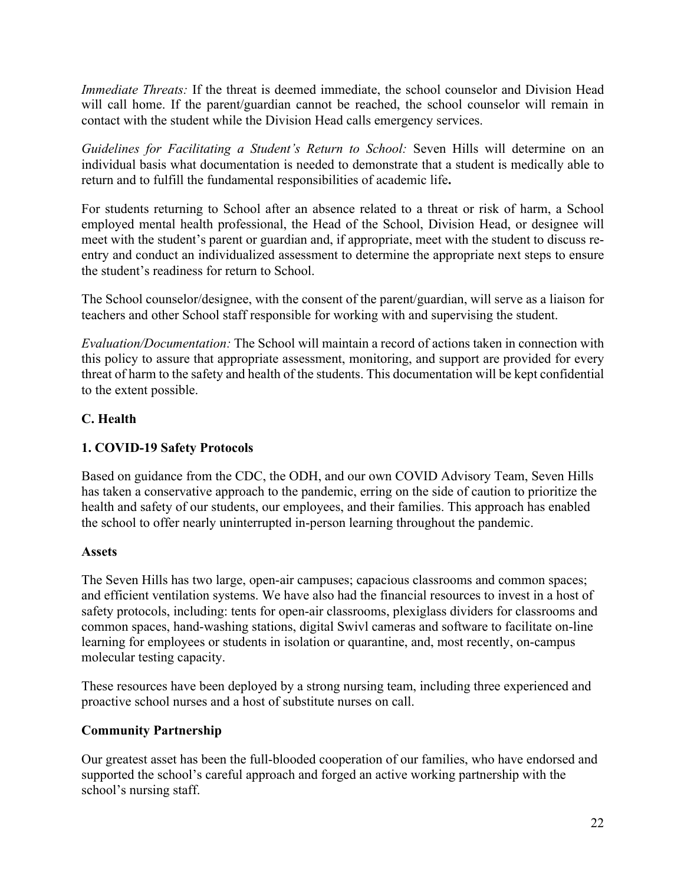*Immediate Threats:* If the threat is deemed immediate, the school counselor and Division Head will call home. If the parent/guardian cannot be reached, the school counselor will remain in contact with the student while the Division Head calls emergency services.

*Guidelines for Facilitating a Student's Return to School:* Seven Hills will determine on an individual basis what documentation is needed to demonstrate that a student is medically able to return and to fulfill the fundamental responsibilities of academic life**.**

For students returning to School after an absence related to a threat or risk of harm, a School employed mental health professional, the Head of the School, Division Head, or designee will meet with the student's parent or guardian and, if appropriate, meet with the student to discuss re-entry and conduct an individualized assessment to determine the appropriate next steps to ensure the student's readiness for return to School.

The School counselor/designee, with the consent of the parent/guardian, will serve as a liaison for teachers and other School staff responsible for working with and supervising the student.

*Evaluation/Documentation:* The School will maintain a record of actions taken in connection with this policy to assure that appropriate assessment, monitoring, and support are provided for every threat of harm to the safety and health of the students. This documentation will be kept confidential to the extent possible.

## C. Health

### 1. COVID-19 Safety Protocols

Based on guidance from the CDC, the ODH, and our own COVID Advisory Team, Seven Hills has taken a conservative approach to the pandemic, erring on the side of caution to prioritize the health and safety of our students, our employees, and their families. This approach has enabled the school to offer nearly uninterrupted in-person learning throughout the pandemic.

#### Assets

The Seven Hills has two large, open-air campuses; capacious classrooms and common spaces; and efficient ventilation systems. We have also had the financial resources to invest in a host of safety protocols, including: tents for open-air classrooms, plexiglass dividers for classrooms and common spaces, hand-washing stations, digital Swivl cameras and software to facilitate on-line learning for employees or students in isolation or quarantine, and, most recently, on-campus molecular testing capacity.

These resources have been deployed by a strong nursing team, including three experienced and proactive school nurses and a host of substitute nurses on call.

#### Community Partnership

Our greatest asset has been the full-blooded cooperation of our families, who have endorsed and supported the school's careful approach and forged an active working partnership with the school's nursing staff.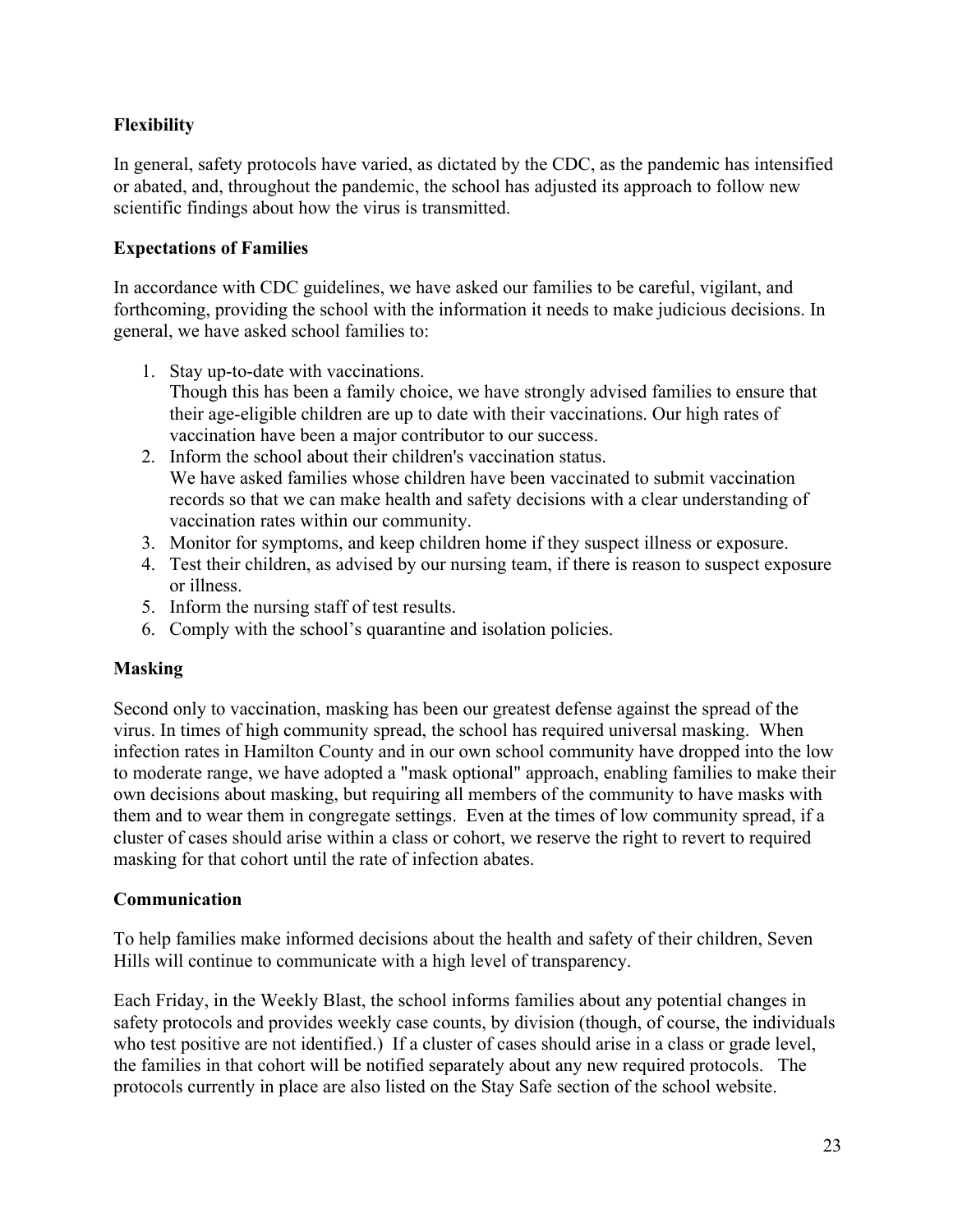**Flexibility**

In general, safety protocols have varied, as dictated by the CDC, as the pandemic has intensified or abated, and, throughout the pandemic, the school has adjusted its approach to follow new scientific findings about how the virus is transmitted.

**Expectations of Families**

In accordance with CDC guidelines, we have asked our families to be careful, vigilant, and forthcoming, providing the school with the information it needs to make judicious decisions. In general, we have asked school families to:

1. Stay up-to-date with vaccinations.
   Though this has been a family choice, we have strongly advised families to ensure that their age-eligible children are up to date with their vaccinations. Our high rates of vaccination have been a major contributor to our success.
2. Inform the school about their children's vaccination status.
   We have asked families whose children have been vaccinated to submit vaccination records so that we can make health and safety decisions with a clear understanding of vaccination rates within our community.
3. Monitor for symptoms, and keep children home if they suspect illness or exposure.
4. Test their children, as advised by our nursing team, if there is reason to suspect exposure or illness.
5. Inform the nursing staff of test results.
6. Comply with the school's quarantine and isolation policies.

**Masking**

Second only to vaccination, masking has been our greatest defense against the spread of the virus. In times of high community spread, the school has required universal masking. When infection rates in Hamilton County and in our own school community have dropped into the low to moderate range, we have adopted a "mask optional" approach, enabling families to make their own decisions about masking, but requiring all members of the community to have masks with them and to wear them in congregate settings. Even at the times of low community spread, if a cluster of cases should arise within a class or cohort, we reserve the right to revert to required masking for that cohort until the rate of infection abates.

**Communication**

To help families make informed decisions about the health and safety of their children, Seven Hills will continue to communicate with a high level of transparency.

Each Friday, in the Weekly Blast, the school informs families about any potential changes in safety protocols and provides weekly case counts, by division (though, of course, the individuals who test positive are not identified.) If a cluster of cases should arise in a class or grade level, the families in that cohort will be notified separately about any new required protocols. The protocols currently in place are also listed on the Stay Safe section of the school website.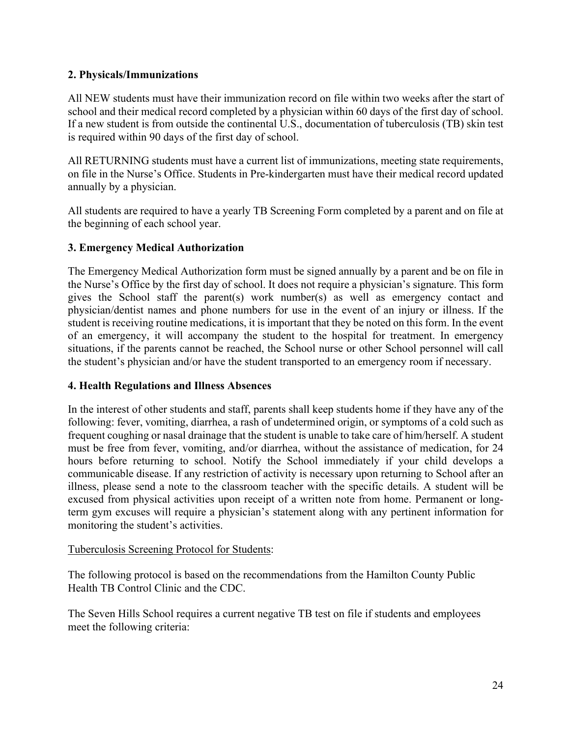**2. Physicals/Immunizations**

All NEW students must have their immunization record on file within two weeks after the start of school and their medical record completed by a physician within 60 days of the first day of school. If a new student is from outside the continental U.S., documentation of tuberculosis (TB) skin test is required within 90 days of the first day of school.

All RETURNING students must have a current list of immunizations, meeting state requirements, on file in the Nurse's Office. Students in Pre-kindergarten must have their medical record updated annually by a physician.

All students are required to have a yearly TB Screening Form completed by a parent and on file at the beginning of each school year.

**3. Emergency Medical Authorization**

The Emergency Medical Authorization form must be signed annually by a parent and be on file in the Nurse's Office by the first day of school. It does not require a physician's signature. This form gives the School staff the parent(s) work number(s) as well as emergency contact and physician/dentist names and phone numbers for use in the event of an injury or illness. If the student is receiving routine medications, it is important that they be noted on this form. In the event of an emergency, it will accompany the student to the hospital for treatment. In emergency situations, if the parents cannot be reached, the School nurse or other School personnel will call the student's physician and/or have the student transported to an emergency room if necessary.

**4. Health Regulations and Illness Absences**

In the interest of other students and staff, parents shall keep students home if they have any of the following: fever, vomiting, diarrhea, a rash of undetermined origin, or symptoms of a cold such as frequent coughing or nasal drainage that the student is unable to take care of him/herself. A student must be free from fever, vomiting, and/or diarrhea, without the assistance of medication, for 24 hours before returning to school. Notify the School immediately if your child develops a communicable disease. If any restriction of activity is necessary upon returning to School after an illness, please send a note to the classroom teacher with the specific details. A student will be excused from physical activities upon receipt of a written note from home. Permanent or long-term gym excuses will require a physician's statement along with any pertinent information for monitoring the student's activities.

<u>Tuberculosis Screening Protocol for Students</u>:

The following protocol is based on the recommendations from the Hamilton County Public Health TB Control Clinic and the CDC.

The Seven Hills School requires a current negative TB test on file if students and employees meet the following criteria: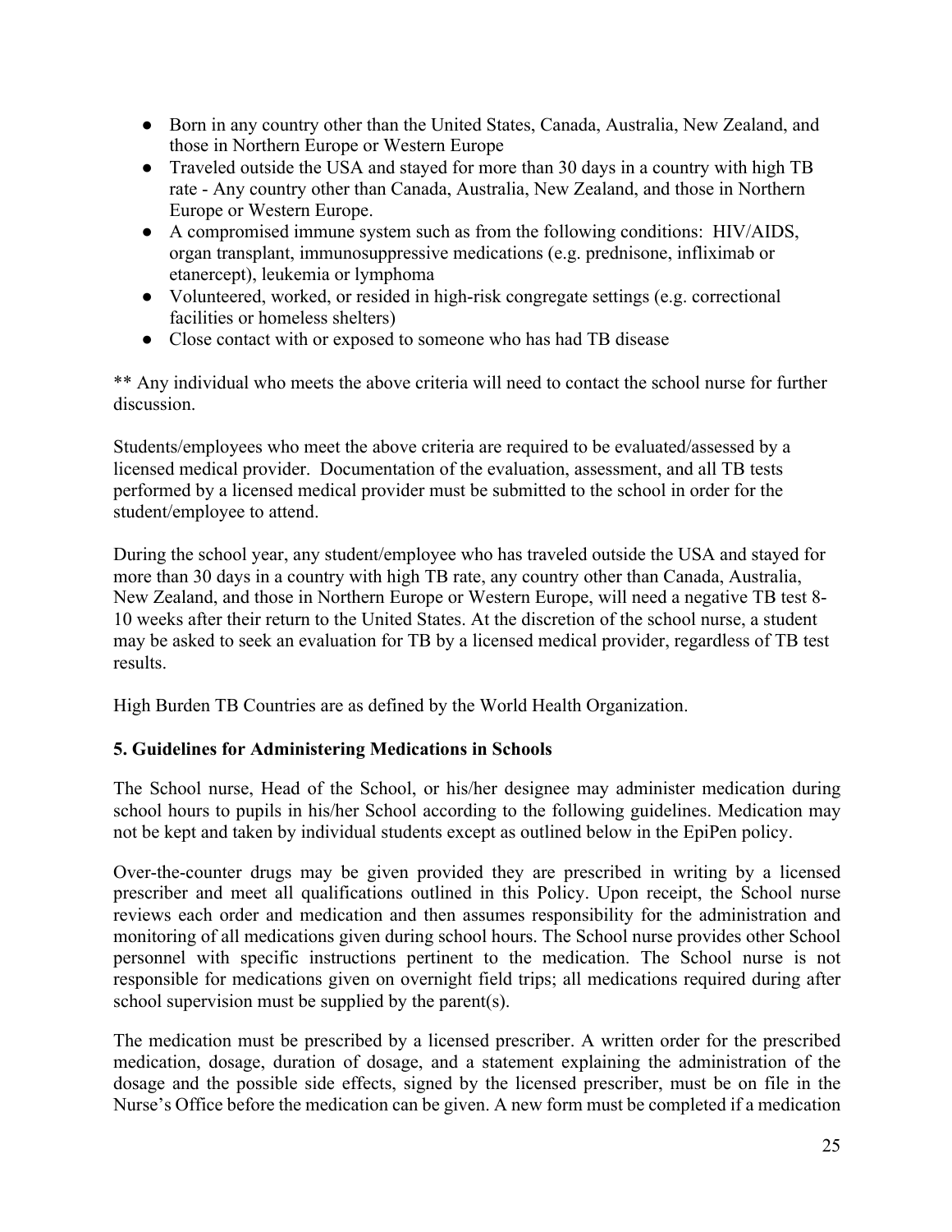- Born in any country other than the United States, Canada, Australia, New Zealand, and those in Northern Europe or Western Europe
- Traveled outside the USA and stayed for more than 30 days in a country with high TB rate - Any country other than Canada, Australia, New Zealand, and those in Northern Europe or Western Europe.
- A compromised immune system such as from the following conditions: HIV/AIDS, organ transplant, immunosuppressive medications (e.g. prednisone, infliximab or etanercept), leukemia or lymphoma
- Volunteered, worked, or resided in high-risk congregate settings (e.g. correctional facilities or homeless shelters)
- Close contact with or exposed to someone who has had TB disease

** Any individual who meets the above criteria will need to contact the school nurse for further discussion.

Students/employees who meet the above criteria are required to be evaluated/assessed by a licensed medical provider. Documentation of the evaluation, assessment, and all TB tests performed by a licensed medical provider must be submitted to the school in order for the student/employee to attend.

During the school year, any student/employee who has traveled outside the USA and stayed for more than 30 days in a country with high TB rate, any country other than Canada, Australia, New Zealand, and those in Northern Europe or Western Europe, will need a negative TB test 8-10 weeks after their return to the United States. At the discretion of the school nurse, a student may be asked to seek an evaluation for TB by a licensed medical provider, regardless of TB test results.

High Burden TB Countries are as defined by the World Health Organization.

### 5. Guidelines for Administering Medications in Schools

The School nurse, Head of the School, or his/her designee may administer medication during school hours to pupils in his/her School according to the following guidelines. Medication may not be kept and taken by individual students except as outlined below in the EpiPen policy.

Over-the-counter drugs may be given provided they are prescribed in writing by a licensed prescriber and meet all qualifications outlined in this Policy. Upon receipt, the School nurse reviews each order and medication and then assumes responsibility for the administration and monitoring of all medications given during school hours. The School nurse provides other School personnel with specific instructions pertinent to the medication. The School nurse is not responsible for medications given on overnight field trips; all medications required during after school supervision must be supplied by the parent(s).

The medication must be prescribed by a licensed prescriber. A written order for the prescribed medication, dosage, duration of dosage, and a statement explaining the administration of the dosage and the possible side effects, signed by the licensed prescriber, must be on file in the Nurse's Office before the medication can be given. A new form must be completed if a medication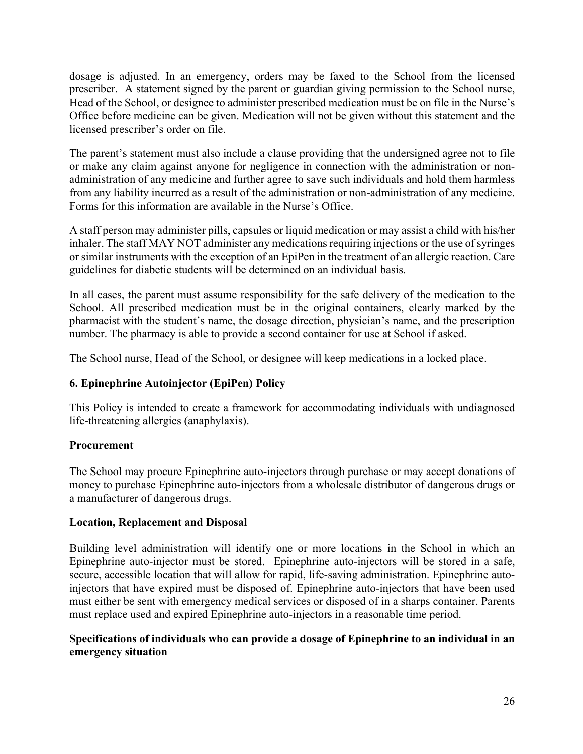dosage is adjusted. In an emergency, orders may be faxed to the School from the licensed prescriber. A statement signed by the parent or guardian giving permission to the School nurse, Head of the School, or designee to administer prescribed medication must be on file in the Nurse's Office before medicine can be given. Medication will not be given without this statement and the licensed prescriber's order on file.

The parent's statement must also include a clause providing that the undersigned agree not to file or make any claim against anyone for negligence in connection with the administration or non-administration of any medicine and further agree to save such individuals and hold them harmless from any liability incurred as a result of the administration or non-administration of any medicine. Forms for this information are available in the Nurse's Office.

A staff person may administer pills, capsules or liquid medication or may assist a child with his/her inhaler. The staff MAY NOT administer any medications requiring injections or the use of syringes or similar instruments with the exception of an EpiPen in the treatment of an allergic reaction. Care guidelines for diabetic students will be determined on an individual basis.

In all cases, the parent must assume responsibility for the safe delivery of the medication to the School. All prescribed medication must be in the original containers, clearly marked by the pharmacist with the student's name, the dosage direction, physician's name, and the prescription number. The pharmacy is able to provide a second container for use at School if asked.

The School nurse, Head of the School, or designee will keep medications in a locked place.

### 6. Epinephrine Autoinjector (EpiPen) Policy

This Policy is intended to create a framework for accommodating individuals with undiagnosed life-threatening allergies (anaphylaxis).

#### Procurement

The School may procure Epinephrine auto-injectors through purchase or may accept donations of money to purchase Epinephrine auto-injectors from a wholesale distributor of dangerous drugs or a manufacturer of dangerous drugs.

#### Location, Replacement and Disposal

Building level administration will identify one or more locations in the School in which an Epinephrine auto-injector must be stored. Epinephrine auto-injectors will be stored in a safe, secure, accessible location that will allow for rapid, life-saving administration. Epinephrine auto-injectors that have expired must be disposed of. Epinephrine auto-injectors that have been used must either be sent with emergency medical services or disposed of in a sharps container. Parents must replace used and expired Epinephrine auto-injectors in a reasonable time period.

#### Specifications of individuals who can provide a dosage of Epinephrine to an individual in an emergency situation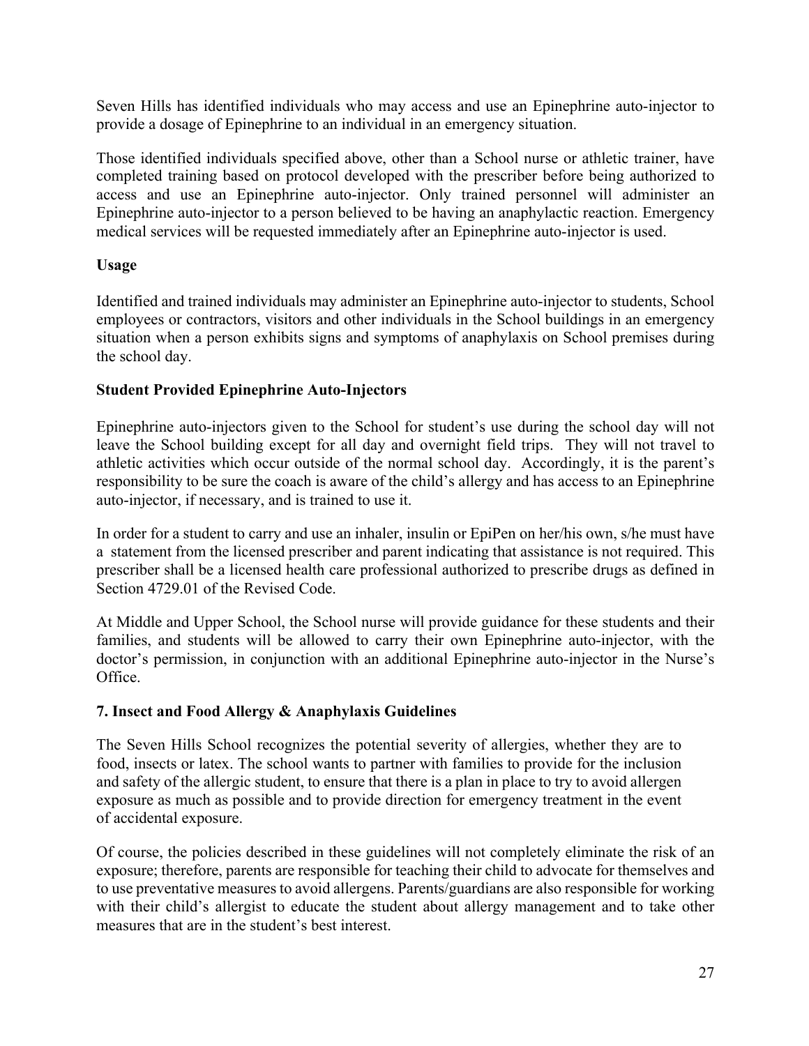Seven Hills has identified individuals who may access and use an Epinephrine auto-injector to provide a dosage of Epinephrine to an individual in an emergency situation.

Those identified individuals specified above, other than a School nurse or athletic trainer, have completed training based on protocol developed with the prescriber before being authorized to access and use an Epinephrine auto-injector. Only trained personnel will administer an Epinephrine auto-injector to a person believed to be having an anaphylactic reaction. Emergency medical services will be requested immediately after an Epinephrine auto-injector is used.

**Usage**

Identified and trained individuals may administer an Epinephrine auto-injector to students, School employees or contractors, visitors and other individuals in the School buildings in an emergency situation when a person exhibits signs and symptoms of anaphylaxis on School premises during the school day.

**Student Provided Epinephrine Auto-Injectors**

Epinephrine auto-injectors given to the School for student's use during the school day will not leave the School building except for all day and overnight field trips. They will not travel to athletic activities which occur outside of the normal school day. Accordingly, it is the parent's responsibility to be sure the coach is aware of the child's allergy and has access to an Epinephrine auto-injector, if necessary, and is trained to use it.

In order for a student to carry and use an inhaler, insulin or EpiPen on her/his own, s/he must have a statement from the licensed prescriber and parent indicating that assistance is not required. This prescriber shall be a licensed health care professional authorized to prescribe drugs as defined in Section 4729.01 of the Revised Code.

At Middle and Upper School, the School nurse will provide guidance for these students and their families, and students will be allowed to carry their own Epinephrine auto-injector, with the doctor's permission, in conjunction with an additional Epinephrine auto-injector in the Nurse's Office.

**7. Insect and Food Allergy & Anaphylaxis Guidelines**

The Seven Hills School recognizes the potential severity of allergies, whether they are to food, insects or latex. The school wants to partner with families to provide for the inclusion and safety of the allergic student, to ensure that there is a plan in place to try to avoid allergen exposure as much as possible and to provide direction for emergency treatment in the event of accidental exposure.

Of course, the policies described in these guidelines will not completely eliminate the risk of an exposure; therefore, parents are responsible for teaching their child to advocate for themselves and to use preventative measures to avoid allergens. Parents/guardians are also responsible for working with their child's allergist to educate the student about allergy management and to take other measures that are in the student's best interest.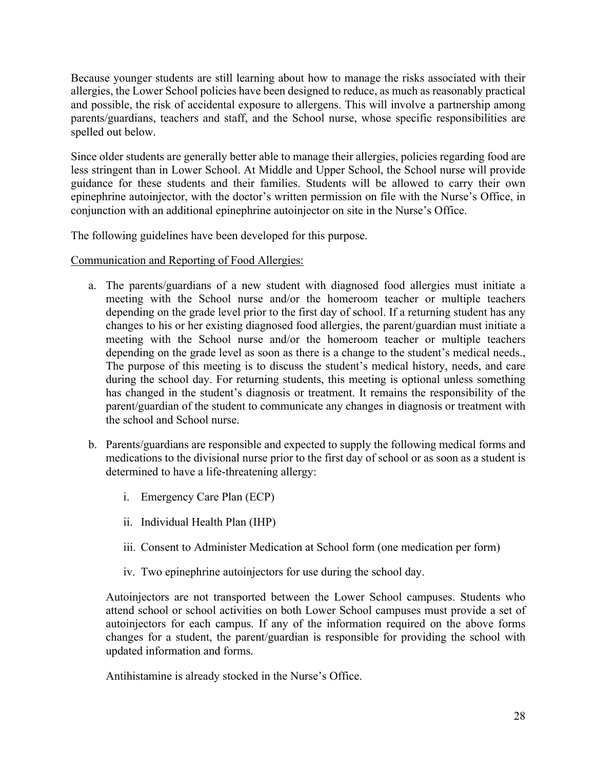Because younger students are still learning about how to manage the risks associated with their allergies, the Lower School policies have been designed to reduce, as much as reasonably practical and possible, the risk of accidental exposure to allergens. This will involve a partnership among parents/guardians, teachers and staff, and the School nurse, whose specific responsibilities are spelled out below.

Since older students are generally better able to manage their allergies, policies regarding food are less stringent than in Lower School. At Middle and Upper School, the School nurse will provide guidance for these students and their families. Students will be allowed to carry their own epinephrine autoinjector, with the doctor's written permission on file with the Nurse's Office, in conjunction with an additional epinephrine autoinjector on site in the Nurse's Office.

The following guidelines have been developed for this purpose.

<u>Communication and Reporting of Food Allergies:</u>

a. The parents/guardians of a new student with diagnosed food allergies must initiate a meeting with the School nurse and/or the homeroom teacher or multiple teachers depending on the grade level prior to the first day of school. If a returning student has any changes to his or her existing diagnosed food allergies, the parent/guardian must initiate a meeting with the School nurse and/or the homeroom teacher or multiple teachers depending on the grade level as soon as there is a change to the student's medical needs., The purpose of this meeting is to discuss the student's medical history, needs, and care during the school day. For returning students, this meeting is optional unless something has changed in the student's diagnosis or treatment. It remains the responsibility of the parent/guardian of the student to communicate any changes in diagnosis or treatment with the school and School nurse.

b. Parents/guardians are responsible and expected to supply the following medical forms and medications to the divisional nurse prior to the first day of school or as soon as a student is determined to have a life-threatening allergy:

   i. Emergency Care Plan (ECP)

   ii. Individual Health Plan (IHP)

   iii. Consent to Administer Medication at School form (one medication per form)

   iv. Two epinephrine autoinjectors for use during the school day.

   Autoinjectors are not transported between the Lower School campuses. Students who attend school or school activities on both Lower School campuses must provide a set of autoinjectors for each campus. If any of the information required on the above forms changes for a student, the parent/guardian is responsible for providing the school with updated information and forms.

   Antihistamine is already stocked in the Nurse's Office.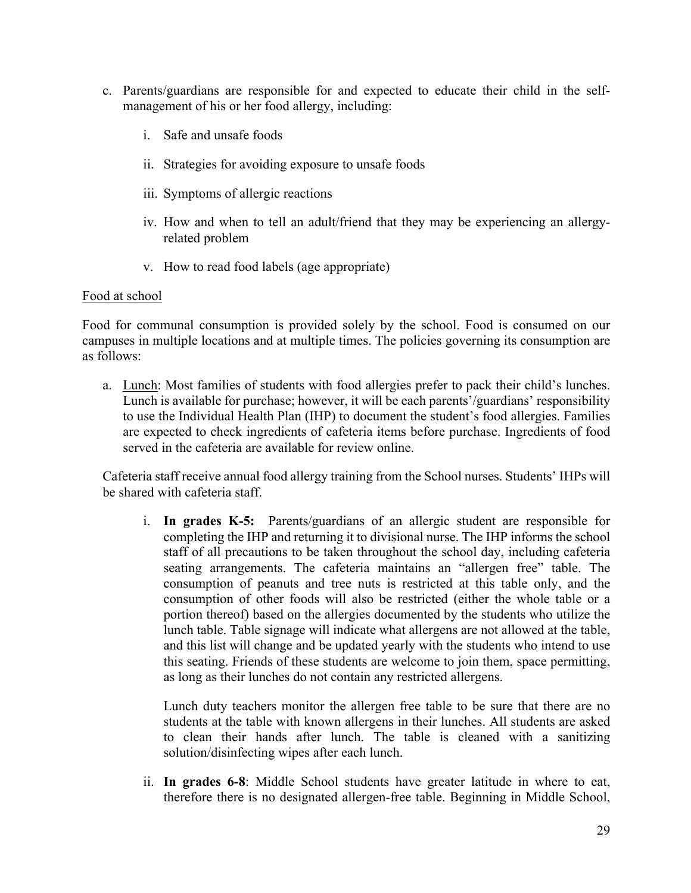c. Parents/guardians are responsible for and expected to educate their child in the self-management of his or her food allergy, including:

   i. Safe and unsafe foods

   ii. Strategies for avoiding exposure to unsafe foods

   iii. Symptoms of allergic reactions

   iv. How and when to tell an adult/friend that they may be experiencing an allergy-related problem

   v. How to read food labels (age appropriate)

Food at school

Food for communal consumption is provided solely by the school. Food is consumed on our campuses in multiple locations and at multiple times. The policies governing its consumption are as follows:

a. Lunch: Most families of students with food allergies prefer to pack their child's lunches. Lunch is available for purchase; however, it will be each parents'/guardians' responsibility to use the Individual Health Plan (IHP) to document the student's food allergies. Families are expected to check ingredients of cafeteria items before purchase. Ingredients of food served in the cafeteria are available for review online.

   Cafeteria staff receive annual food allergy training from the School nurses. Students' IHPs will be shared with cafeteria staff.

   i. **In grades K-5:** Parents/guardians of an allergic student are responsible for completing the IHP and returning it to divisional nurse. The IHP informs the school staff of all precautions to be taken throughout the school day, including cafeteria seating arrangements. The cafeteria maintains an "allergen free" table. The consumption of peanuts and tree nuts is restricted at this table only, and the consumption of other foods will also be restricted (either the whole table or a portion thereof) based on the allergies documented by the students who utilize the lunch table. Table signage will indicate what allergens are not allowed at the table, and this list will change and be updated yearly with the students who intend to use this seating. Friends of these students are welcome to join them, space permitting, as long as their lunches do not contain any restricted allergens.

      Lunch duty teachers monitor the allergen free table to be sure that there are no students at the table with known allergens in their lunches. All students are asked to clean their hands after lunch. The table is cleaned with a sanitizing solution/disinfecting wipes after each lunch.

   ii. **In grades 6-8**: Middle School students have greater latitude in where to eat, therefore there is no designated allergen-free table. Beginning in Middle School,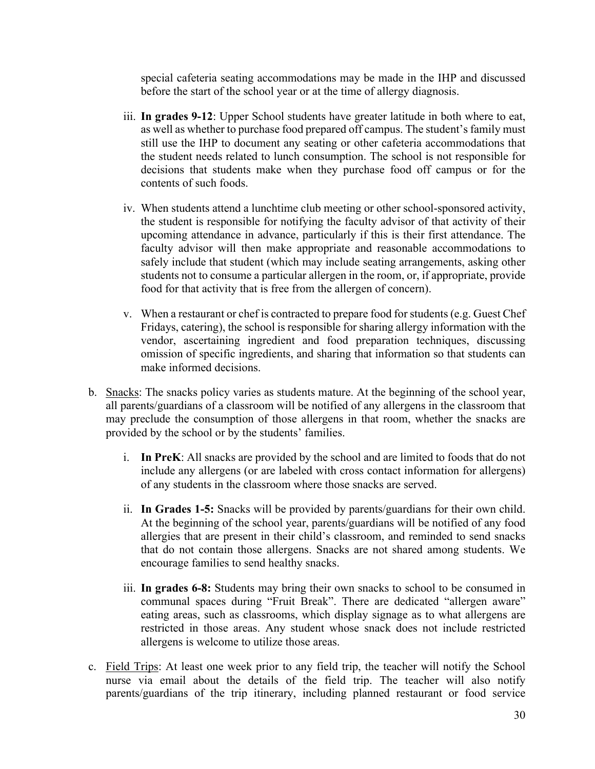special cafeteria seating accommodations may be made in the IHP and discussed before the start of the school year or at the time of allergy diagnosis.

iii. **In grades 9-12**: Upper School students have greater latitude in both where to eat, as well as whether to purchase food prepared off campus. The student's family must still use the IHP to document any seating or other cafeteria accommodations that the student needs related to lunch consumption. The school is not responsible for decisions that students make when they purchase food off campus or for the contents of such foods.

iv. When students attend a lunchtime club meeting or other school-sponsored activity, the student is responsible for notifying the faculty advisor of that activity of their upcoming attendance in advance, particularly if this is their first attendance. The faculty advisor will then make appropriate and reasonable accommodations to safely include that student (which may include seating arrangements, asking other students not to consume a particular allergen in the room, or, if appropriate, provide food for that activity that is free from the allergen of concern).

v. When a restaurant or chef is contracted to prepare food for students (e.g. Guest Chef Fridays, catering), the school is responsible for sharing allergy information with the vendor, ascertaining ingredient and food preparation techniques, discussing omission of specific ingredients, and sharing that information so that students can make informed decisions.

b. <u>Snacks</u>: The snacks policy varies as students mature. At the beginning of the school year, all parents/guardians of a classroom will be notified of any allergens in the classroom that may preclude the consumption of those allergens in that room, whether the snacks are provided by the school or by the students' families.

i. **In PreK**: All snacks are provided by the school and are limited to foods that do not include any allergens (or are labeled with cross contact information for allergens) of any students in the classroom where those snacks are served.

ii. **In Grades 1-5:** Snacks will be provided by parents/guardians for their own child. At the beginning of the school year, parents/guardians will be notified of any food allergies that are present in their child's classroom, and reminded to send snacks that do not contain those allergens. Snacks are not shared among students. We encourage families to send healthy snacks.

iii. **In grades 6-8:** Students may bring their own snacks to school to be consumed in communal spaces during "Fruit Break". There are dedicated "allergen aware" eating areas, such as classrooms, which display signage as to what allergens are restricted in those areas. Any student whose snack does not include restricted allergens is welcome to utilize those areas.

c. <u>Field Trips</u>: At least one week prior to any field trip, the teacher will notify the School nurse via email about the details of the field trip. The teacher will also notify parents/guardians of the trip itinerary, including planned restaurant or food service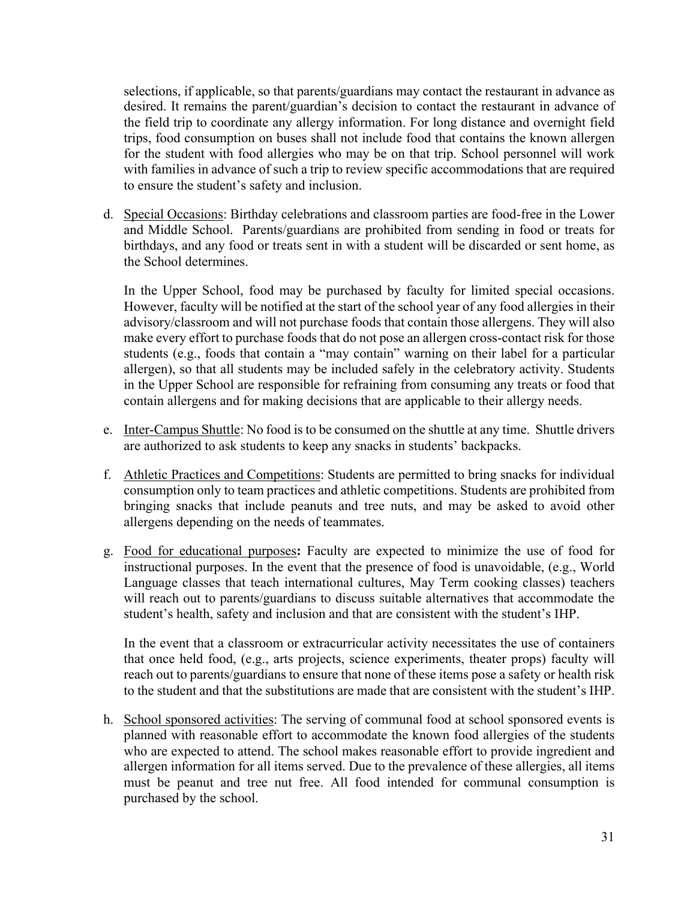selections, if applicable, so that parents/guardians may contact the restaurant in advance as desired. It remains the parent/guardian's decision to contact the restaurant in advance of the field trip to coordinate any allergy information. For long distance and overnight field trips, food consumption on buses shall not include food that contains the known allergen for the student with food allergies who may be on that trip. School personnel will work with families in advance of such a trip to review specific accommodations that are required to ensure the student's safety and inclusion.

d. <u>Special Occasions</u>: Birthday celebrations and classroom parties are food-free in the Lower and Middle School. Parents/guardians are prohibited from sending in food or treats for birthdays, and any food or treats sent in with a student will be discarded or sent home, as the School determines.

   In the Upper School, food may be purchased by faculty for limited special occasions. However, faculty will be notified at the start of the school year of any food allergies in their advisory/classroom and will not purchase foods that contain those allergens. They will also make every effort to purchase foods that do not pose an allergen cross-contact risk for those students (e.g., foods that contain a "may contain" warning on their label for a particular allergen), so that all students may be included safely in the celebratory activity. Students in the Upper School are responsible for refraining from consuming any treats or food that contain allergens and for making decisions that are applicable to their allergy needs.

e. <u>Inter-Campus Shuttle</u>: No food is to be consumed on the shuttle at any time. Shuttle drivers are authorized to ask students to keep any snacks in students' backpacks.

f. <u>Athletic Practices and Competitions</u>: Students are permitted to bring snacks for individual consumption only to team practices and athletic competitions. Students are prohibited from bringing snacks that include peanuts and tree nuts, and may be asked to avoid other allergens depending on the needs of teammates.

g. <u>Food for educational purposes</u>**:** Faculty are expected to minimize the use of food for instructional purposes. In the event that the presence of food is unavoidable, (e.g., World Language classes that teach international cultures, May Term cooking classes) teachers will reach out to parents/guardians to discuss suitable alternatives that accommodate the student's health, safety and inclusion and that are consistent with the student's IHP.

   In the event that a classroom or extracurricular activity necessitates the use of containers that once held food, (e.g., arts projects, science experiments, theater props) faculty will reach out to parents/guardians to ensure that none of these items pose a safety or health risk to the student and that the substitutions are made that are consistent with the student's IHP.

h. <u>School sponsored activities</u>: The serving of communal food at school sponsored events is planned with reasonable effort to accommodate the known food allergies of the students who are expected to attend. The school makes reasonable effort to provide ingredient and allergen information for all items served. Due to the prevalence of these allergies, all items must be peanut and tree nut free. All food intended for communal consumption is purchased by the school.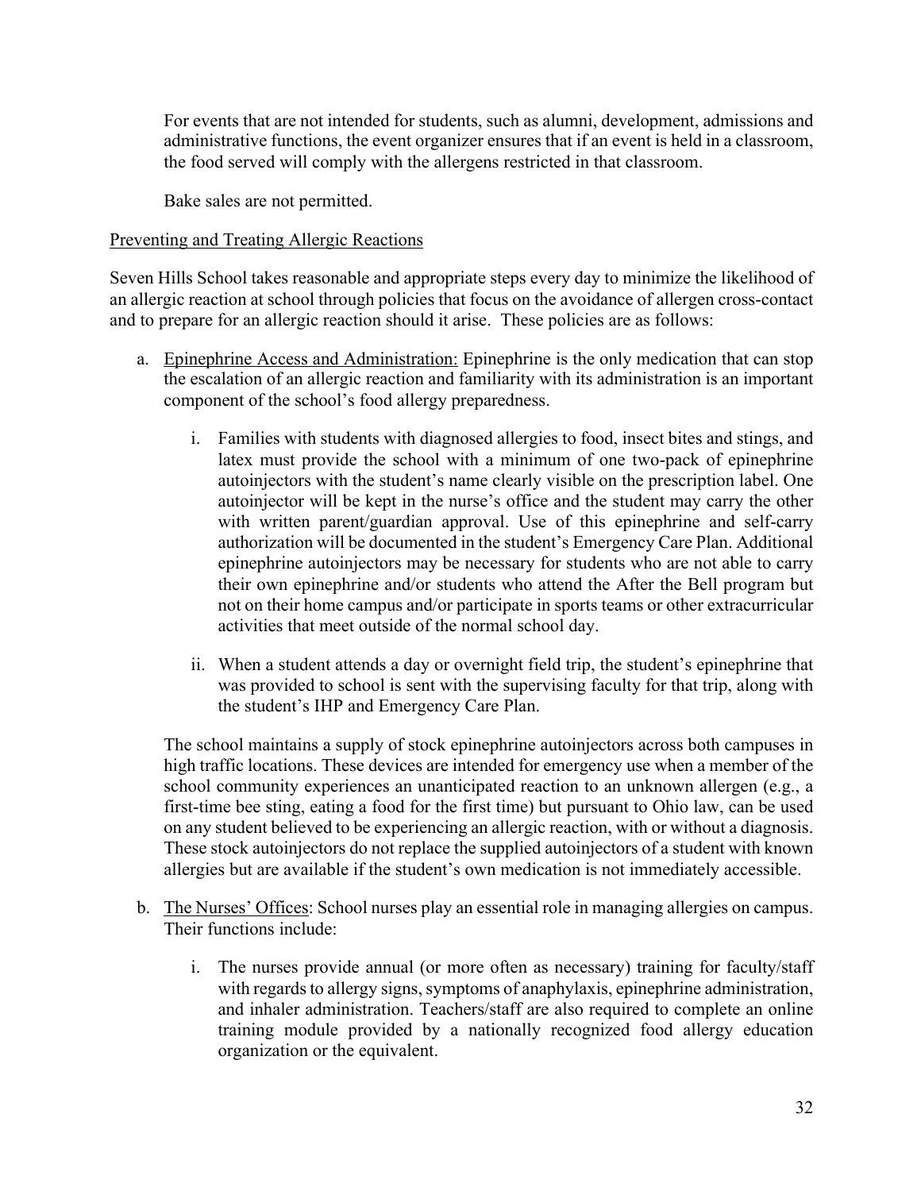For events that are not intended for students, such as alumni, development, admissions and administrative functions, the event organizer ensures that if an event is held in a classroom, the food served will comply with the allergens restricted in that classroom.

Bake sales are not permitted.

Preventing and Treating Allergic Reactions

Seven Hills School takes reasonable and appropriate steps every day to minimize the likelihood of an allergic reaction at school through policies that focus on the avoidance of allergen cross-contact and to prepare for an allergic reaction should it arise. These policies are as follows:

a. Epinephrine Access and Administration: Epinephrine is the only medication that can stop the escalation of an allergic reaction and familiarity with its administration is an important component of the school's food allergy preparedness.

   i. Families with students with diagnosed allergies to food, insect bites and stings, and latex must provide the school with a minimum of one two-pack of epinephrine autoinjectors with the student's name clearly visible on the prescription label. One autoinjector will be kept in the nurse's office and the student may carry the other with written parent/guardian approval. Use of this epinephrine and self-carry authorization will be documented in the student's Emergency Care Plan. Additional epinephrine autoinjectors may be necessary for students who are not able to carry their own epinephrine and/or students who attend the After the Bell program but not on their home campus and/or participate in sports teams or other extracurricular activities that meet outside of the normal school day.

   ii. When a student attends a day or overnight field trip, the student's epinephrine that was provided to school is sent with the supervising faculty for that trip, along with the student's IHP and Emergency Care Plan.

   The school maintains a supply of stock epinephrine autoinjectors across both campuses in high traffic locations. These devices are intended for emergency use when a member of the school community experiences an unanticipated reaction to an unknown allergen (e.g., a first-time bee sting, eating a food for the first time) but pursuant to Ohio law, can be used on any student believed to be experiencing an allergic reaction, with or without a diagnosis. These stock autoinjectors do not replace the supplied autoinjectors of a student with known allergies but are available if the student's own medication is not immediately accessible.

b. The Nurses' Offices: School nurses play an essential role in managing allergies on campus. Their functions include:

   i. The nurses provide annual (or more often as necessary) training for faculty/staff with regards to allergy signs, symptoms of anaphylaxis, epinephrine administration, and inhaler administration. Teachers/staff are also required to complete an online training module provided by a nationally recognized food allergy education organization or the equivalent.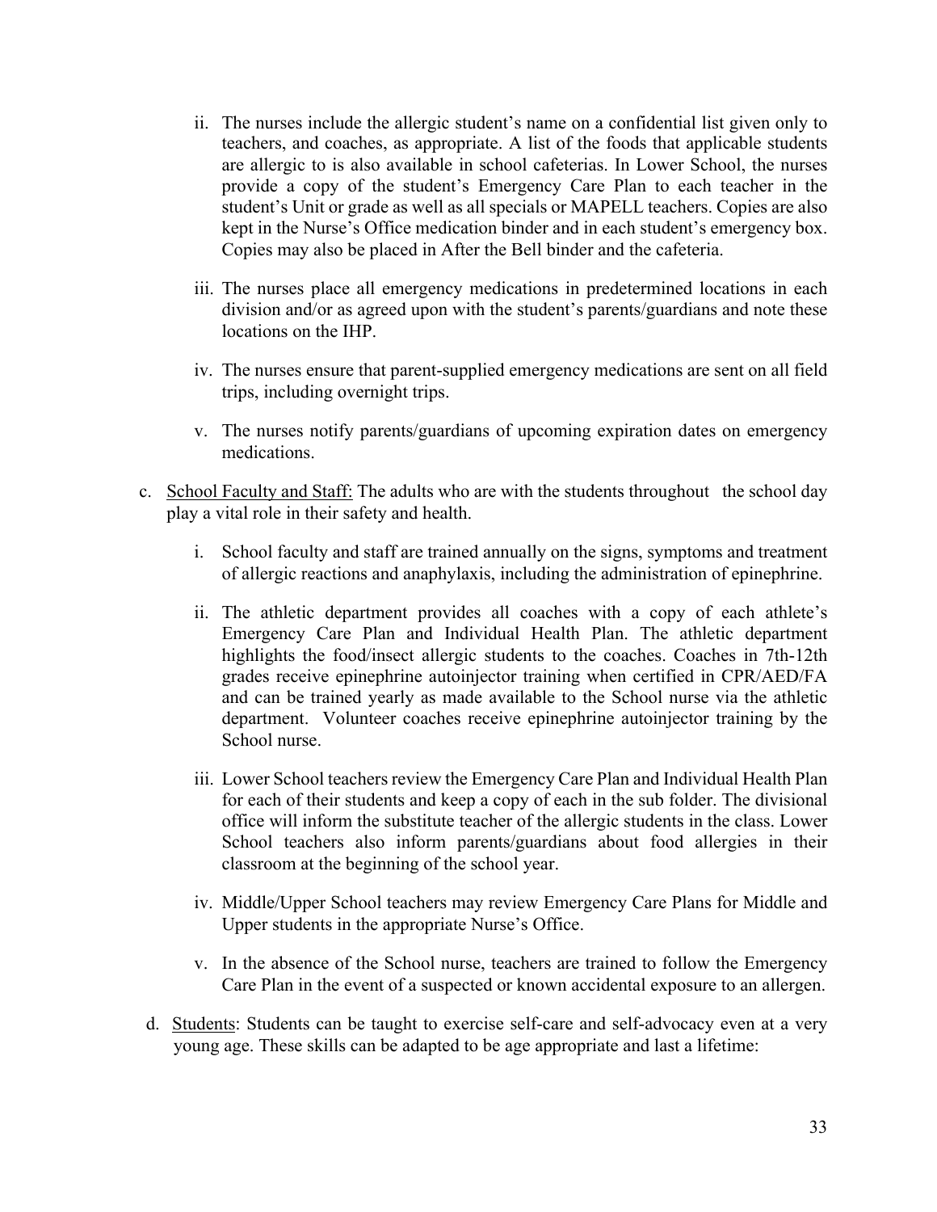ii. The nurses include the allergic student's name on a confidential list given only to teachers, and coaches, as appropriate. A list of the foods that applicable students are allergic to is also available in school cafeterias. In Lower School, the nurses provide a copy of the student's Emergency Care Plan to each teacher in the student's Unit or grade as well as all specials or MAPELL teachers. Copies are also kept in the Nurse's Office medication binder and in each student's emergency box. Copies may also be placed in After the Bell binder and the cafeteria.

iii. The nurses place all emergency medications in predetermined locations in each division and/or as agreed upon with the student's parents/guardians and note these locations on the IHP.

iv. The nurses ensure that parent-supplied emergency medications are sent on all field trips, including overnight trips.

v. The nurses notify parents/guardians of upcoming expiration dates on emergency medications.

c. <u>School Faculty and Staff:</u> The adults who are with the students throughout the school day play a vital role in their safety and health.

i. School faculty and staff are trained annually on the signs, symptoms and treatment of allergic reactions and anaphylaxis, including the administration of epinephrine.

ii. The athletic department provides all coaches with a copy of each athlete's Emergency Care Plan and Individual Health Plan. The athletic department highlights the food/insect allergic students to the coaches. Coaches in 7th-12th grades receive epinephrine autoinjector training when certified in CPR/AED/FA and can be trained yearly as made available to the School nurse via the athletic department. Volunteer coaches receive epinephrine autoinjector training by the School nurse.

iii. Lower School teachers review the Emergency Care Plan and Individual Health Plan for each of their students and keep a copy of each in the sub folder. The divisional office will inform the substitute teacher of the allergic students in the class. Lower School teachers also inform parents/guardians about food allergies in their classroom at the beginning of the school year.

iv. Middle/Upper School teachers may review Emergency Care Plans for Middle and Upper students in the appropriate Nurse's Office.

v. In the absence of the School nurse, teachers are trained to follow the Emergency Care Plan in the event of a suspected or known accidental exposure to an allergen.

d. <u>Students</u>: Students can be taught to exercise self-care and self-advocacy even at a very young age. These skills can be adapted to be age appropriate and last a lifetime: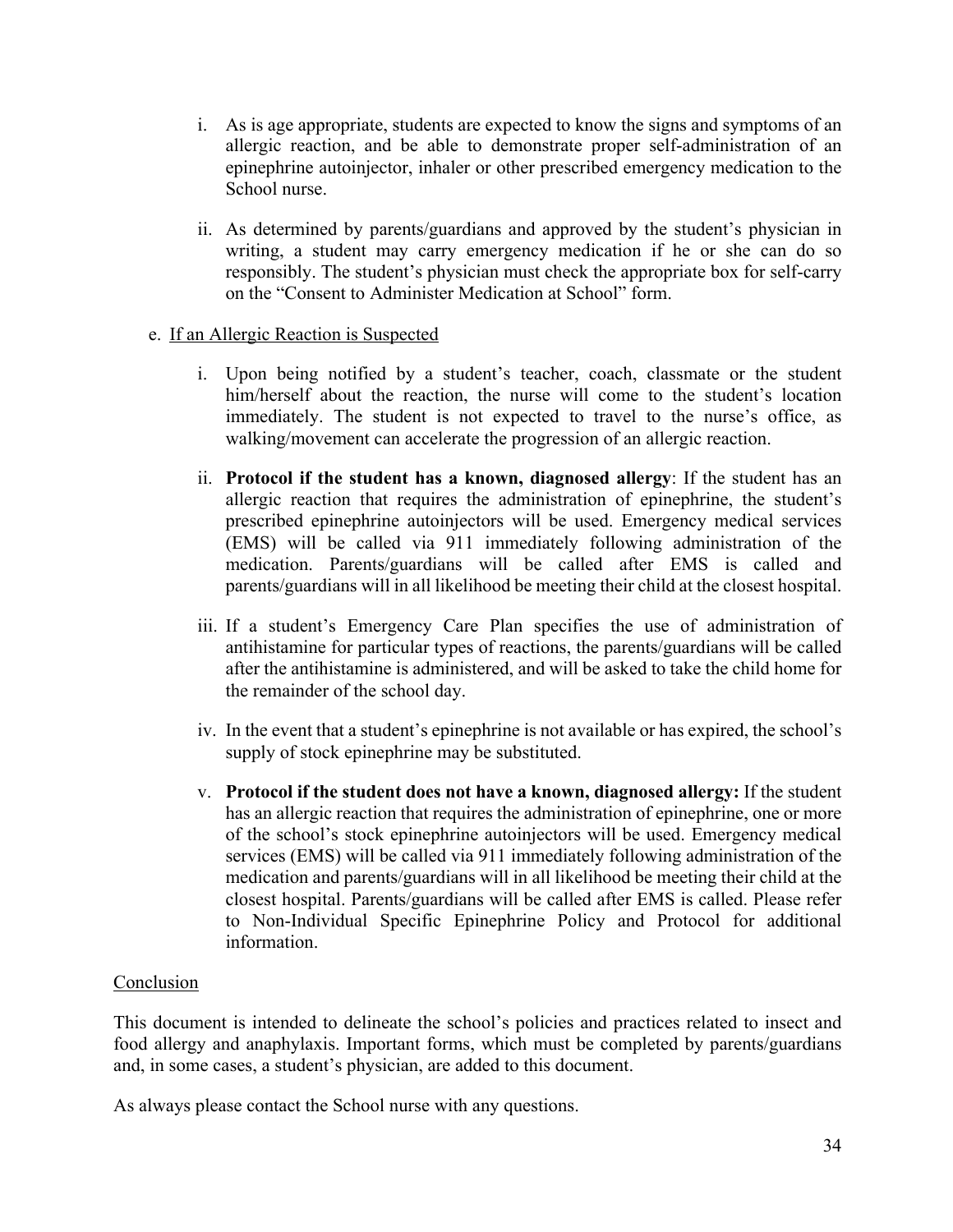i. As is age appropriate, students are expected to know the signs and symptoms of an allergic reaction, and be able to demonstrate proper self-administration of an epinephrine autoinjector, inhaler or other prescribed emergency medication to the School nurse.

ii. As determined by parents/guardians and approved by the student's physician in writing, a student may carry emergency medication if he or she can do so responsibly. The student's physician must check the appropriate box for self-carry on the "Consent to Administer Medication at School" form.

e. <u>If an Allergic Reaction is Suspected</u>

i. Upon being notified by a student's teacher, coach, classmate or the student him/herself about the reaction, the nurse will come to the student's location immediately. The student is not expected to travel to the nurse's office, as walking/movement can accelerate the progression of an allergic reaction.

ii. **Protocol if the student has a known, diagnosed allergy**: If the student has an allergic reaction that requires the administration of epinephrine, the student's prescribed epinephrine autoinjectors will be used. Emergency medical services (EMS) will be called via 911 immediately following administration of the medication. Parents/guardians will be called after EMS is called and parents/guardians will in all likelihood be meeting their child at the closest hospital.

iii. If a student's Emergency Care Plan specifies the use of administration of antihistamine for particular types of reactions, the parents/guardians will be called after the antihistamine is administered, and will be asked to take the child home for the remainder of the school day.

iv. In the event that a student's epinephrine is not available or has expired, the school's supply of stock epinephrine may be substituted.

v. **Protocol if the student does not have a known, diagnosed allergy:** If the student has an allergic reaction that requires the administration of epinephrine, one or more of the school's stock epinephrine autoinjectors will be used. Emergency medical services (EMS) will be called via 911 immediately following administration of the medication and parents/guardians will in all likelihood be meeting their child at the closest hospital. Parents/guardians will be called after EMS is called. Please refer to Non-Individual Specific Epinephrine Policy and Protocol for additional information.

<u>Conclusion</u>

This document is intended to delineate the school's policies and practices related to insect and food allergy and anaphylaxis. Important forms, which must be completed by parents/guardians and, in some cases, a student's physician, are added to this document.

As always please contact the School nurse with any questions.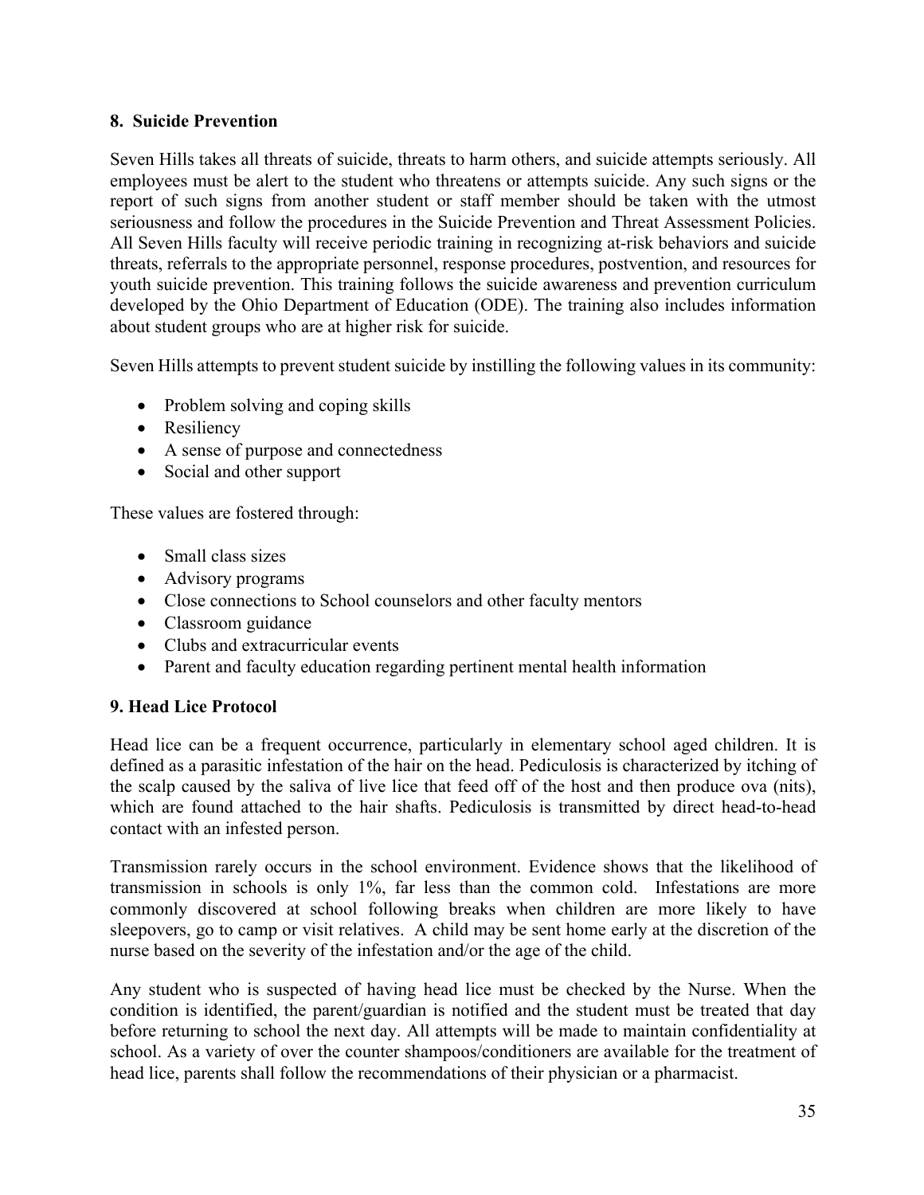### 8. Suicide Prevention

Seven Hills takes all threats of suicide, threats to harm others, and suicide attempts seriously. All employees must be alert to the student who threatens or attempts suicide. Any such signs or the report of such signs from another student or staff member should be taken with the utmost seriousness and follow the procedures in the Suicide Prevention and Threat Assessment Policies. All Seven Hills faculty will receive periodic training in recognizing at-risk behaviors and suicide threats, referrals to the appropriate personnel, response procedures, postvention, and resources for youth suicide prevention. This training follows the suicide awareness and prevention curriculum developed by the Ohio Department of Education (ODE). The training also includes information about student groups who are at higher risk for suicide.

Seven Hills attempts to prevent student suicide by instilling the following values in its community:

- Problem solving and coping skills
- Resiliency
- A sense of purpose and connectedness
- Social and other support

These values are fostered through:

- Small class sizes
- Advisory programs
- Close connections to School counselors and other faculty mentors
- Classroom guidance
- Clubs and extracurricular events
- Parent and faculty education regarding pertinent mental health information

### 9. Head Lice Protocol

Head lice can be a frequent occurrence, particularly in elementary school aged children. It is defined as a parasitic infestation of the hair on the head. Pediculosis is characterized by itching of the scalp caused by the saliva of live lice that feed off of the host and then produce ova (nits), which are found attached to the hair shafts. Pediculosis is transmitted by direct head-to-head contact with an infested person.

Transmission rarely occurs in the school environment. Evidence shows that the likelihood of transmission in schools is only 1%, far less than the common cold. Infestations are more commonly discovered at school following breaks when children are more likely to have sleepovers, go to camp or visit relatives. A child may be sent home early at the discretion of the nurse based on the severity of the infestation and/or the age of the child.

Any student who is suspected of having head lice must be checked by the Nurse. When the condition is identified, the parent/guardian is notified and the student must be treated that day before returning to school the next day. All attempts will be made to maintain confidentiality at school. As a variety of over the counter shampoos/conditioners are available for the treatment of head lice, parents shall follow the recommendations of their physician or a pharmacist.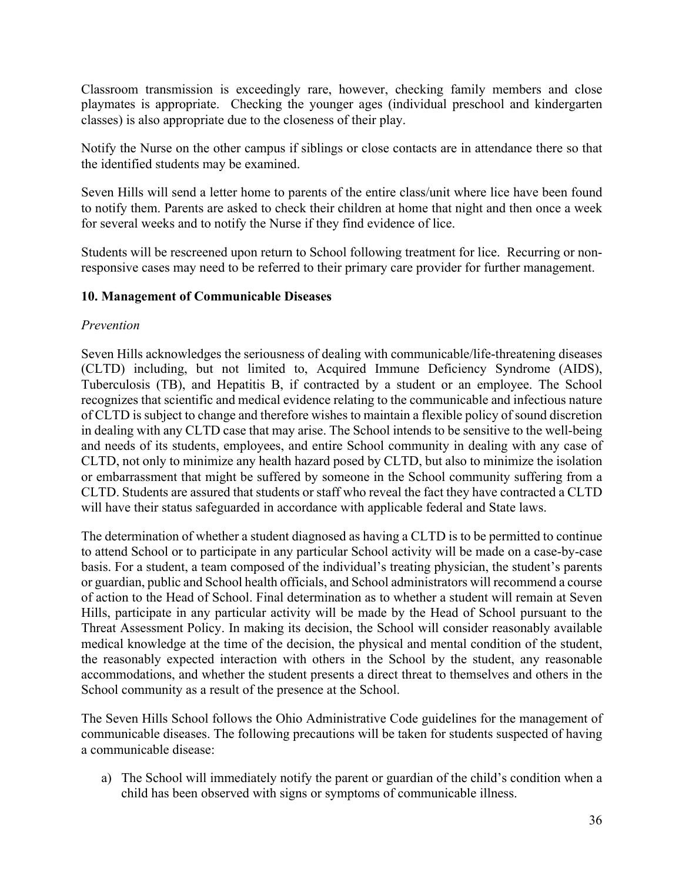Classroom transmission is exceedingly rare, however, checking family members and close playmates is appropriate. Checking the younger ages (individual preschool and kindergarten classes) is also appropriate due to the closeness of their play.

Notify the Nurse on the other campus if siblings or close contacts are in attendance there so that the identified students may be examined.

Seven Hills will send a letter home to parents of the entire class/unit where lice have been found to notify them. Parents are asked to check their children at home that night and then once a week for several weeks and to notify the Nurse if they find evidence of lice.

Students will be rescreened upon return to School following treatment for lice. Recurring or non-responsive cases may need to be referred to their primary care provider for further management.

### 10. Management of Communicable Diseases

*Prevention*

Seven Hills acknowledges the seriousness of dealing with communicable/life-threatening diseases (CLTD) including, but not limited to, Acquired Immune Deficiency Syndrome (AIDS), Tuberculosis (TB), and Hepatitis B, if contracted by a student or an employee. The School recognizes that scientific and medical evidence relating to the communicable and infectious nature of CLTD is subject to change and therefore wishes to maintain a flexible policy of sound discretion in dealing with any CLTD case that may arise. The School intends to be sensitive to the well-being and needs of its students, employees, and entire School community in dealing with any case of CLTD, not only to minimize any health hazard posed by CLTD, but also to minimize the isolation or embarrassment that might be suffered by someone in the School community suffering from a CLTD. Students are assured that students or staff who reveal the fact they have contracted a CLTD will have their status safeguarded in accordance with applicable federal and State laws.

The determination of whether a student diagnosed as having a CLTD is to be permitted to continue to attend School or to participate in any particular School activity will be made on a case-by-case basis. For a student, a team composed of the individual's treating physician, the student's parents or guardian, public and School health officials, and School administrators will recommend a course of action to the Head of School. Final determination as to whether a student will remain at Seven Hills, participate in any particular activity will be made by the Head of School pursuant to the Threat Assessment Policy. In making its decision, the School will consider reasonably available medical knowledge at the time of the decision, the physical and mental condition of the student, the reasonably expected interaction with others in the School by the student, any reasonable accommodations, and whether the student presents a direct threat to themselves and others in the School community as a result of the presence at the School.

The Seven Hills School follows the Ohio Administrative Code guidelines for the management of communicable diseases. The following precautions will be taken for students suspected of having a communicable disease:

a) The School will immediately notify the parent or guardian of the child's condition when a child has been observed with signs or symptoms of communicable illness.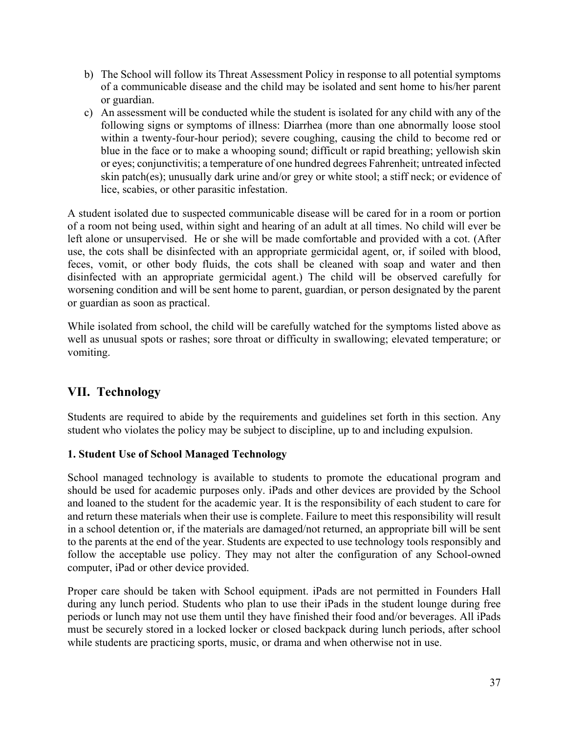b) The School will follow its Threat Assessment Policy in response to all potential symptoms of a communicable disease and the child may be isolated and sent home to his/her parent or guardian.
c) An assessment will be conducted while the student is isolated for any child with any of the following signs or symptoms of illness: Diarrhea (more than one abnormally loose stool within a twenty-four-hour period); severe coughing, causing the child to become red or blue in the face or to make a whooping sound; difficult or rapid breathing; yellowish skin or eyes; conjunctivitis; a temperature of one hundred degrees Fahrenheit; untreated infected skin patch(es); unusually dark urine and/or grey or white stool; a stiff neck; or evidence of lice, scabies, or other parasitic infestation.

A student isolated due to suspected communicable disease will be cared for in a room or portion of a room not being used, within sight and hearing of an adult at all times. No child will ever be left alone or unsupervised. He or she will be made comfortable and provided with a cot. (After use, the cots shall be disinfected with an appropriate germicidal agent, or, if soiled with blood, feces, vomit, or other body fluids, the cots shall be cleaned with soap and water and then disinfected with an appropriate germicidal agent.) The child will be observed carefully for worsening condition and will be sent home to parent, guardian, or person designated by the parent or guardian as soon as practical.

While isolated from school, the child will be carefully watched for the symptoms listed above as well as unusual spots or rashes; sore throat or difficulty in swallowing; elevated temperature; or vomiting.

## VII. Technology

Students are required to abide by the requirements and guidelines set forth in this section. Any student who violates the policy may be subject to discipline, up to and including expulsion.

### 1. Student Use of School Managed Technology

School managed technology is available to students to promote the educational program and should be used for academic purposes only. iPads and other devices are provided by the School and loaned to the student for the academic year. It is the responsibility of each student to care for and return these materials when their use is complete. Failure to meet this responsibility will result in a school detention or, if the materials are damaged/not returned, an appropriate bill will be sent to the parents at the end of the year. Students are expected to use technology tools responsibly and follow the acceptable use policy. They may not alter the configuration of any School-owned computer, iPad or other device provided.

Proper care should be taken with School equipment. iPads are not permitted in Founders Hall during any lunch period. Students who plan to use their iPads in the student lounge during free periods or lunch may not use them until they have finished their food and/or beverages. All iPads must be securely stored in a locked locker or closed backpack during lunch periods, after school while students are practicing sports, music, or drama and when otherwise not in use.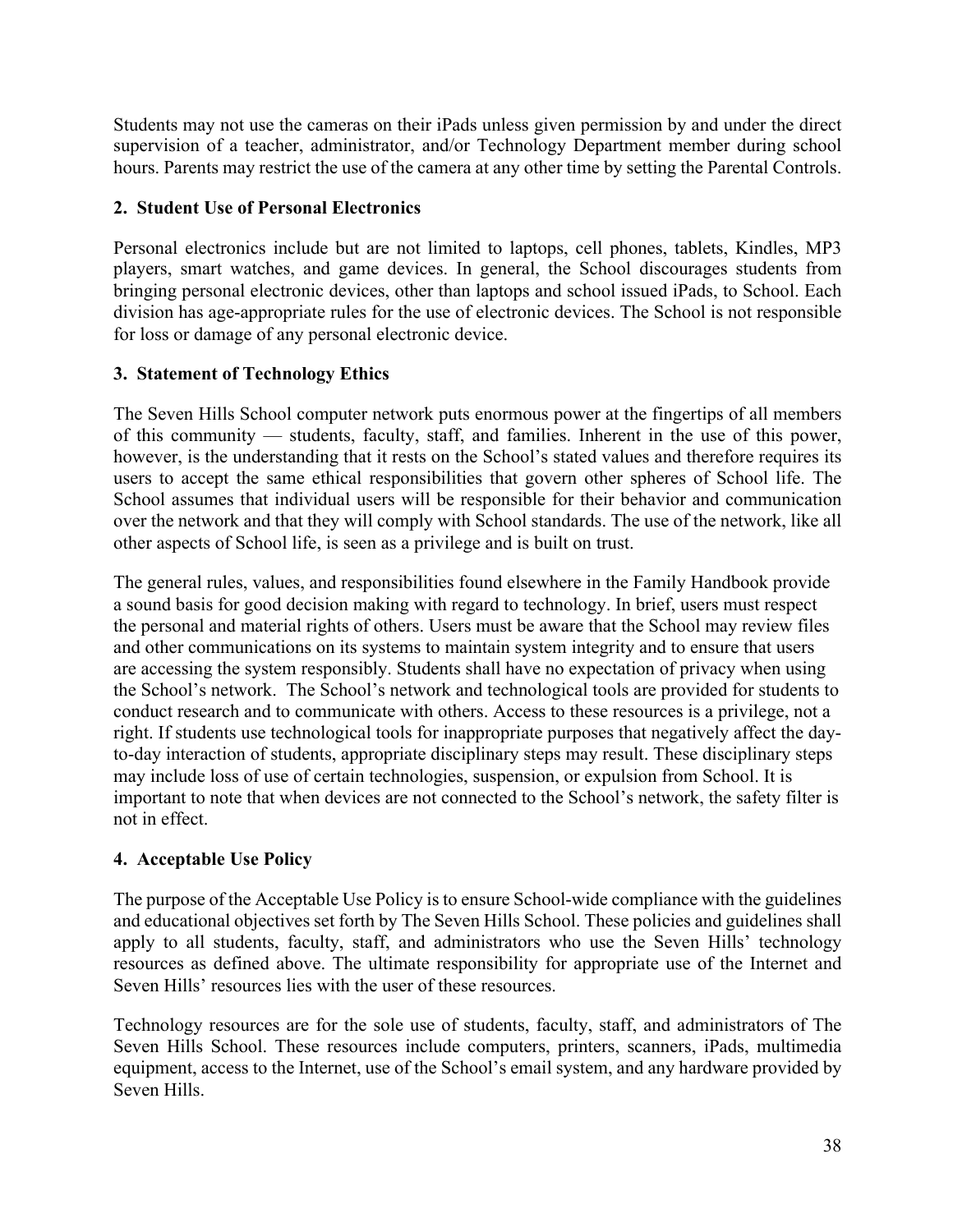Students may not use the cameras on their iPads unless given permission by and under the direct supervision of a teacher, administrator, and/or Technology Department member during school hours. Parents may restrict the use of the camera at any other time by setting the Parental Controls.

### 2. Student Use of Personal Electronics

Personal electronics include but are not limited to laptops, cell phones, tablets, Kindles, MP3 players, smart watches, and game devices. In general, the School discourages students from bringing personal electronic devices, other than laptops and school issued iPads, to School. Each division has age-appropriate rules for the use of electronic devices. The School is not responsible for loss or damage of any personal electronic device.

### 3. Statement of Technology Ethics

The Seven Hills School computer network puts enormous power at the fingertips of all members of this community — students, faculty, staff, and families. Inherent in the use of this power, however, is the understanding that it rests on the School's stated values and therefore requires its users to accept the same ethical responsibilities that govern other spheres of School life. The School assumes that individual users will be responsible for their behavior and communication over the network and that they will comply with School standards. The use of the network, like all other aspects of School life, is seen as a privilege and is built on trust.

The general rules, values, and responsibilities found elsewhere in the Family Handbook provide a sound basis for good decision making with regard to technology. In brief, users must respect the personal and material rights of others. Users must be aware that the School may review files and other communications on its systems to maintain system integrity and to ensure that users are accessing the system responsibly. Students shall have no expectation of privacy when using the School's network. The School's network and technological tools are provided for students to conduct research and to communicate with others. Access to these resources is a privilege, not a right. If students use technological tools for inappropriate purposes that negatively affect the day-to-day interaction of students, appropriate disciplinary steps may result. These disciplinary steps may include loss of use of certain technologies, suspension, or expulsion from School. It is important to note that when devices are not connected to the School's network, the safety filter is not in effect.

### 4. Acceptable Use Policy

The purpose of the Acceptable Use Policy is to ensure School-wide compliance with the guidelines and educational objectives set forth by The Seven Hills School. These policies and guidelines shall apply to all students, faculty, staff, and administrators who use the Seven Hills' technology resources as defined above. The ultimate responsibility for appropriate use of the Internet and Seven Hills' resources lies with the user of these resources.

Technology resources are for the sole use of students, faculty, staff, and administrators of The Seven Hills School. These resources include computers, printers, scanners, iPads, multimedia equipment, access to the Internet, use of the School's email system, and any hardware provided by Seven Hills.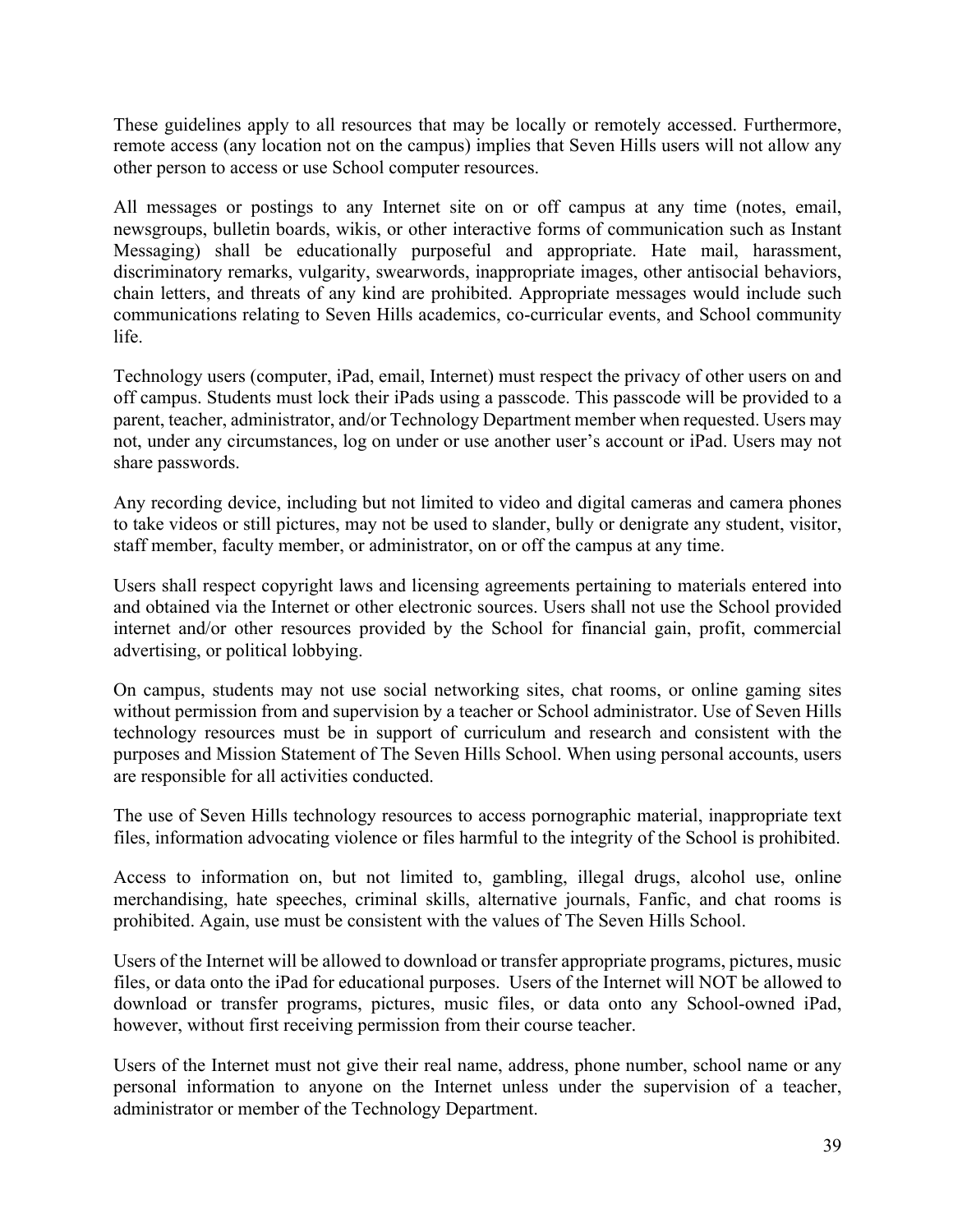These guidelines apply to all resources that may be locally or remotely accessed. Furthermore, remote access (any location not on the campus) implies that Seven Hills users will not allow any other person to access or use School computer resources.

All messages or postings to any Internet site on or off campus at any time (notes, email, newsgroups, bulletin boards, wikis, or other interactive forms of communication such as Instant Messaging) shall be educationally purposeful and appropriate. Hate mail, harassment, discriminatory remarks, vulgarity, swearwords, inappropriate images, other antisocial behaviors, chain letters, and threats of any kind are prohibited. Appropriate messages would include such communications relating to Seven Hills academics, co-curricular events, and School community life.

Technology users (computer, iPad, email, Internet) must respect the privacy of other users on and off campus. Students must lock their iPads using a passcode. This passcode will be provided to a parent, teacher, administrator, and/or Technology Department member when requested. Users may not, under any circumstances, log on under or use another user's account or iPad. Users may not share passwords.

Any recording device, including but not limited to video and digital cameras and camera phones to take videos or still pictures, may not be used to slander, bully or denigrate any student, visitor, staff member, faculty member, or administrator, on or off the campus at any time.

Users shall respect copyright laws and licensing agreements pertaining to materials entered into and obtained via the Internet or other electronic sources. Users shall not use the School provided internet and/or other resources provided by the School for financial gain, profit, commercial advertising, or political lobbying.

On campus, students may not use social networking sites, chat rooms, or online gaming sites without permission from and supervision by a teacher or School administrator. Use of Seven Hills technology resources must be in support of curriculum and research and consistent with the purposes and Mission Statement of The Seven Hills School. When using personal accounts, users are responsible for all activities conducted.

The use of Seven Hills technology resources to access pornographic material, inappropriate text files, information advocating violence or files harmful to the integrity of the School is prohibited.

Access to information on, but not limited to, gambling, illegal drugs, alcohol use, online merchandising, hate speeches, criminal skills, alternative journals, Fanfic, and chat rooms is prohibited. Again, use must be consistent with the values of The Seven Hills School.

Users of the Internet will be allowed to download or transfer appropriate programs, pictures, music files, or data onto the iPad for educational purposes. Users of the Internet will NOT be allowed to download or transfer programs, pictures, music files, or data onto any School-owned iPad, however, without first receiving permission from their course teacher.

Users of the Internet must not give their real name, address, phone number, school name or any personal information to anyone on the Internet unless under the supervision of a teacher, administrator or member of the Technology Department.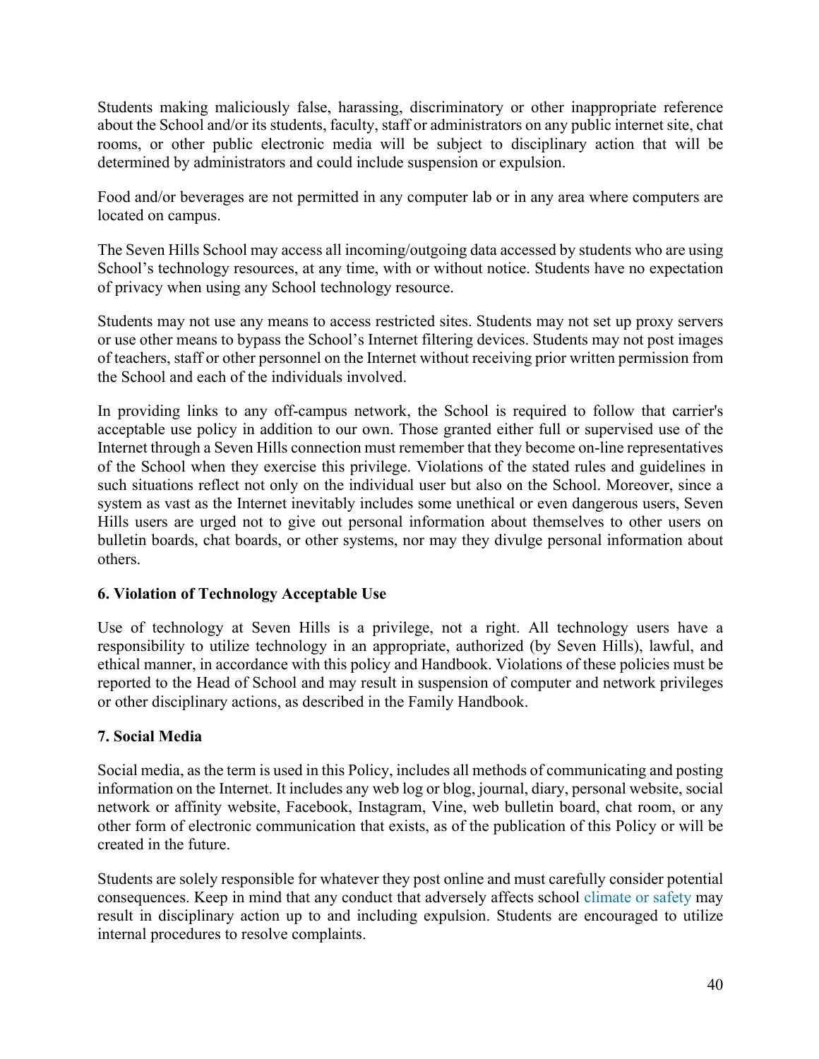Students making maliciously false, harassing, discriminatory or other inappropriate reference about the School and/or its students, faculty, staff or administrators on any public internet site, chat rooms, or other public electronic media will be subject to disciplinary action that will be determined by administrators and could include suspension or expulsion.

Food and/or beverages are not permitted in any computer lab or in any area where computers are located on campus.

The Seven Hills School may access all incoming/outgoing data accessed by students who are using School's technology resources, at any time, with or without notice. Students have no expectation of privacy when using any School technology resource.

Students may not use any means to access restricted sites. Students may not set up proxy servers or use other means to bypass the School's Internet filtering devices. Students may not post images of teachers, staff or other personnel on the Internet without receiving prior written permission from the School and each of the individuals involved.

In providing links to any off-campus network, the School is required to follow that carrier's acceptable use policy in addition to our own. Those granted either full or supervised use of the Internet through a Seven Hills connection must remember that they become on-line representatives of the School when they exercise this privilege. Violations of the stated rules and guidelines in such situations reflect not only on the individual user but also on the School. Moreover, since a system as vast as the Internet inevitably includes some unethical or even dangerous users, Seven Hills users are urged not to give out personal information about themselves to other users on bulletin boards, chat boards, or other systems, nor may they divulge personal information about others.

**6. Violation of Technology Acceptable Use**

Use of technology at Seven Hills is a privilege, not a right. All technology users have a responsibility to utilize technology in an appropriate, authorized (by Seven Hills), lawful, and ethical manner, in accordance with this policy and Handbook. Violations of these policies must be reported to the Head of School and may result in suspension of computer and network privileges or other disciplinary actions, as described in the Family Handbook.

**7. Social Media**

Social media, as the term is used in this Policy, includes all methods of communicating and posting information on the Internet. It includes any web log or blog, journal, diary, personal website, social network or affinity website, Facebook, Instagram, Vine, web bulletin board, chat room, or any other form of electronic communication that exists, as of the publication of this Policy or will be created in the future.

Students are solely responsible for whatever they post online and must carefully consider potential consequences. Keep in mind that any conduct that adversely affects school climate or safety may result in disciplinary action up to and including expulsion. Students are encouraged to utilize internal procedures to resolve complaints.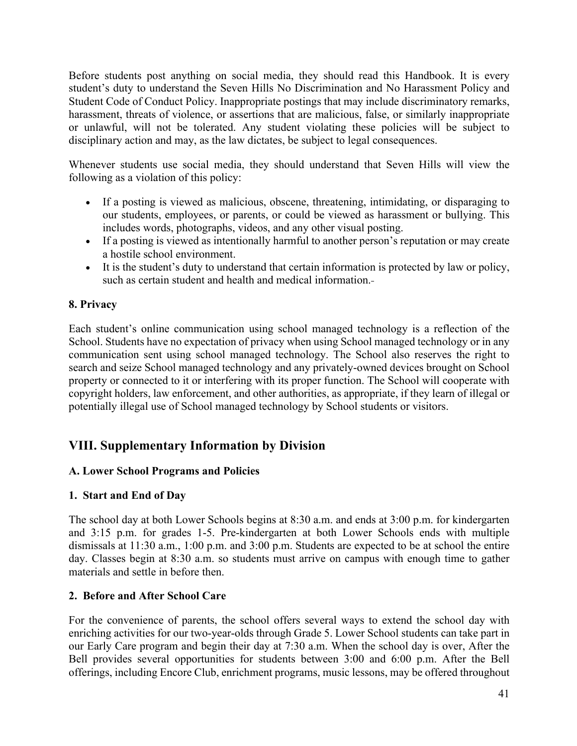Before students post anything on social media, they should read this Handbook. It is every student's duty to understand the Seven Hills No Discrimination and No Harassment Policy and Student Code of Conduct Policy. Inappropriate postings that may include discriminatory remarks, harassment, threats of violence, or assertions that are malicious, false, or similarly inappropriate or unlawful, will not be tolerated. Any student violating these policies will be subject to disciplinary action and may, as the law dictates, be subject to legal consequences.

Whenever students use social media, they should understand that Seven Hills will view the following as a violation of this policy:

- If a posting is viewed as malicious, obscene, threatening, intimidating, or disparaging to our students, employees, or parents, or could be viewed as harassment or bullying. This includes words, photographs, videos, and any other visual posting.
- If a posting is viewed as intentionally harmful to another person's reputation or may create a hostile school environment.
- It is the student's duty to understand that certain information is protected by law or policy, such as certain student and health and medical information.

### 8. Privacy

Each student's online communication using school managed technology is a reflection of the School. Students have no expectation of privacy when using School managed technology or in any communication sent using school managed technology. The School also reserves the right to search and seize School managed technology and any privately-owned devices brought on School property or connected to it or interfering with its proper function. The School will cooperate with copyright holders, law enforcement, and other authorities, as appropriate, if they learn of illegal or potentially illegal use of School managed technology by School students or visitors.

## VIII. Supplementary Information by Division

### A. Lower School Programs and Policies

### 1. Start and End of Day

The school day at both Lower Schools begins at 8:30 a.m. and ends at 3:00 p.m. for kindergarten and 3:15 p.m. for grades 1-5. Pre-kindergarten at both Lower Schools ends with multiple dismissals at 11:30 a.m., 1:00 p.m. and 3:00 p.m. Students are expected to be at school the entire day. Classes begin at 8:30 a.m. so students must arrive on campus with enough time to gather materials and settle in before then.

### 2. Before and After School Care

For the convenience of parents, the school offers several ways to extend the school day with enriching activities for our two-year-olds through Grade 5. Lower School students can take part in our Early Care program and begin their day at 7:30 a.m. When the school day is over, After the Bell provides several opportunities for students between 3:00 and 6:00 p.m. After the Bell offerings, including Encore Club, enrichment programs, music lessons, may be offered throughout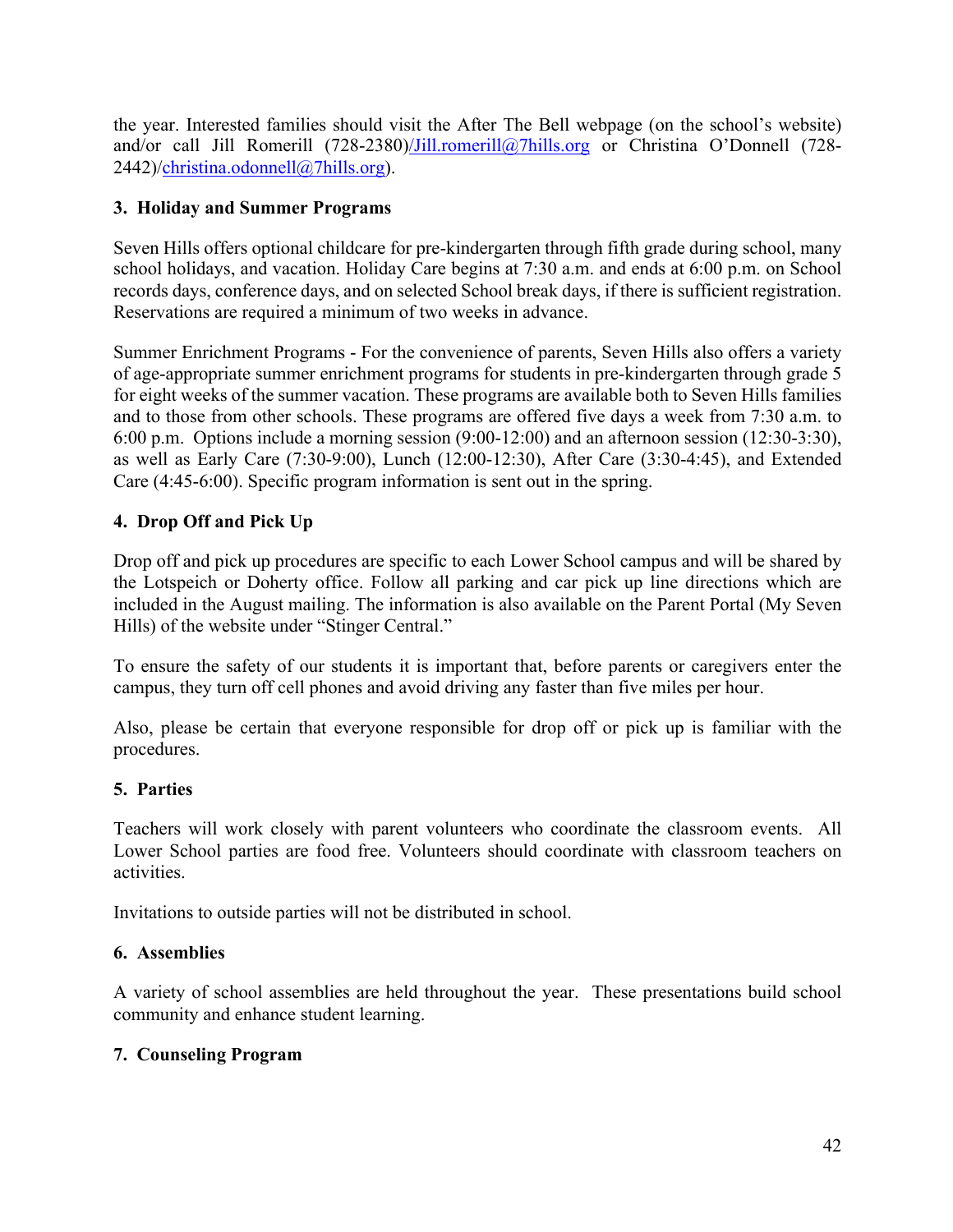the year. Interested families should visit the After The Bell webpage (on the school's website) and/or call Jill Romerill (728-2380)/Jill.romerill@7hills.org or Christina O'Donnell (728-2442)/christina.odonnell@7hills.org).

### 3. Holiday and Summer Programs

Seven Hills offers optional childcare for pre-kindergarten through fifth grade during school, many school holidays, and vacation. Holiday Care begins at 7:30 a.m. and ends at 6:00 p.m. on School records days, conference days, and on selected School break days, if there is sufficient registration. Reservations are required a minimum of two weeks in advance.

Summer Enrichment Programs - For the convenience of parents, Seven Hills also offers a variety of age-appropriate summer enrichment programs for students in pre-kindergarten through grade 5 for eight weeks of the summer vacation. These programs are available both to Seven Hills families and to those from other schools. These programs are offered five days a week from 7:30 a.m. to 6:00 p.m. Options include a morning session (9:00-12:00) and an afternoon session (12:30-3:30), as well as Early Care (7:30-9:00), Lunch (12:00-12:30), After Care (3:30-4:45), and Extended Care (4:45-6:00). Specific program information is sent out in the spring.

### 4. Drop Off and Pick Up

Drop off and pick up procedures are specific to each Lower School campus and will be shared by the Lotspeich or Doherty office. Follow all parking and car pick up line directions which are included in the August mailing. The information is also available on the Parent Portal (My Seven Hills) of the website under "Stinger Central."

To ensure the safety of our students it is important that, before parents or caregivers enter the campus, they turn off cell phones and avoid driving any faster than five miles per hour.

Also, please be certain that everyone responsible for drop off or pick up is familiar with the procedures.

### 5. Parties

Teachers will work closely with parent volunteers who coordinate the classroom events. All Lower School parties are food free. Volunteers should coordinate with classroom teachers on activities.

Invitations to outside parties will not be distributed in school.

### 6. Assemblies

A variety of school assemblies are held throughout the year. These presentations build school community and enhance student learning.

### 7. Counseling Program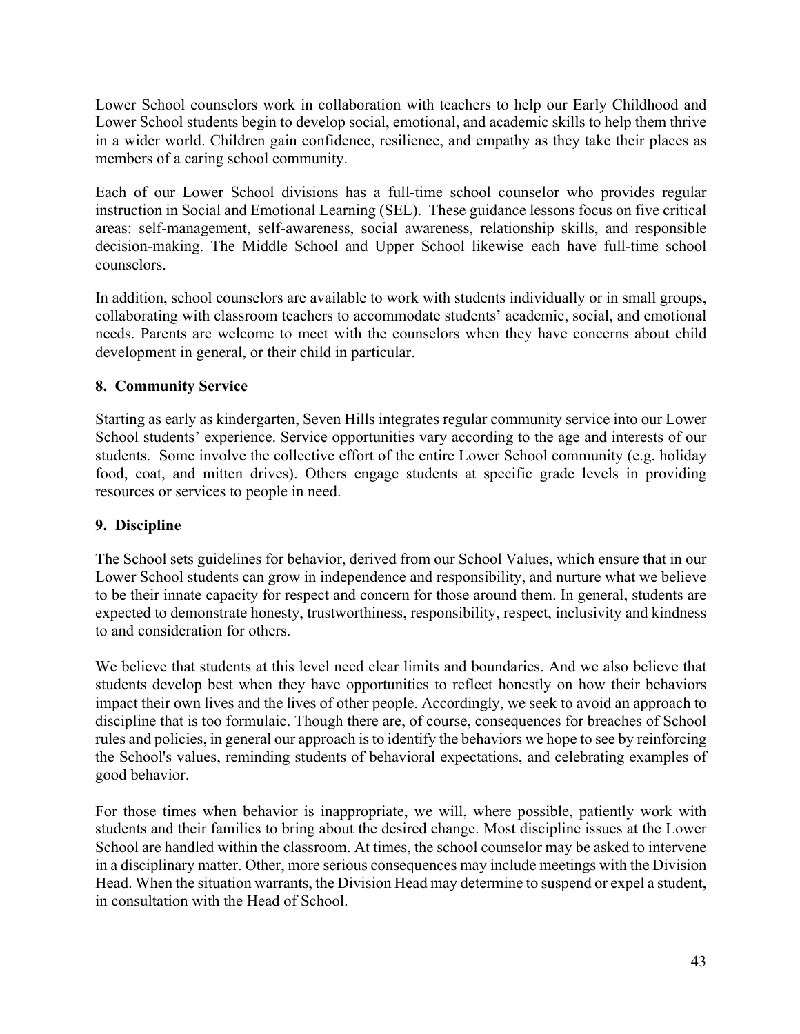Lower School counselors work in collaboration with teachers to help our Early Childhood and Lower School students begin to develop social, emotional, and academic skills to help them thrive in a wider world. Children gain confidence, resilience, and empathy as they take their places as members of a caring school community.

Each of our Lower School divisions has a full-time school counselor who provides regular instruction in Social and Emotional Learning (SEL). These guidance lessons focus on five critical areas: self-management, self-awareness, social awareness, relationship skills, and responsible decision-making. The Middle School and Upper School likewise each have full-time school counselors.

In addition, school counselors are available to work with students individually or in small groups, collaborating with classroom teachers to accommodate students' academic, social, and emotional needs. Parents are welcome to meet with the counselors when they have concerns about child development in general, or their child in particular.

### 8. Community Service

Starting as early as kindergarten, Seven Hills integrates regular community service into our Lower School students' experience. Service opportunities vary according to the age and interests of our students. Some involve the collective effort of the entire Lower School community (e.g. holiday food, coat, and mitten drives). Others engage students at specific grade levels in providing resources or services to people in need.

### 9. Discipline

The School sets guidelines for behavior, derived from our School Values, which ensure that in our Lower School students can grow in independence and responsibility, and nurture what we believe to be their innate capacity for respect and concern for those around them. In general, students are expected to demonstrate honesty, trustworthiness, responsibility, respect, inclusivity and kindness to and consideration for others.

We believe that students at this level need clear limits and boundaries. And we also believe that students develop best when they have opportunities to reflect honestly on how their behaviors impact their own lives and the lives of other people. Accordingly, we seek to avoid an approach to discipline that is too formulaic. Though there are, of course, consequences for breaches of School rules and policies, in general our approach is to identify the behaviors we hope to see by reinforcing the School's values, reminding students of behavioral expectations, and celebrating examples of good behavior.

For those times when behavior is inappropriate, we will, where possible, patiently work with students and their families to bring about the desired change. Most discipline issues at the Lower School are handled within the classroom. At times, the school counselor may be asked to intervene in a disciplinary matter. Other, more serious consequences may include meetings with the Division Head. When the situation warrants, the Division Head may determine to suspend or expel a student, in consultation with the Head of School.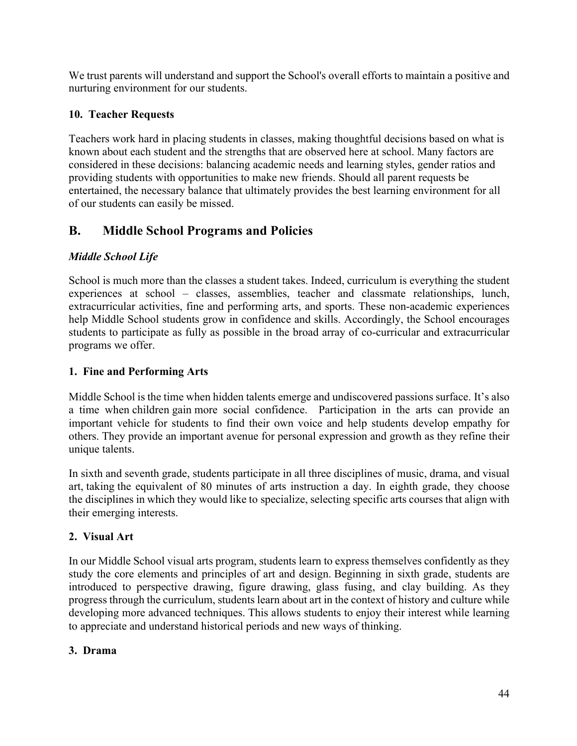We trust parents will understand and support the School's overall efforts to maintain a positive and nurturing environment for our students.

### 10. Teacher Requests

Teachers work hard in placing students in classes, making thoughtful decisions based on what is known about each student and the strengths that are observed here at school. Many factors are considered in these decisions: balancing academic needs and learning styles, gender ratios and providing students with opportunities to make new friends. Should all parent requests be entertained, the necessary balance that ultimately provides the best learning environment for all of our students can easily be missed.

## B. Middle School Programs and Policies

### *Middle School Life*

School is much more than the classes a student takes. Indeed, curriculum is everything the student experiences at school – classes, assemblies, teacher and classmate relationships, lunch, extracurricular activities, fine and performing arts, and sports. These non-academic experiences help Middle School students grow in confidence and skills. Accordingly, the School encourages students to participate as fully as possible in the broad array of co-curricular and extracurricular programs we offer.

### 1. Fine and Performing Arts

Middle School is the time when hidden talents emerge and undiscovered passions surface. It's also a time when children gain more social confidence. Participation in the arts can provide an important vehicle for students to find their own voice and help students develop empathy for others. They provide an important avenue for personal expression and growth as they refine their unique talents.

In sixth and seventh grade, students participate in all three disciplines of music, drama, and visual art, taking the equivalent of 80 minutes of arts instruction a day. In eighth grade, they choose the disciplines in which they would like to specialize, selecting specific arts courses that align with their emerging interests.

### 2. Visual Art

In our Middle School visual arts program, students learn to express themselves confidently as they study the core elements and principles of art and design. Beginning in sixth grade, students are introduced to perspective drawing, figure drawing, glass fusing, and clay building. As they progress through the curriculum, students learn about art in the context of history and culture while developing more advanced techniques. This allows students to enjoy their interest while learning to appreciate and understand historical periods and new ways of thinking.

### 3. Drama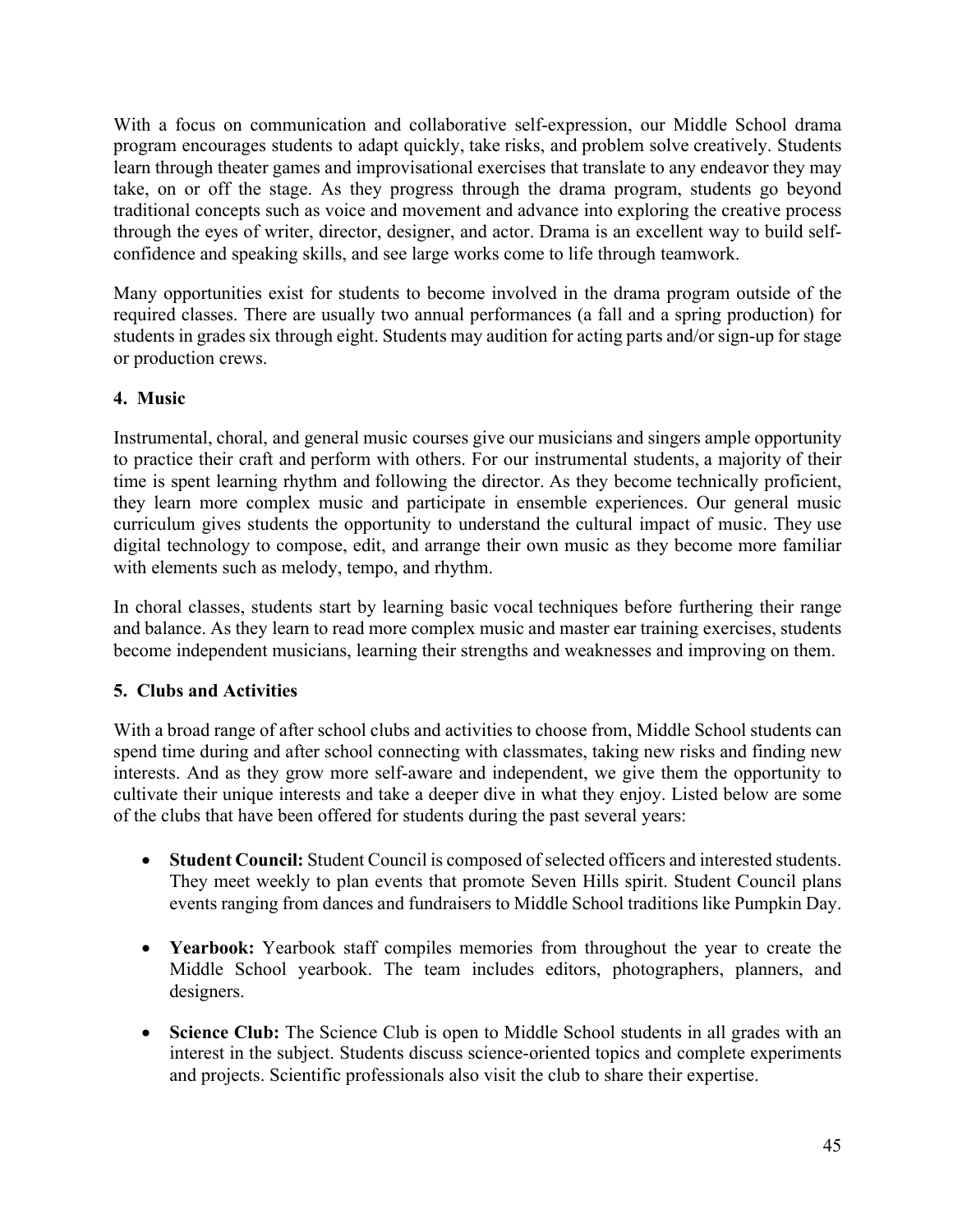With a focus on communication and collaborative self-expression, our Middle School drama program encourages students to adapt quickly, take risks, and problem solve creatively. Students learn through theater games and improvisational exercises that translate to any endeavor they may take, on or off the stage. As they progress through the drama program, students go beyond traditional concepts such as voice and movement and advance into exploring the creative process through the eyes of writer, director, designer, and actor. Drama is an excellent way to build self-confidence and speaking skills, and see large works come to life through teamwork.

Many opportunities exist for students to become involved in the drama program outside of the required classes. There are usually two annual performances (a fall and a spring production) for students in grades six through eight. Students may audition for acting parts and/or sign-up for stage or production crews.

### 4. Music

Instrumental, choral, and general music courses give our musicians and singers ample opportunity to practice their craft and perform with others. For our instrumental students, a majority of their time is spent learning rhythm and following the director. As they become technically proficient, they learn more complex music and participate in ensemble experiences. Our general music curriculum gives students the opportunity to understand the cultural impact of music. They use digital technology to compose, edit, and arrange their own music as they become more familiar with elements such as melody, tempo, and rhythm.

In choral classes, students start by learning basic vocal techniques before furthering their range and balance. As they learn to read more complex music and master ear training exercises, students become independent musicians, learning their strengths and weaknesses and improving on them.

### 5. Clubs and Activities

With a broad range of after school clubs and activities to choose from, Middle School students can spend time during and after school connecting with classmates, taking new risks and finding new interests. And as they grow more self-aware and independent, we give them the opportunity to cultivate their unique interests and take a deeper dive in what they enjoy. Listed below are some of the clubs that have been offered for students during the past several years:

- **Student Council:** Student Council is composed of selected officers and interested students. They meet weekly to plan events that promote Seven Hills spirit. Student Council plans events ranging from dances and fundraisers to Middle School traditions like Pumpkin Day.

- **Yearbook:** Yearbook staff compiles memories from throughout the year to create the Middle School yearbook. The team includes editors, photographers, planners, and designers.

- **Science Club:** The Science Club is open to Middle School students in all grades with an interest in the subject. Students discuss science-oriented topics and complete experiments and projects. Scientific professionals also visit the club to share their expertise.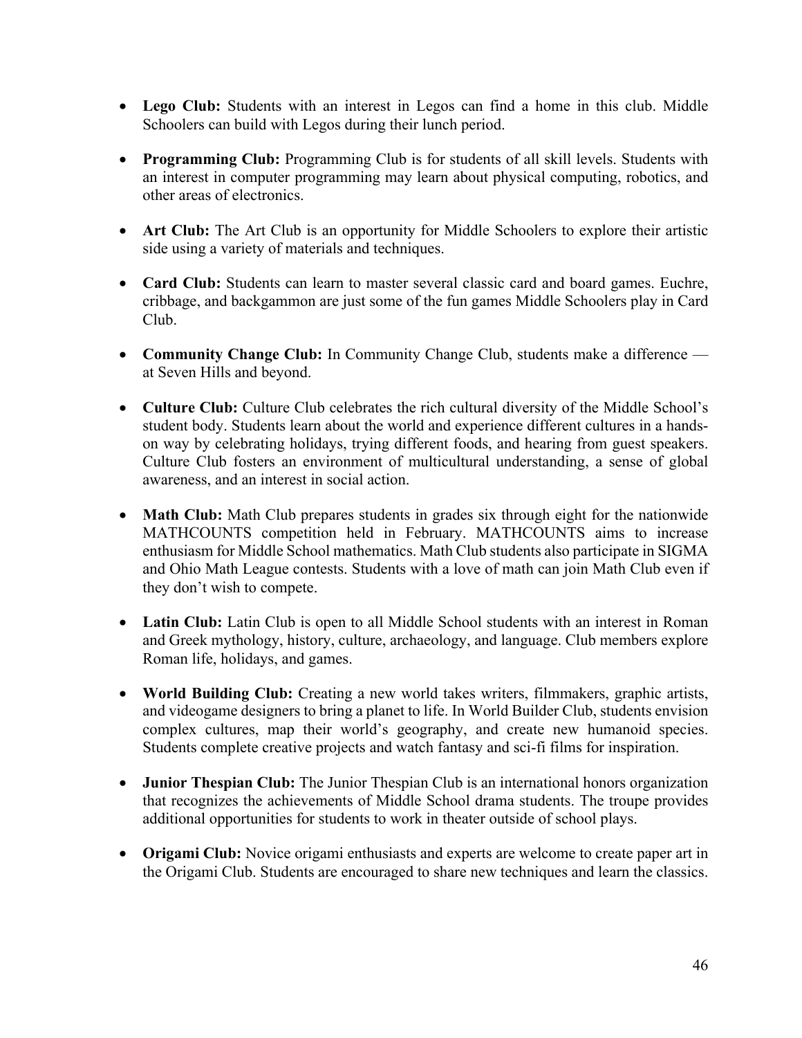- **Lego Club:** Students with an interest in Legos can find a home in this club. Middle Schoolers can build with Legos during their lunch period.

- **Programming Club:** Programming Club is for students of all skill levels. Students with an interest in computer programming may learn about physical computing, robotics, and other areas of electronics.

- **Art Club:** The Art Club is an opportunity for Middle Schoolers to explore their artistic side using a variety of materials and techniques.

- **Card Club:** Students can learn to master several classic card and board games. Euchre, cribbage, and backgammon are just some of the fun games Middle Schoolers play in Card Club.

- **Community Change Club:** In Community Change Club, students make a difference — at Seven Hills and beyond.

- **Culture Club:** Culture Club celebrates the rich cultural diversity of the Middle School's student body. Students learn about the world and experience different cultures in a hands-on way by celebrating holidays, trying different foods, and hearing from guest speakers. Culture Club fosters an environment of multicultural understanding, a sense of global awareness, and an interest in social action.

- **Math Club:** Math Club prepares students in grades six through eight for the nationwide MATHCOUNTS competition held in February. MATHCOUNTS aims to increase enthusiasm for Middle School mathematics. Math Club students also participate in SIGMA and Ohio Math League contests. Students with a love of math can join Math Club even if they don't wish to compete.

- **Latin Club:** Latin Club is open to all Middle School students with an interest in Roman and Greek mythology, history, culture, archaeology, and language. Club members explore Roman life, holidays, and games.

- **World Building Club:** Creating a new world takes writers, filmmakers, graphic artists, and videogame designers to bring a planet to life. In World Builder Club, students envision complex cultures, map their world's geography, and create new humanoid species. Students complete creative projects and watch fantasy and sci-fi films for inspiration.

- **Junior Thespian Club:** The Junior Thespian Club is an international honors organization that recognizes the achievements of Middle School drama students. The troupe provides additional opportunities for students to work in theater outside of school plays.

- **Origami Club:** Novice origami enthusiasts and experts are welcome to create paper art in the Origami Club. Students are encouraged to share new techniques and learn the classics.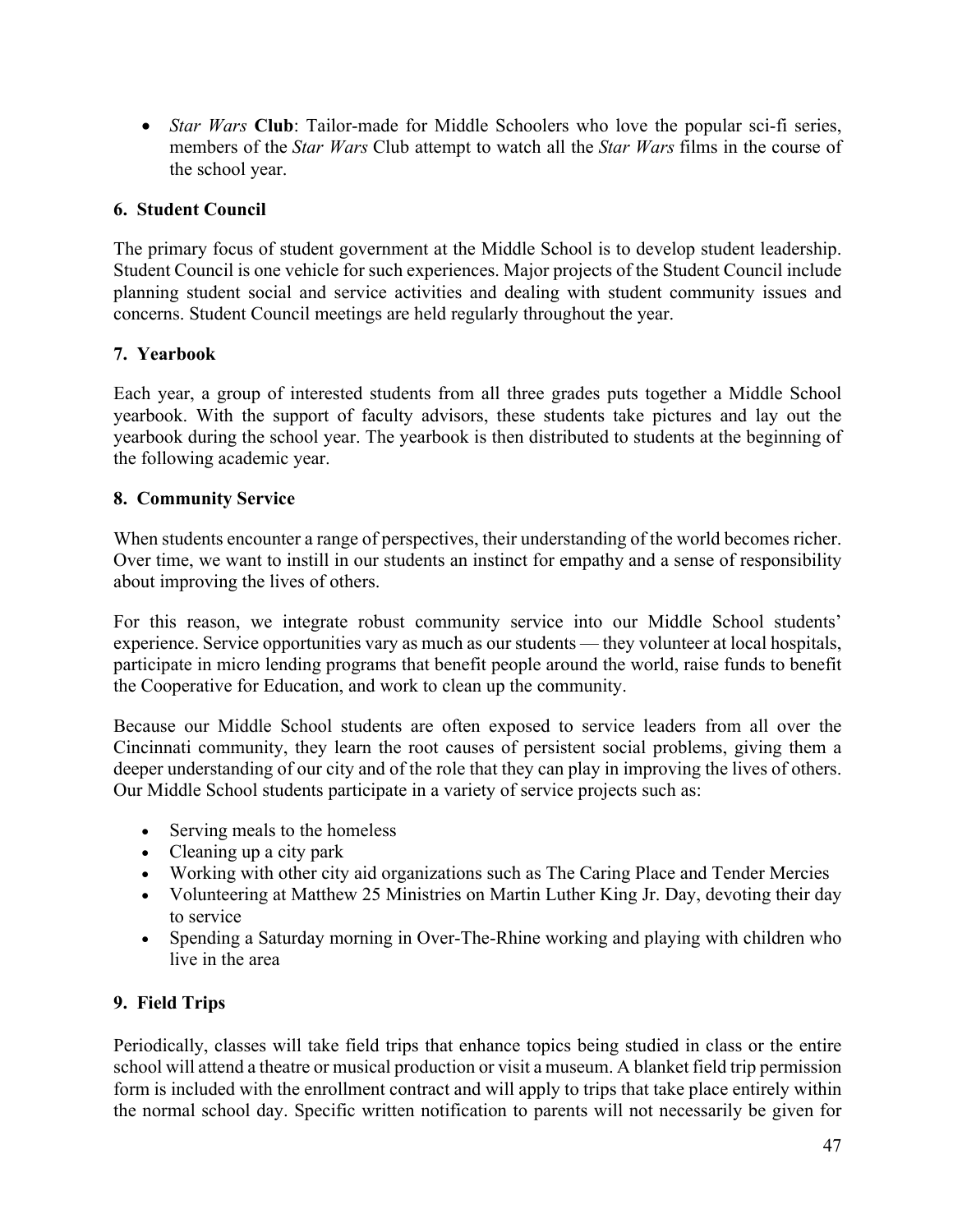- *Star Wars* **Club**: Tailor-made for Middle Schoolers who love the popular sci-fi series, members of the *Star Wars* Club attempt to watch all the *Star Wars* films in the course of the school year.

### 6. Student Council

The primary focus of student government at the Middle School is to develop student leadership. Student Council is one vehicle for such experiences. Major projects of the Student Council include planning student social and service activities and dealing with student community issues and concerns. Student Council meetings are held regularly throughout the year.

### 7. Yearbook

Each year, a group of interested students from all three grades puts together a Middle School yearbook. With the support of faculty advisors, these students take pictures and lay out the yearbook during the school year. The yearbook is then distributed to students at the beginning of the following academic year.

### 8. Community Service

When students encounter a range of perspectives, their understanding of the world becomes richer. Over time, we want to instill in our students an instinct for empathy and a sense of responsibility about improving the lives of others.

For this reason, we integrate robust community service into our Middle School students' experience. Service opportunities vary as much as our students — they volunteer at local hospitals, participate in micro lending programs that benefit people around the world, raise funds to benefit the Cooperative for Education, and work to clean up the community.

Because our Middle School students are often exposed to service leaders from all over the Cincinnati community, they learn the root causes of persistent social problems, giving them a deeper understanding of our city and of the role that they can play in improving the lives of others. Our Middle School students participate in a variety of service projects such as:

- Serving meals to the homeless
- Cleaning up a city park
- Working with other city aid organizations such as The Caring Place and Tender Mercies
- Volunteering at Matthew 25 Ministries on Martin Luther King Jr. Day, devoting their day to service
- Spending a Saturday morning in Over-The-Rhine working and playing with children who live in the area

### 9. Field Trips

Periodically, classes will take field trips that enhance topics being studied in class or the entire school will attend a theatre or musical production or visit a museum. A blanket field trip permission form is included with the enrollment contract and will apply to trips that take place entirely within the normal school day. Specific written notification to parents will not necessarily be given for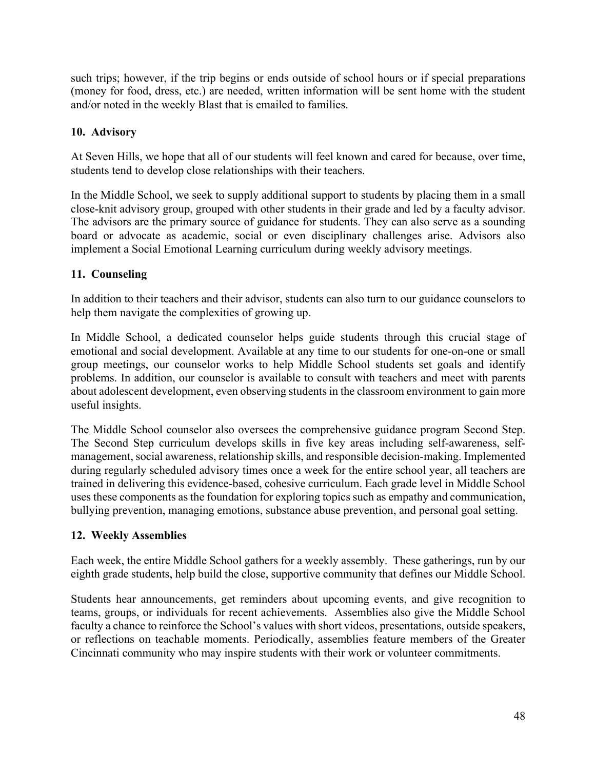such trips; however, if the trip begins or ends outside of school hours or if special preparations (money for food, dress, etc.) are needed, written information will be sent home with the student and/or noted in the weekly Blast that is emailed to families.

### 10. Advisory

At Seven Hills, we hope that all of our students will feel known and cared for because, over time, students tend to develop close relationships with their teachers.

In the Middle School, we seek to supply additional support to students by placing them in a small close-knit advisory group, grouped with other students in their grade and led by a faculty advisor. The advisors are the primary source of guidance for students. They can also serve as a sounding board or advocate as academic, social or even disciplinary challenges arise. Advisors also implement a Social Emotional Learning curriculum during weekly advisory meetings.

### 11. Counseling

In addition to their teachers and their advisor, students can also turn to our guidance counselors to help them navigate the complexities of growing up.

In Middle School, a dedicated counselor helps guide students through this crucial stage of emotional and social development. Available at any time to our students for one-on-one or small group meetings, our counselor works to help Middle School students set goals and identify problems. In addition, our counselor is available to consult with teachers and meet with parents about adolescent development, even observing students in the classroom environment to gain more useful insights.

The Middle School counselor also oversees the comprehensive guidance program Second Step. The Second Step curriculum develops skills in five key areas including self-awareness, self-management, social awareness, relationship skills, and responsible decision-making. Implemented during regularly scheduled advisory times once a week for the entire school year, all teachers are trained in delivering this evidence-based, cohesive curriculum. Each grade level in Middle School uses these components as the foundation for exploring topics such as empathy and communication, bullying prevention, managing emotions, substance abuse prevention, and personal goal setting.

### 12. Weekly Assemblies

Each week, the entire Middle School gathers for a weekly assembly. These gatherings, run by our eighth grade students, help build the close, supportive community that defines our Middle School.

Students hear announcements, get reminders about upcoming events, and give recognition to teams, groups, or individuals for recent achievements. Assemblies also give the Middle School faculty a chance to reinforce the School's values with short videos, presentations, outside speakers, or reflections on teachable moments. Periodically, assemblies feature members of the Greater Cincinnati community who may inspire students with their work or volunteer commitments.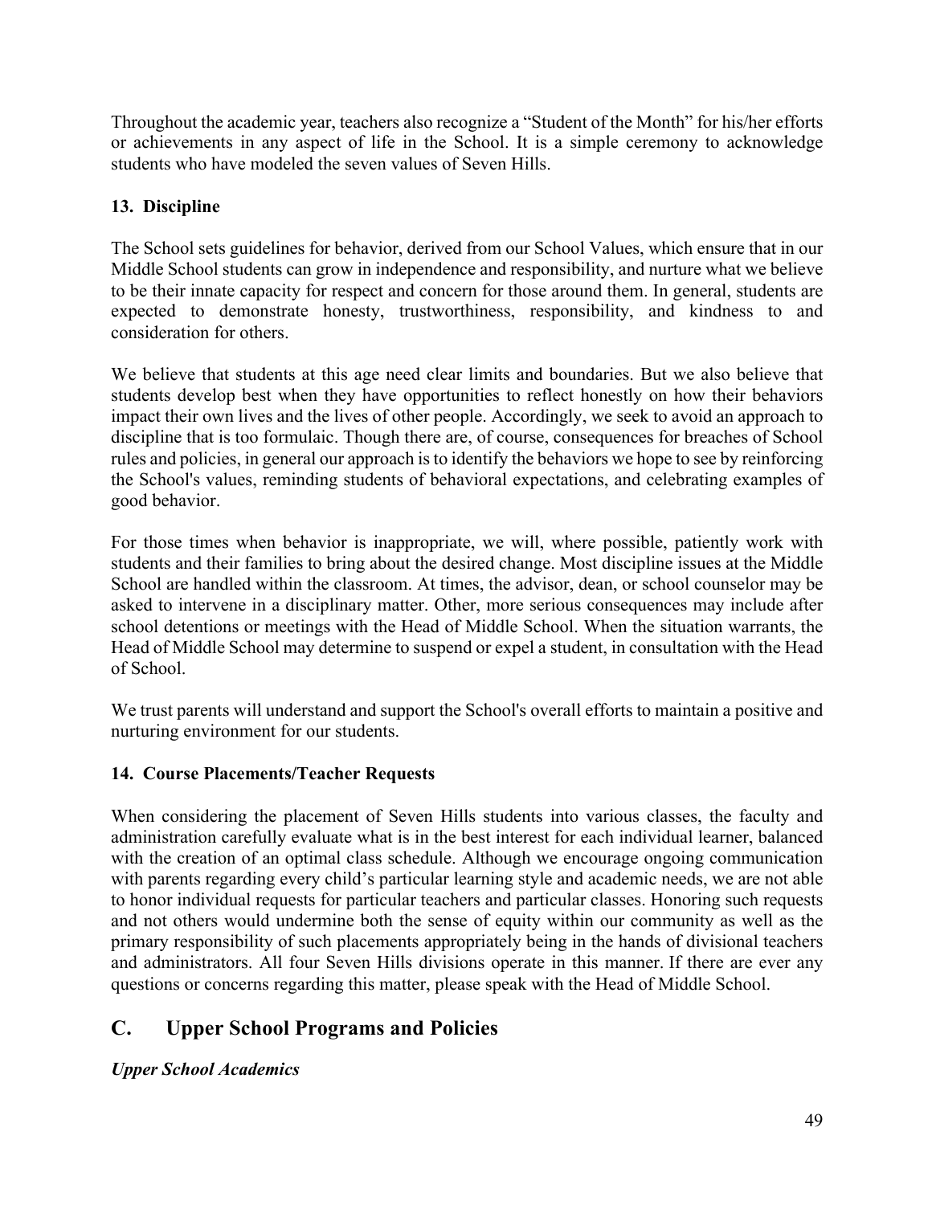Throughout the academic year, teachers also recognize a "Student of the Month" for his/her efforts or achievements in any aspect of life in the School. It is a simple ceremony to acknowledge students who have modeled the seven values of Seven Hills.

### 13. Discipline

The School sets guidelines for behavior, derived from our School Values, which ensure that in our Middle School students can grow in independence and responsibility, and nurture what we believe to be their innate capacity for respect and concern for those around them. In general, students are expected to demonstrate honesty, trustworthiness, responsibility, and kindness to and consideration for others.

We believe that students at this age need clear limits and boundaries. But we also believe that students develop best when they have opportunities to reflect honestly on how their behaviors impact their own lives and the lives of other people. Accordingly, we seek to avoid an approach to discipline that is too formulaic. Though there are, of course, consequences for breaches of School rules and policies, in general our approach is to identify the behaviors we hope to see by reinforcing the School's values, reminding students of behavioral expectations, and celebrating examples of good behavior.

For those times when behavior is inappropriate, we will, where possible, patiently work with students and their families to bring about the desired change. Most discipline issues at the Middle School are handled within the classroom. At times, the advisor, dean, or school counselor may be asked to intervene in a disciplinary matter. Other, more serious consequences may include after school detentions or meetings with the Head of Middle School. When the situation warrants, the Head of Middle School may determine to suspend or expel a student, in consultation with the Head of School.

We trust parents will understand and support the School's overall efforts to maintain a positive and nurturing environment for our students.

### 14. Course Placements/Teacher Requests

When considering the placement of Seven Hills students into various classes, the faculty and administration carefully evaluate what is in the best interest for each individual learner, balanced with the creation of an optimal class schedule. Although we encourage ongoing communication with parents regarding every child's particular learning style and academic needs, we are not able to honor individual requests for particular teachers and particular classes. Honoring such requests and not others would undermine both the sense of equity within our community as well as the primary responsibility of such placements appropriately being in the hands of divisional teachers and administrators. All four Seven Hills divisions operate in this manner. If there are ever any questions or concerns regarding this matter, please speak with the Head of Middle School.

## C. Upper School Programs and Policies

***Upper School Academics***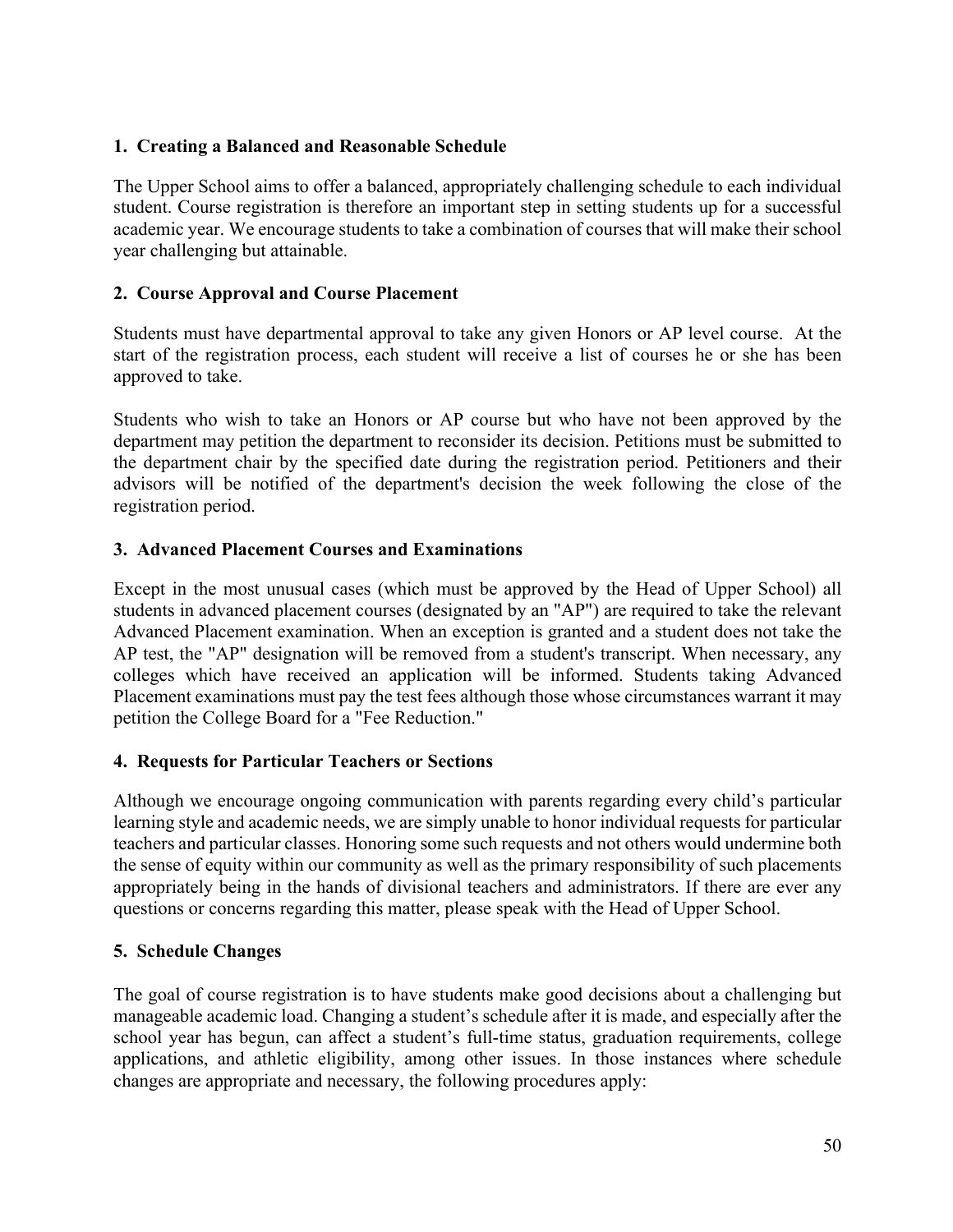**1. Creating a Balanced and Reasonable Schedule**

The Upper School aims to offer a balanced, appropriately challenging schedule to each individual student. Course registration is therefore an important step in setting students up for a successful academic year. We encourage students to take a combination of courses that will make their school year challenging but attainable.

**2. Course Approval and Course Placement**

Students must have departmental approval to take any given Honors or AP level course. At the start of the registration process, each student will receive a list of courses he or she has been approved to take.

Students who wish to take an Honors or AP course but who have not been approved by the department may petition the department to reconsider its decision. Petitions must be submitted to the department chair by the specified date during the registration period. Petitioners and their advisors will be notified of the department's decision the week following the close of the registration period.

**3. Advanced Placement Courses and Examinations**

Except in the most unusual cases (which must be approved by the Head of Upper School) all students in advanced placement courses (designated by an "AP") are required to take the relevant Advanced Placement examination. When an exception is granted and a student does not take the AP test, the "AP" designation will be removed from a student's transcript. When necessary, any colleges which have received an application will be informed. Students taking Advanced Placement examinations must pay the test fees although those whose circumstances warrant it may petition the College Board for a "Fee Reduction."

**4. Requests for Particular Teachers or Sections**

Although we encourage ongoing communication with parents regarding every child's particular learning style and academic needs, we are simply unable to honor individual requests for particular teachers and particular classes. Honoring some such requests and not others would undermine both the sense of equity within our community as well as the primary responsibility of such placements appropriately being in the hands of divisional teachers and administrators. If there are ever any questions or concerns regarding this matter, please speak with the Head of Upper School.

**5. Schedule Changes**

The goal of course registration is to have students make good decisions about a challenging but manageable academic load. Changing a student's schedule after it is made, and especially after the school year has begun, can affect a student's full-time status, graduation requirements, college applications, and athletic eligibility, among other issues. In those instances where schedule changes are appropriate and necessary, the following procedures apply: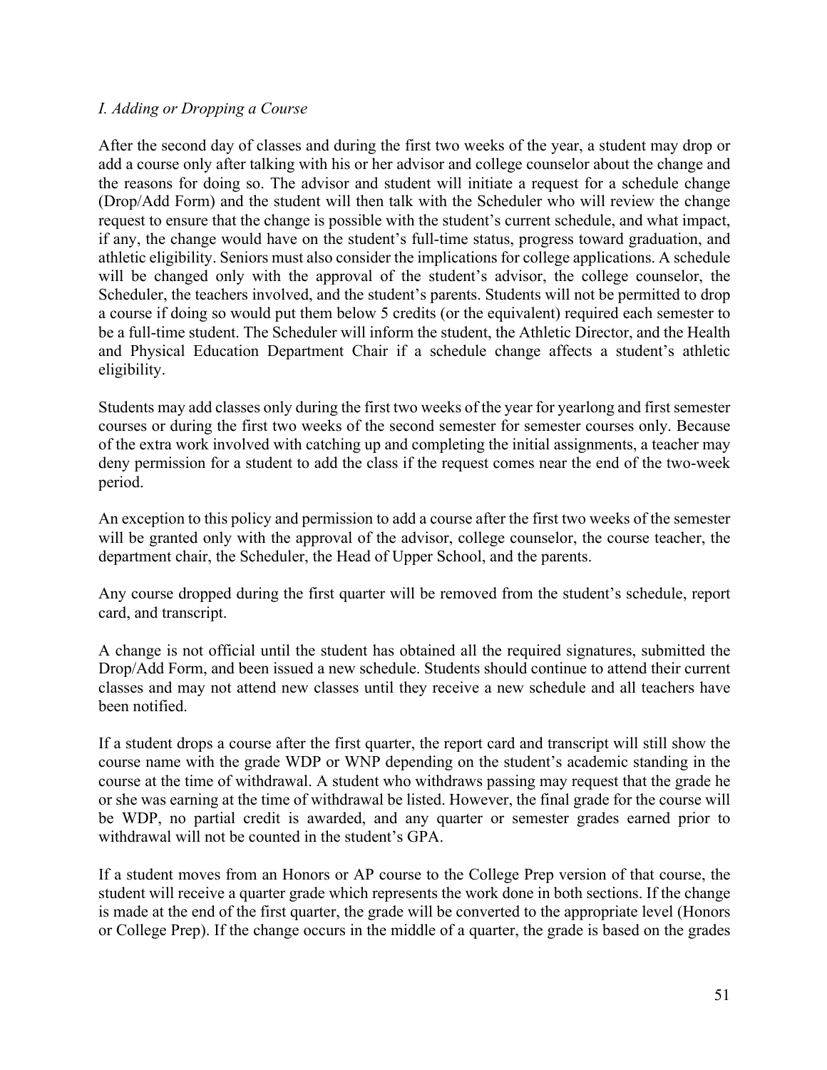### *I. Adding or Dropping a Course*

After the second day of classes and during the first two weeks of the year, a student may drop or add a course only after talking with his or her advisor and college counselor about the change and the reasons for doing so. The advisor and student will initiate a request for a schedule change (Drop/Add Form) and the student will then talk with the Scheduler who will review the change request to ensure that the change is possible with the student's current schedule, and what impact, if any, the change would have on the student's full-time status, progress toward graduation, and athletic eligibility. Seniors must also consider the implications for college applications. A schedule will be changed only with the approval of the student's advisor, the college counselor, the Scheduler, the teachers involved, and the student's parents. Students will not be permitted to drop a course if doing so would put them below 5 credits (or the equivalent) required each semester to be a full-time student. The Scheduler will inform the student, the Athletic Director, and the Health and Physical Education Department Chair if a schedule change affects a student's athletic eligibility.

Students may add classes only during the first two weeks of the year for yearlong and first semester courses or during the first two weeks of the second semester for semester courses only. Because of the extra work involved with catching up and completing the initial assignments, a teacher may deny permission for a student to add the class if the request comes near the end of the two-week period.

An exception to this policy and permission to add a course after the first two weeks of the semester will be granted only with the approval of the advisor, college counselor, the course teacher, the department chair, the Scheduler, the Head of Upper School, and the parents.

Any course dropped during the first quarter will be removed from the student's schedule, report card, and transcript.

A change is not official until the student has obtained all the required signatures, submitted the Drop/Add Form, and been issued a new schedule. Students should continue to attend their current classes and may not attend new classes until they receive a new schedule and all teachers have been notified.

If a student drops a course after the first quarter, the report card and transcript will still show the course name with the grade WDP or WNP depending on the student's academic standing in the course at the time of withdrawal. A student who withdraws passing may request that the grade he or she was earning at the time of withdrawal be listed. However, the final grade for the course will be WDP, no partial credit is awarded, and any quarter or semester grades earned prior to withdrawal will not be counted in the student's GPA.

If a student moves from an Honors or AP course to the College Prep version of that course, the student will receive a quarter grade which represents the work done in both sections. If the change is made at the end of the first quarter, the grade will be converted to the appropriate level (Honors or College Prep). If the change occurs in the middle of a quarter, the grade is based on the grades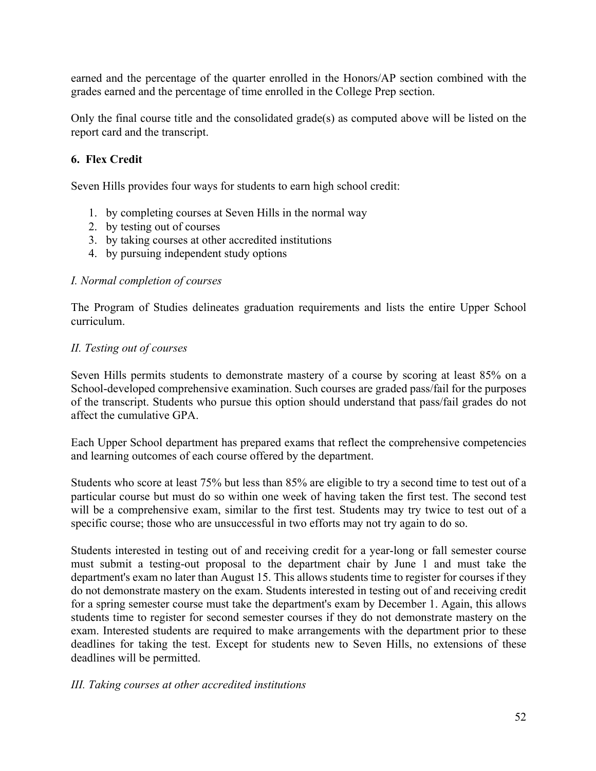earned and the percentage of the quarter enrolled in the Honors/AP section combined with the grades earned and the percentage of time enrolled in the College Prep section.

Only the final course title and the consolidated grade(s) as computed above will be listed on the report card and the transcript.

**6. Flex Credit**

Seven Hills provides four ways for students to earn high school credit:

1. by completing courses at Seven Hills in the normal way
2. by testing out of courses
3. by taking courses at other accredited institutions
4. by pursuing independent study options

*I. Normal completion of courses*

The Program of Studies delineates graduation requirements and lists the entire Upper School curriculum.

*II. Testing out of courses*

Seven Hills permits students to demonstrate mastery of a course by scoring at least 85% on a School-developed comprehensive examination. Such courses are graded pass/fail for the purposes of the transcript. Students who pursue this option should understand that pass/fail grades do not affect the cumulative GPA.

Each Upper School department has prepared exams that reflect the comprehensive competencies and learning outcomes of each course offered by the department.

Students who score at least 75% but less than 85% are eligible to try a second time to test out of a particular course but must do so within one week of having taken the first test. The second test will be a comprehensive exam, similar to the first test. Students may try twice to test out of a specific course; those who are unsuccessful in two efforts may not try again to do so.

Students interested in testing out of and receiving credit for a year-long or fall semester course must submit a testing-out proposal to the department chair by June 1 and must take the department's exam no later than August 15. This allows students time to register for courses if they do not demonstrate mastery on the exam. Students interested in testing out of and receiving credit for a spring semester course must take the department's exam by December 1. Again, this allows students time to register for second semester courses if they do not demonstrate mastery on the exam. Interested students are required to make arrangements with the department prior to these deadlines for taking the test. Except for students new to Seven Hills, no extensions of these deadlines will be permitted.

*III. Taking courses at other accredited institutions*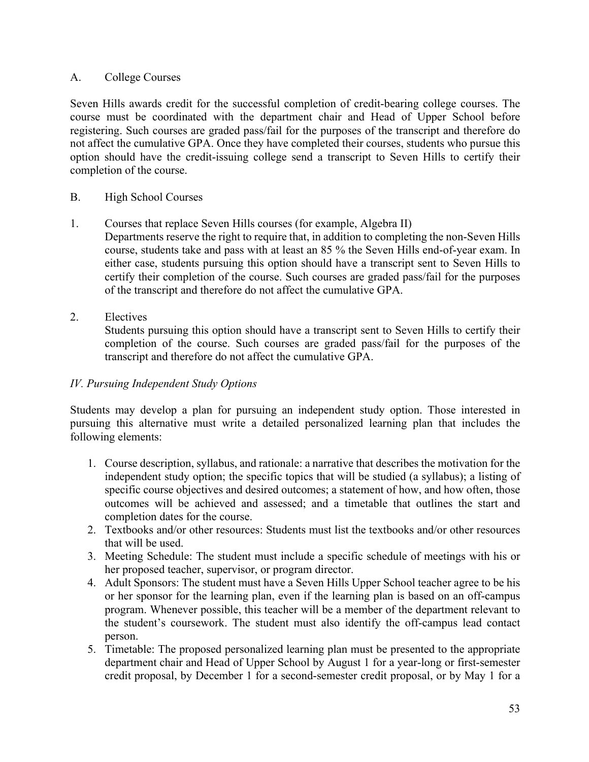A. College Courses

Seven Hills awards credit for the successful completion of credit-bearing college courses. The course must be coordinated with the department chair and Head of Upper School before registering. Such courses are graded pass/fail for the purposes of the transcript and therefore do not affect the cumulative GPA. Once they have completed their courses, students who pursue this option should have the credit-issuing college send a transcript to Seven Hills to certify their completion of the course.

B. High School Courses

1. Courses that replace Seven Hills courses (for example, Algebra II)
   Departments reserve the right to require that, in addition to completing the non-Seven Hills course, students take and pass with at least an 85 % the Seven Hills end-of-year exam. In either case, students pursuing this option should have a transcript sent to Seven Hills to certify their completion of the course. Such courses are graded pass/fail for the purposes of the transcript and therefore do not affect the cumulative GPA.

2. Electives
   Students pursuing this option should have a transcript sent to Seven Hills to certify their completion of the course. Such courses are graded pass/fail for the purposes of the transcript and therefore do not affect the cumulative GPA.

*IV. Pursuing Independent Study Options*

Students may develop a plan for pursuing an independent study option. Those interested in pursuing this alternative must write a detailed personalized learning plan that includes the following elements:

1. Course description, syllabus, and rationale: a narrative that describes the motivation for the independent study option; the specific topics that will be studied (a syllabus); a listing of specific course objectives and desired outcomes; a statement of how, and how often, those outcomes will be achieved and assessed; and a timetable that outlines the start and completion dates for the course.
2. Textbooks and/or other resources: Students must list the textbooks and/or other resources that will be used.
3. Meeting Schedule: The student must include a specific schedule of meetings with his or her proposed teacher, supervisor, or program director.
4. Adult Sponsors: The student must have a Seven Hills Upper School teacher agree to be his or her sponsor for the learning plan, even if the learning plan is based on an off-campus program. Whenever possible, this teacher will be a member of the department relevant to the student's coursework. The student must also identify the off-campus lead contact person.
5. Timetable: The proposed personalized learning plan must be presented to the appropriate department chair and Head of Upper School by August 1 for a year-long or first-semester credit proposal, by December 1 for a second-semester credit proposal, or by May 1 for a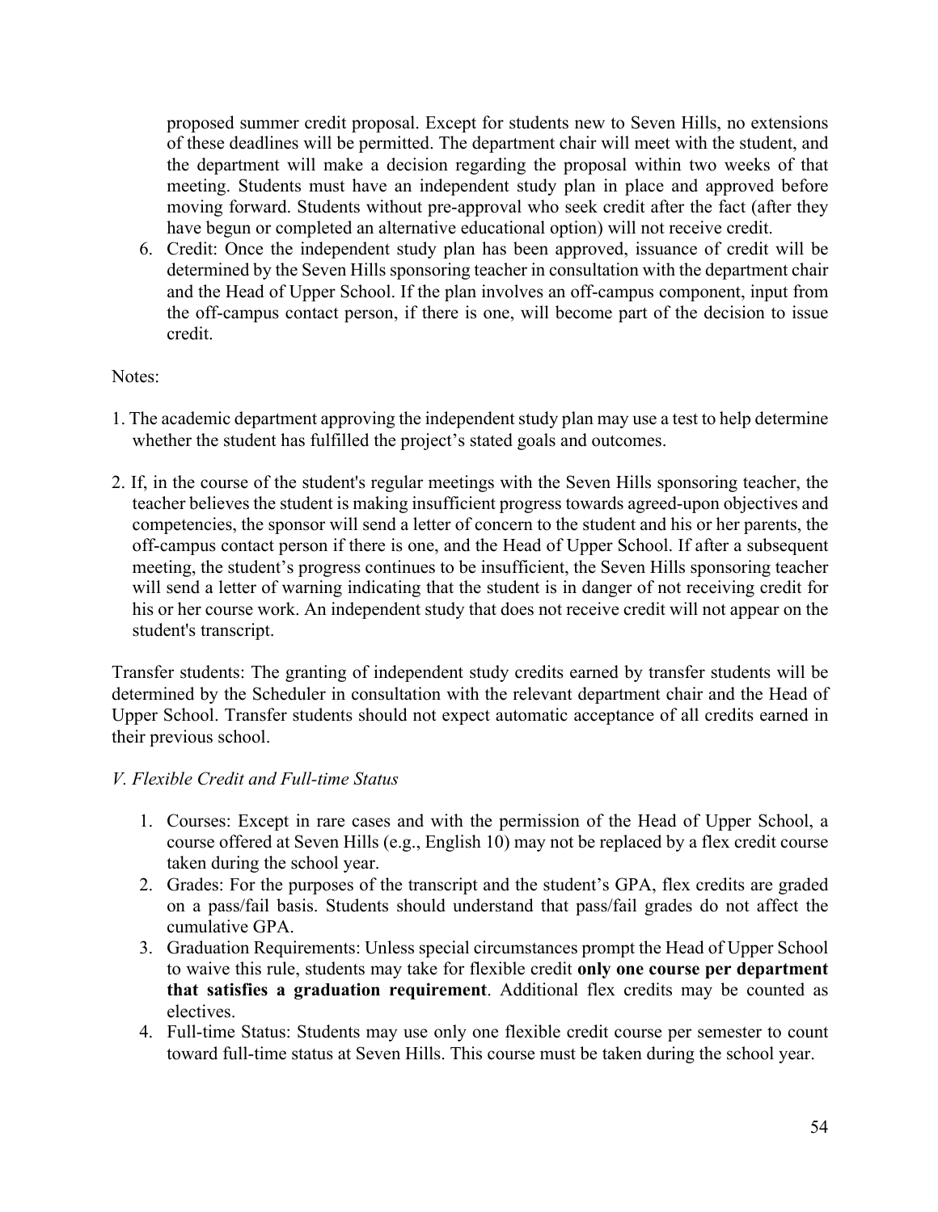proposed summer credit proposal. Except for students new to Seven Hills, no extensions of these deadlines will be permitted. The department chair will meet with the student, and the department will make a decision regarding the proposal within two weeks of that meeting. Students must have an independent study plan in place and approved before moving forward. Students without pre-approval who seek credit after the fact (after they have begun or completed an alternative educational option) will not receive credit.

6. Credit: Once the independent study plan has been approved, issuance of credit will be determined by the Seven Hills sponsoring teacher in consultation with the department chair and the Head of Upper School. If the plan involves an off-campus component, input from the off-campus contact person, if there is one, will become part of the decision to issue credit.

Notes:

1. The academic department approving the independent study plan may use a test to help determine whether the student has fulfilled the project's stated goals and outcomes.

2. If, in the course of the student's regular meetings with the Seven Hills sponsoring teacher, the teacher believes the student is making insufficient progress towards agreed-upon objectives and competencies, the sponsor will send a letter of concern to the student and his or her parents, the off-campus contact person if there is one, and the Head of Upper School. If after a subsequent meeting, the student's progress continues to be insufficient, the Seven Hills sponsoring teacher will send a letter of warning indicating that the student is in danger of not receiving credit for his or her course work. An independent study that does not receive credit will not appear on the student's transcript.

Transfer students: The granting of independent study credits earned by transfer students will be determined by the Scheduler in consultation with the relevant department chair and the Head of Upper School. Transfer students should not expect automatic acceptance of all credits earned in their previous school.

*V. Flexible Credit and Full-time Status*

1. Courses: Except in rare cases and with the permission of the Head of Upper School, a course offered at Seven Hills (e.g., English 10) may not be replaced by a flex credit course taken during the school year.
2. Grades: For the purposes of the transcript and the student's GPA, flex credits are graded on a pass/fail basis. Students should understand that pass/fail grades do not affect the cumulative GPA.
3. Graduation Requirements: Unless special circumstances prompt the Head of Upper School to waive this rule, students may take for flexible credit **only one course per department that satisfies a graduation requirement**. Additional flex credits may be counted as electives.
4. Full-time Status: Students may use only one flexible credit course per semester to count toward full-time status at Seven Hills. This course must be taken during the school year.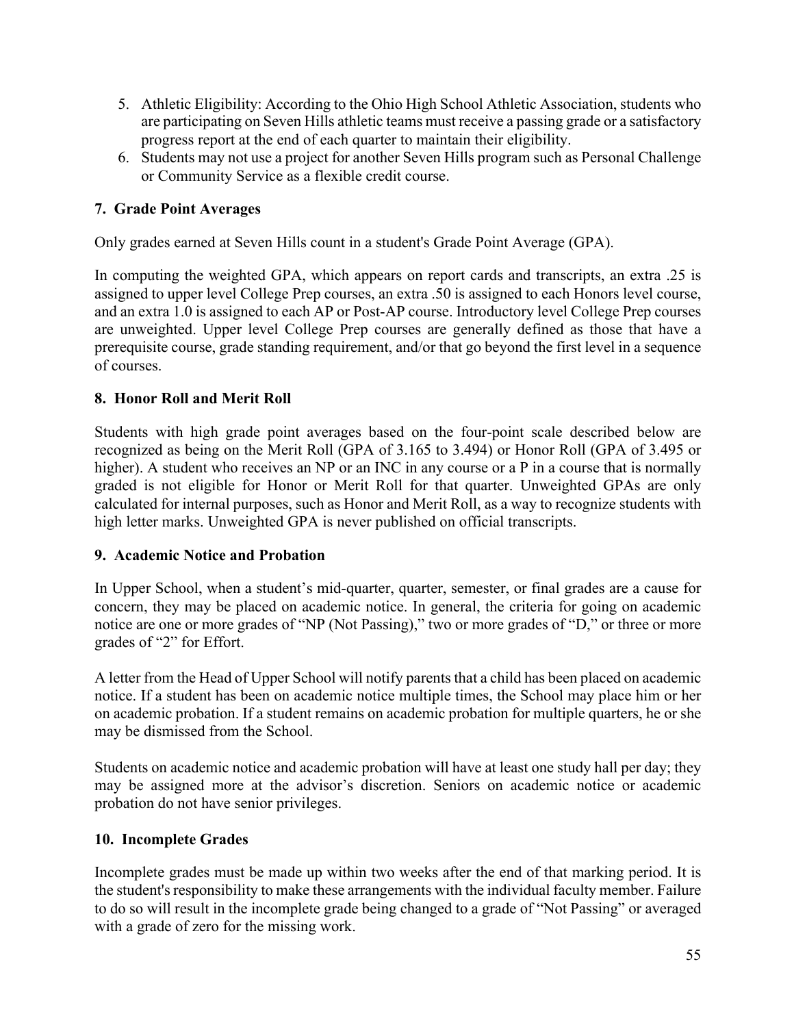5. Athletic Eligibility: According to the Ohio High School Athletic Association, students who are participating on Seven Hills athletic teams must receive a passing grade or a satisfactory progress report at the end of each quarter to maintain their eligibility.
6. Students may not use a project for another Seven Hills program such as Personal Challenge or Community Service as a flexible credit course.

### 7. Grade Point Averages

Only grades earned at Seven Hills count in a student's Grade Point Average (GPA).

In computing the weighted GPA, which appears on report cards and transcripts, an extra .25 is assigned to upper level College Prep courses, an extra .50 is assigned to each Honors level course, and an extra 1.0 is assigned to each AP or Post-AP course. Introductory level College Prep courses are unweighted. Upper level College Prep courses are generally defined as those that have a prerequisite course, grade standing requirement, and/or that go beyond the first level in a sequence of courses.

### 8. Honor Roll and Merit Roll

Students with high grade point averages based on the four-point scale described below are recognized as being on the Merit Roll (GPA of 3.165 to 3.494) or Honor Roll (GPA of 3.495 or higher). A student who receives an NP or an INC in any course or a P in a course that is normally graded is not eligible for Honor or Merit Roll for that quarter. Unweighted GPAs are only calculated for internal purposes, such as Honor and Merit Roll, as a way to recognize students with high letter marks. Unweighted GPA is never published on official transcripts.

### 9. Academic Notice and Probation

In Upper School, when a student's mid-quarter, quarter, semester, or final grades are a cause for concern, they may be placed on academic notice. In general, the criteria for going on academic notice are one or more grades of "NP (Not Passing)," two or more grades of "D," or three or more grades of "2" for Effort.

A letter from the Head of Upper School will notify parents that a child has been placed on academic notice. If a student has been on academic notice multiple times, the School may place him or her on academic probation. If a student remains on academic probation for multiple quarters, he or she may be dismissed from the School.

Students on academic notice and academic probation will have at least one study hall per day; they may be assigned more at the advisor's discretion. Seniors on academic notice or academic probation do not have senior privileges.

### 10. Incomplete Grades

Incomplete grades must be made up within two weeks after the end of that marking period. It is the student's responsibility to make these arrangements with the individual faculty member. Failure to do so will result in the incomplete grade being changed to a grade of "Not Passing" or averaged with a grade of zero for the missing work.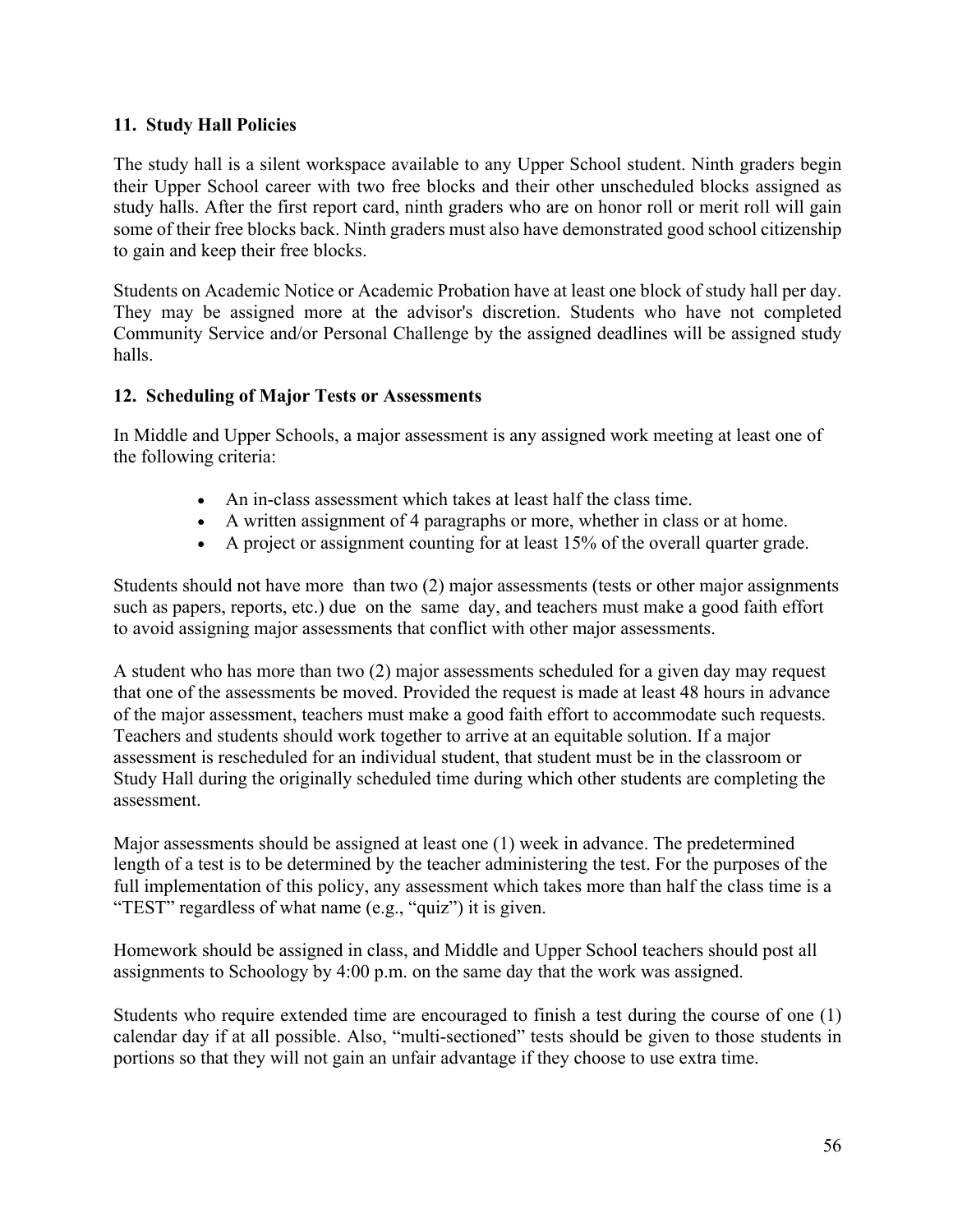### 11. Study Hall Policies

The study hall is a silent workspace available to any Upper School student. Ninth graders begin their Upper School career with two free blocks and their other unscheduled blocks assigned as study halls. After the first report card, ninth graders who are on honor roll or merit roll will gain some of their free blocks back. Ninth graders must also have demonstrated good school citizenship to gain and keep their free blocks.

Students on Academic Notice or Academic Probation have at least one block of study hall per day. They may be assigned more at the advisor's discretion. Students who have not completed Community Service and/or Personal Challenge by the assigned deadlines will be assigned study halls.

### 12. Scheduling of Major Tests or Assessments

In Middle and Upper Schools, a major assessment is any assigned work meeting at least one of the following criteria:

- An in-class assessment which takes at least half the class time.
- A written assignment of 4 paragraphs or more, whether in class or at home.
- A project or assignment counting for at least 15% of the overall quarter grade.

Students should not have more than two (2) major assessments (tests or other major assignments such as papers, reports, etc.) due on the same day, and teachers must make a good faith effort to avoid assigning major assessments that conflict with other major assessments.

A student who has more than two (2) major assessments scheduled for a given day may request that one of the assessments be moved. Provided the request is made at least 48 hours in advance of the major assessment, teachers must make a good faith effort to accommodate such requests. Teachers and students should work together to arrive at an equitable solution. If a major assessment is rescheduled for an individual student, that student must be in the classroom or Study Hall during the originally scheduled time during which other students are completing the assessment.

Major assessments should be assigned at least one (1) week in advance. The predetermined length of a test is to be determined by the teacher administering the test. For the purposes of the full implementation of this policy, any assessment which takes more than half the class time is a "TEST" regardless of what name (e.g., "quiz") it is given.

Homework should be assigned in class, and Middle and Upper School teachers should post all assignments to Schoology by 4:00 p.m. on the same day that the work was assigned.

Students who require extended time are encouraged to finish a test during the course of one (1) calendar day if at all possible. Also, "multi-sectioned" tests should be given to those students in portions so that they will not gain an unfair advantage if they choose to use extra time.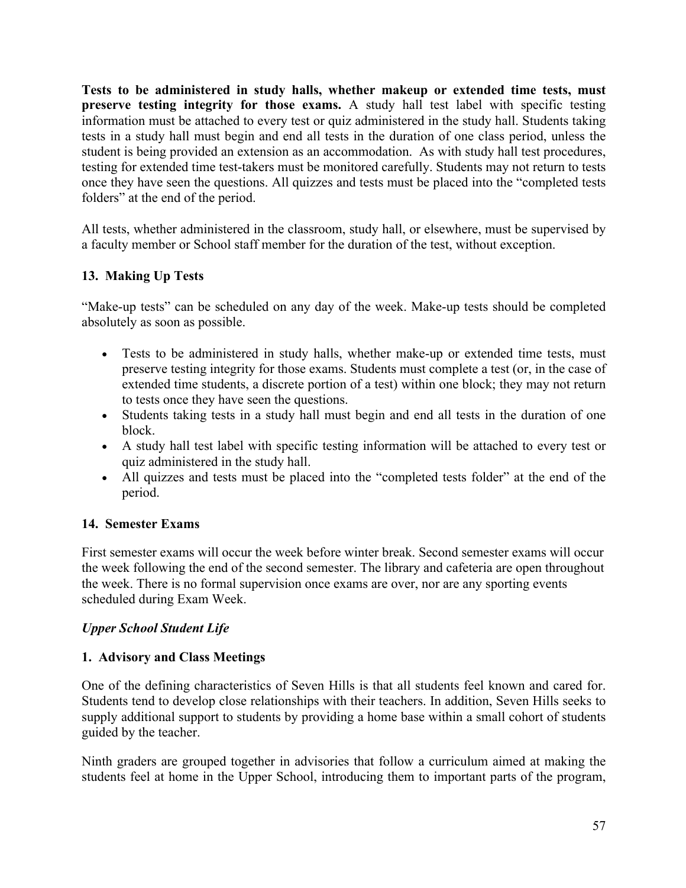**Tests to be administered in study halls, whether makeup or extended time tests, must preserve testing integrity for those exams.** A study hall test label with specific testing information must be attached to every test or quiz administered in the study hall. Students taking tests in a study hall must begin and end all tests in the duration of one class period, unless the student is being provided an extension as an accommodation. As with study hall test procedures, testing for extended time test-takers must be monitored carefully. Students may not return to tests once they have seen the questions. All quizzes and tests must be placed into the "completed tests folders" at the end of the period.

All tests, whether administered in the classroom, study hall, or elsewhere, must be supervised by a faculty member or School staff member for the duration of the test, without exception.

### 13. Making Up Tests

"Make-up tests" can be scheduled on any day of the week. Make-up tests should be completed absolutely as soon as possible.

- Tests to be administered in study halls, whether make-up or extended time tests, must preserve testing integrity for those exams. Students must complete a test (or, in the case of extended time students, a discrete portion of a test) within one block; they may not return to tests once they have seen the questions.
- Students taking tests in a study hall must begin and end all tests in the duration of one block.
- A study hall test label with specific testing information will be attached to every test or quiz administered in the study hall.
- All quizzes and tests must be placed into the "completed tests folder" at the end of the period.

### 14. Semester Exams

First semester exams will occur the week before winter break. Second semester exams will occur the week following the end of the second semester. The library and cafeteria are open throughout the week. There is no formal supervision once exams are over, nor are any sporting events scheduled during Exam Week.

## *Upper School Student Life*

### 1. Advisory and Class Meetings

One of the defining characteristics of Seven Hills is that all students feel known and cared for. Students tend to develop close relationships with their teachers. In addition, Seven Hills seeks to supply additional support to students by providing a home base within a small cohort of students guided by the teacher.

Ninth graders are grouped together in advisories that follow a curriculum aimed at making the students feel at home in the Upper School, introducing them to important parts of the program,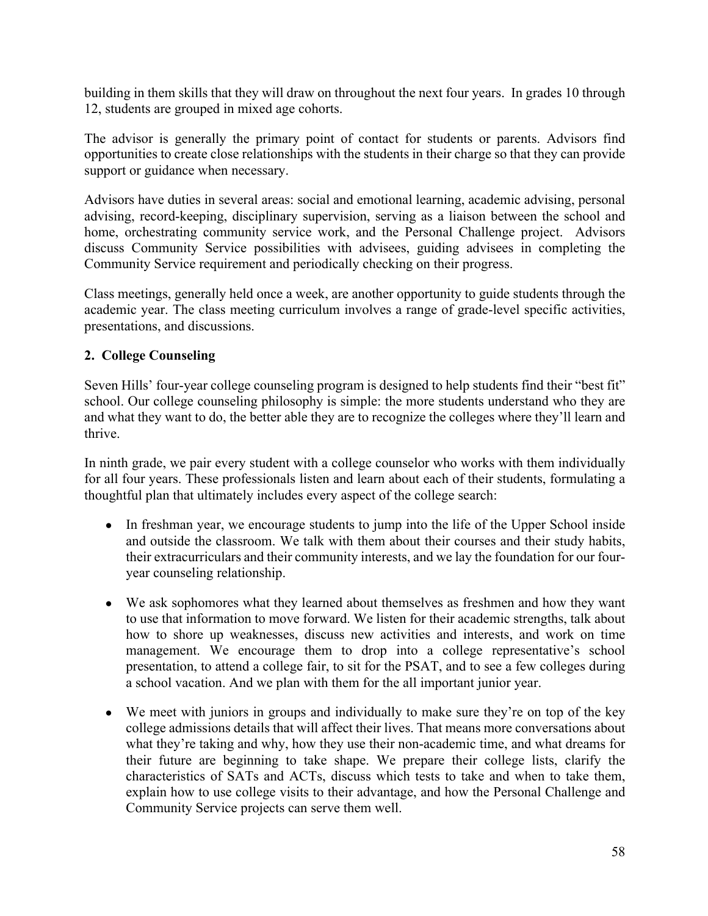building in them skills that they will draw on throughout the next four years. In grades 10 through 12, students are grouped in mixed age cohorts.

The advisor is generally the primary point of contact for students or parents. Advisors find opportunities to create close relationships with the students in their charge so that they can provide support or guidance when necessary.

Advisors have duties in several areas: social and emotional learning, academic advising, personal advising, record-keeping, disciplinary supervision, serving as a liaison between the school and home, orchestrating community service work, and the Personal Challenge project. Advisors discuss Community Service possibilities with advisees, guiding advisees in completing the Community Service requirement and periodically checking on their progress.

Class meetings, generally held once a week, are another opportunity to guide students through the academic year. The class meeting curriculum involves a range of grade-level specific activities, presentations, and discussions.

**2. College Counseling**

Seven Hills' four-year college counseling program is designed to help students find their "best fit" school. Our college counseling philosophy is simple: the more students understand who they are and what they want to do, the better able they are to recognize the colleges where they'll learn and thrive.

In ninth grade, we pair every student with a college counselor who works with them individually for all four years. These professionals listen and learn about each of their students, formulating a thoughtful plan that ultimately includes every aspect of the college search:

- In freshman year, we encourage students to jump into the life of the Upper School inside and outside the classroom. We talk with them about their courses and their study habits, their extracurriculars and their community interests, and we lay the foundation for our four-year counseling relationship.
- We ask sophomores what they learned about themselves as freshmen and how they want to use that information to move forward. We listen for their academic strengths, talk about how to shore up weaknesses, discuss new activities and interests, and work on time management. We encourage them to drop into a college representative's school presentation, to attend a college fair, to sit for the PSAT, and to see a few colleges during a school vacation. And we plan with them for the all important junior year.
- We meet with juniors in groups and individually to make sure they're on top of the key college admissions details that will affect their lives. That means more conversations about what they're taking and why, how they use their non-academic time, and what dreams for their future are beginning to take shape. We prepare their college lists, clarify the characteristics of SATs and ACTs, discuss which tests to take and when to take them, explain how to use college visits to their advantage, and how the Personal Challenge and Community Service projects can serve them well.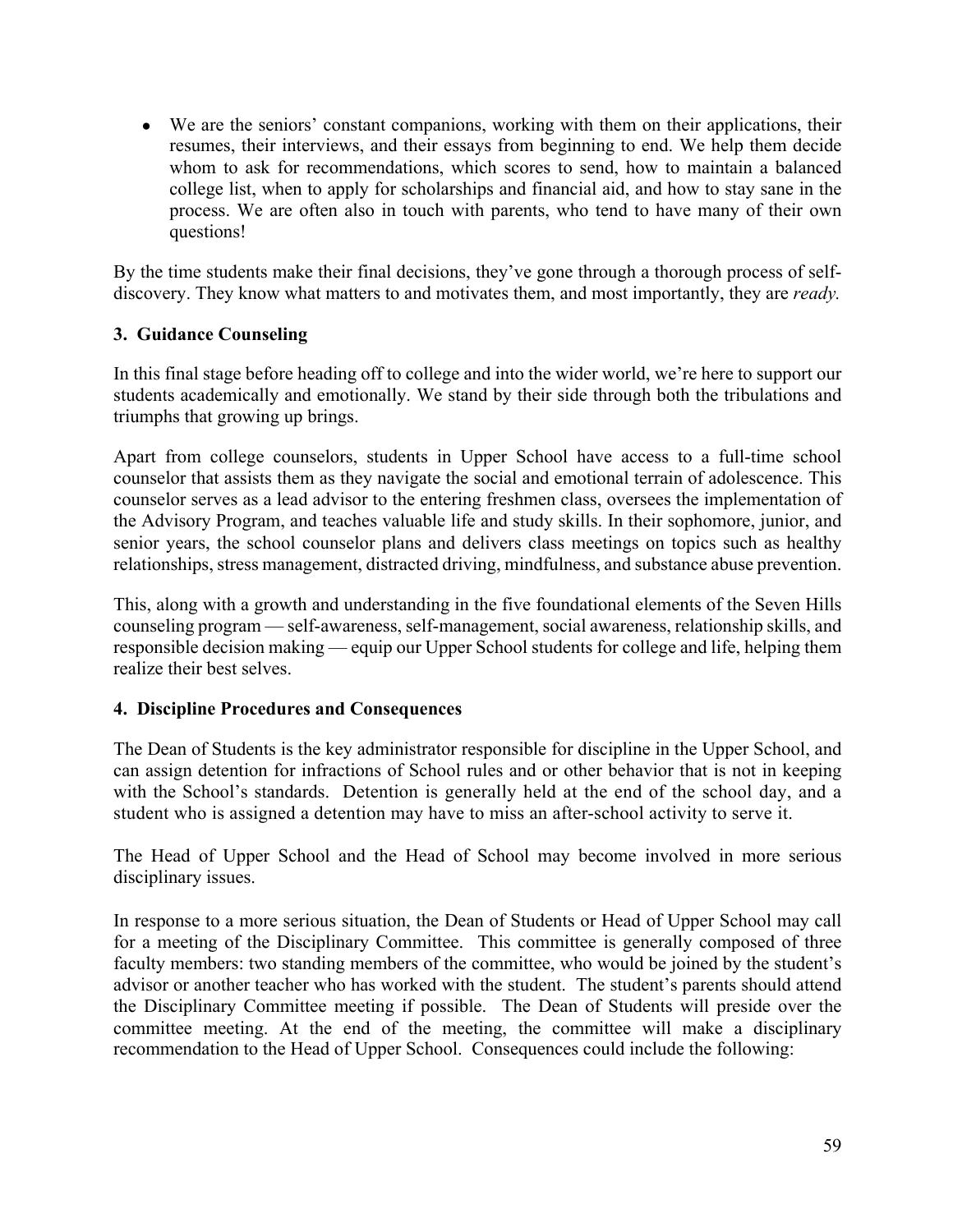- We are the seniors' constant companions, working with them on their applications, their resumes, their interviews, and their essays from beginning to end. We help them decide whom to ask for recommendations, which scores to send, how to maintain a balanced college list, when to apply for scholarships and financial aid, and how to stay sane in the process. We are often also in touch with parents, who tend to have many of their own questions!

By the time students make their final decisions, they've gone through a thorough process of self-discovery. They know what matters to and motivates them, and most importantly, they are *ready.*

### 3. Guidance Counseling

In this final stage before heading off to college and into the wider world, we're here to support our students academically and emotionally. We stand by their side through both the tribulations and triumphs that growing up brings.

Apart from college counselors, students in Upper School have access to a full-time school counselor that assists them as they navigate the social and emotional terrain of adolescence. This counselor serves as a lead advisor to the entering freshmen class, oversees the implementation of the Advisory Program, and teaches valuable life and study skills. In their sophomore, junior, and senior years, the school counselor plans and delivers class meetings on topics such as healthy relationships, stress management, distracted driving, mindfulness, and substance abuse prevention.

This, along with a growth and understanding in the five foundational elements of the Seven Hills counseling program — self-awareness, self-management, social awareness, relationship skills, and responsible decision making — equip our Upper School students for college and life, helping them realize their best selves.

### 4. Discipline Procedures and Consequences

The Dean of Students is the key administrator responsible for discipline in the Upper School, and can assign detention for infractions of School rules and or other behavior that is not in keeping with the School's standards. Detention is generally held at the end of the school day, and a student who is assigned a detention may have to miss an after-school activity to serve it.

The Head of Upper School and the Head of School may become involved in more serious disciplinary issues.

In response to a more serious situation, the Dean of Students or Head of Upper School may call for a meeting of the Disciplinary Committee. This committee is generally composed of three faculty members: two standing members of the committee, who would be joined by the student's advisor or another teacher who has worked with the student. The student's parents should attend the Disciplinary Committee meeting if possible. The Dean of Students will preside over the committee meeting. At the end of the meeting, the committee will make a disciplinary recommendation to the Head of Upper School. Consequences could include the following: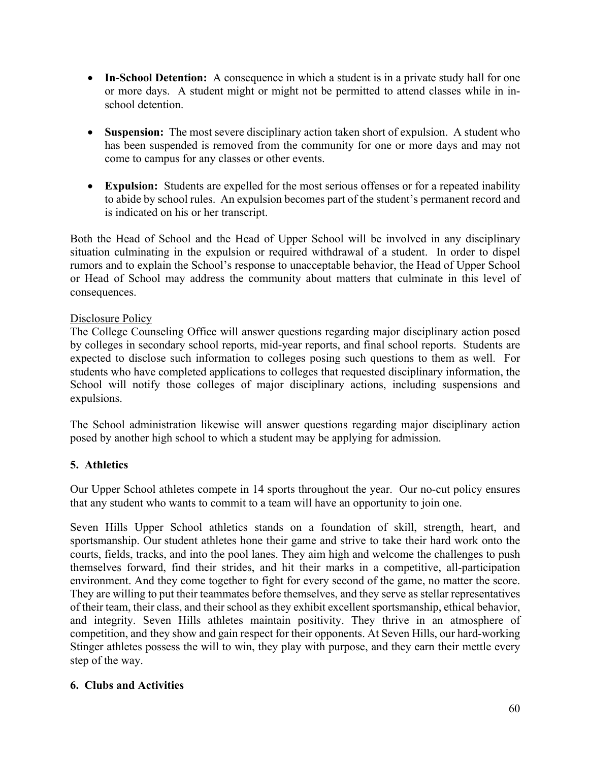- **In-School Detention:** A consequence in which a student is in a private study hall for one or more days. A student might or might not be permitted to attend classes while in in-school detention.

- **Suspension:** The most severe disciplinary action taken short of expulsion. A student who has been suspended is removed from the community for one or more days and may not come to campus for any classes or other events.

- **Expulsion:** Students are expelled for the most serious offenses or for a repeated inability to abide by school rules. An expulsion becomes part of the student's permanent record and is indicated on his or her transcript.

Both the Head of School and the Head of Upper School will be involved in any disciplinary situation culminating in the expulsion or required withdrawal of a student. In order to dispel rumors and to explain the School's response to unacceptable behavior, the Head of Upper School or Head of School may address the community about matters that culminate in this level of consequences.

<u>Disclosure Policy</u>
The College Counseling Office will answer questions regarding major disciplinary action posed by colleges in secondary school reports, mid-year reports, and final school reports. Students are expected to disclose such information to colleges posing such questions to them as well. For students who have completed applications to colleges that requested disciplinary information, the School will notify those colleges of major disciplinary actions, including suspensions and expulsions.

The School administration likewise will answer questions regarding major disciplinary action posed by another high school to which a student may be applying for admission.

## 5. Athletics

Our Upper School athletes compete in 14 sports throughout the year. Our no-cut policy ensures that any student who wants to commit to a team will have an opportunity to join one.

Seven Hills Upper School athletics stands on a foundation of skill, strength, heart, and sportsmanship. Our student athletes hone their game and strive to take their hard work onto the courts, fields, tracks, and into the pool lanes. They aim high and welcome the challenges to push themselves forward, find their strides, and hit their marks in a competitive, all-participation environment. And they come together to fight for every second of the game, no matter the score. They are willing to put their teammates before themselves, and they serve as stellar representatives of their team, their class, and their school as they exhibit excellent sportsmanship, ethical behavior, and integrity. Seven Hills athletes maintain positivity. They thrive in an atmosphere of competition, and they show and gain respect for their opponents. At Seven Hills, our hard-working Stinger athletes possess the will to win, they play with purpose, and they earn their mettle every step of the way.

## 6. Clubs and Activities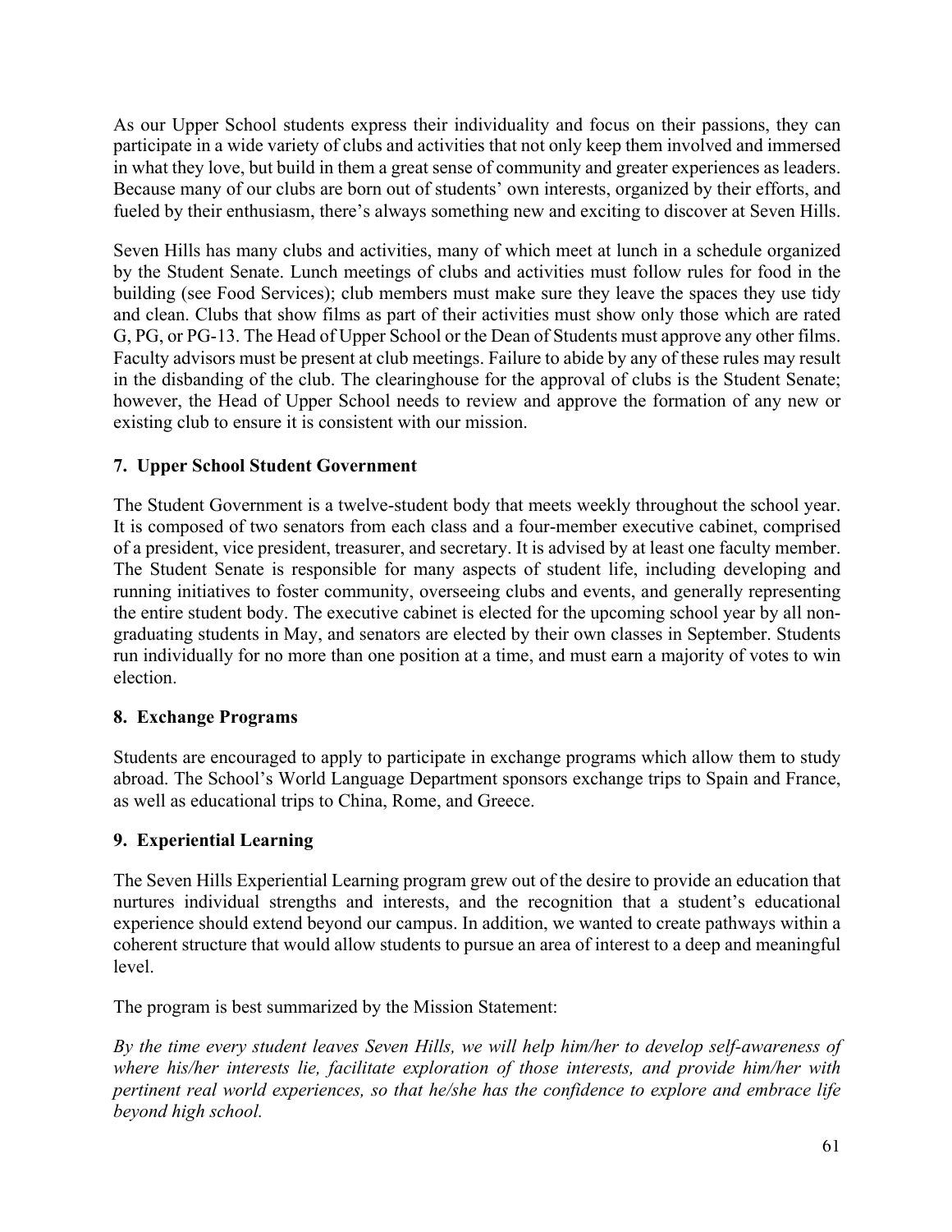As our Upper School students express their individuality and focus on their passions, they can participate in a wide variety of clubs and activities that not only keep them involved and immersed in what they love, but build in them a great sense of community and greater experiences as leaders. Because many of our clubs are born out of students' own interests, organized by their efforts, and fueled by their enthusiasm, there's always something new and exciting to discover at Seven Hills.

Seven Hills has many clubs and activities, many of which meet at lunch in a schedule organized by the Student Senate. Lunch meetings of clubs and activities must follow rules for food in the building (see Food Services); club members must make sure they leave the spaces they use tidy and clean. Clubs that show films as part of their activities must show only those which are rated G, PG, or PG-13. The Head of Upper School or the Dean of Students must approve any other films. Faculty advisors must be present at club meetings. Failure to abide by any of these rules may result in the disbanding of the club. The clearinghouse for the approval of clubs is the Student Senate; however, the Head of Upper School needs to review and approve the formation of any new or existing club to ensure it is consistent with our mission.

### 7. Upper School Student Government

The Student Government is a twelve-student body that meets weekly throughout the school year. It is composed of two senators from each class and a four-member executive cabinet, comprised of a president, vice president, treasurer, and secretary. It is advised by at least one faculty member. The Student Senate is responsible for many aspects of student life, including developing and running initiatives to foster community, overseeing clubs and events, and generally representing the entire student body. The executive cabinet is elected for the upcoming school year by all non-graduating students in May, and senators are elected by their own classes in September. Students run individually for no more than one position at a time, and must earn a majority of votes to win election.

### 8. Exchange Programs

Students are encouraged to apply to participate in exchange programs which allow them to study abroad. The School's World Language Department sponsors exchange trips to Spain and France, as well as educational trips to China, Rome, and Greece.

### 9. Experiential Learning

The Seven Hills Experiential Learning program grew out of the desire to provide an education that nurtures individual strengths and interests, and the recognition that a student's educational experience should extend beyond our campus. In addition, we wanted to create pathways within a coherent structure that would allow students to pursue an area of interest to a deep and meaningful level.

The program is best summarized by the Mission Statement:

*By the time every student leaves Seven Hills, we will help him/her to develop self-awareness of where his/her interests lie, facilitate exploration of those interests, and provide him/her with pertinent real world experiences, so that he/she has the confidence to explore and embrace life beyond high school.*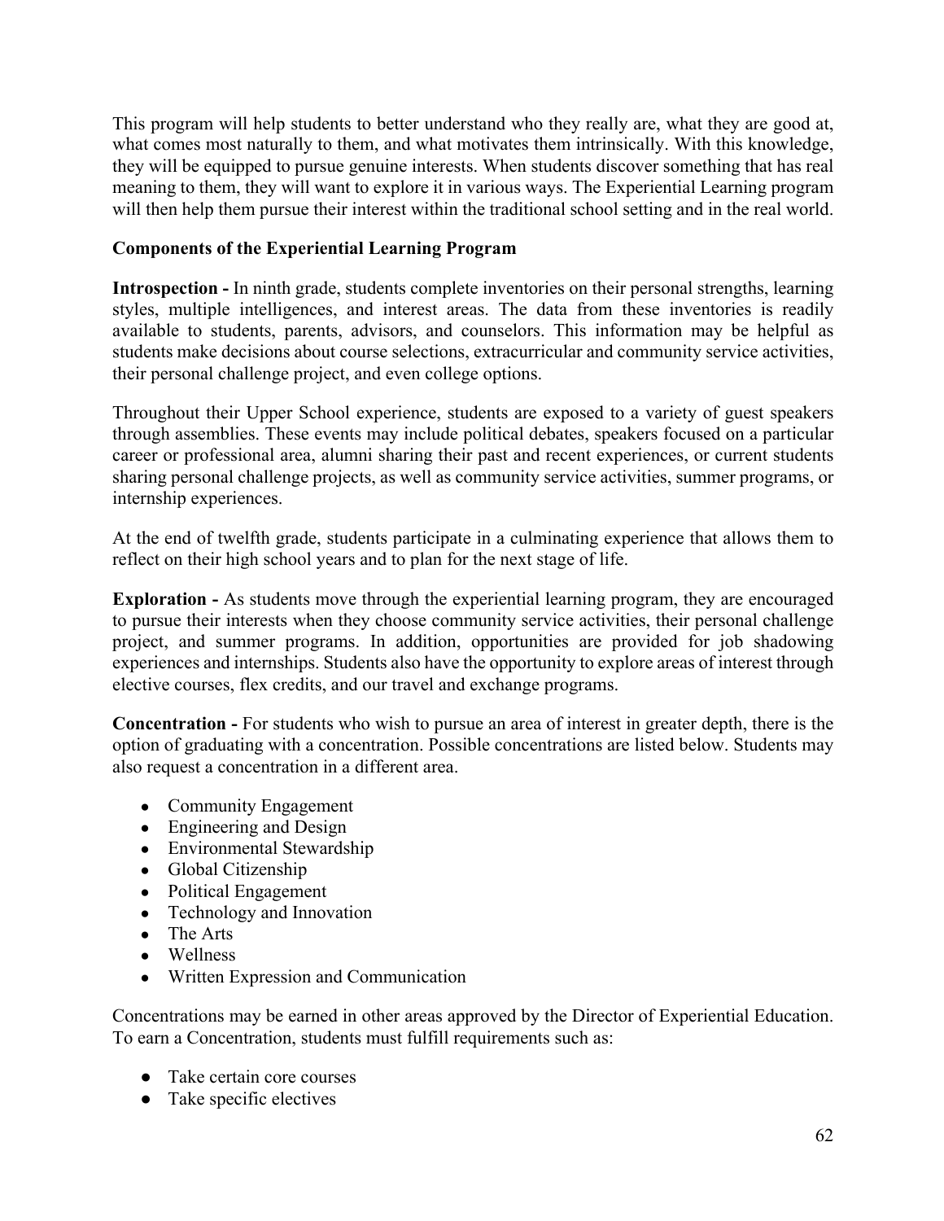This program will help students to better understand who they really are, what they are good at, what comes most naturally to them, and what motivates them intrinsically. With this knowledge, they will be equipped to pursue genuine interests. When students discover something that has real meaning to them, they will want to explore it in various ways. The Experiential Learning program will then help them pursue their interest within the traditional school setting and in the real world.

**Components of the Experiential Learning Program**

**Introspection -** In ninth grade, students complete inventories on their personal strengths, learning styles, multiple intelligences, and interest areas. The data from these inventories is readily available to students, parents, advisors, and counselors. This information may be helpful as students make decisions about course selections, extracurricular and community service activities, their personal challenge project, and even college options.

Throughout their Upper School experience, students are exposed to a variety of guest speakers through assemblies. These events may include political debates, speakers focused on a particular career or professional area, alumni sharing their past and recent experiences, or current students sharing personal challenge projects, as well as community service activities, summer programs, or internship experiences.

At the end of twelfth grade, students participate in a culminating experience that allows them to reflect on their high school years and to plan for the next stage of life.

**Exploration -** As students move through the experiential learning program, they are encouraged to pursue their interests when they choose community service activities, their personal challenge project, and summer programs. In addition, opportunities are provided for job shadowing experiences and internships. Students also have the opportunity to explore areas of interest through elective courses, flex credits, and our travel and exchange programs.

**Concentration -** For students who wish to pursue an area of interest in greater depth, there is the option of graduating with a concentration. Possible concentrations are listed below. Students may also request a concentration in a different area.

- Community Engagement
- Engineering and Design
- Environmental Stewardship
- Global Citizenship
- Political Engagement
- Technology and Innovation
- The Arts
- Wellness
- Written Expression and Communication

Concentrations may be earned in other areas approved by the Director of Experiential Education. To earn a Concentration, students must fulfill requirements such as:

- Take certain core courses
- Take specific electives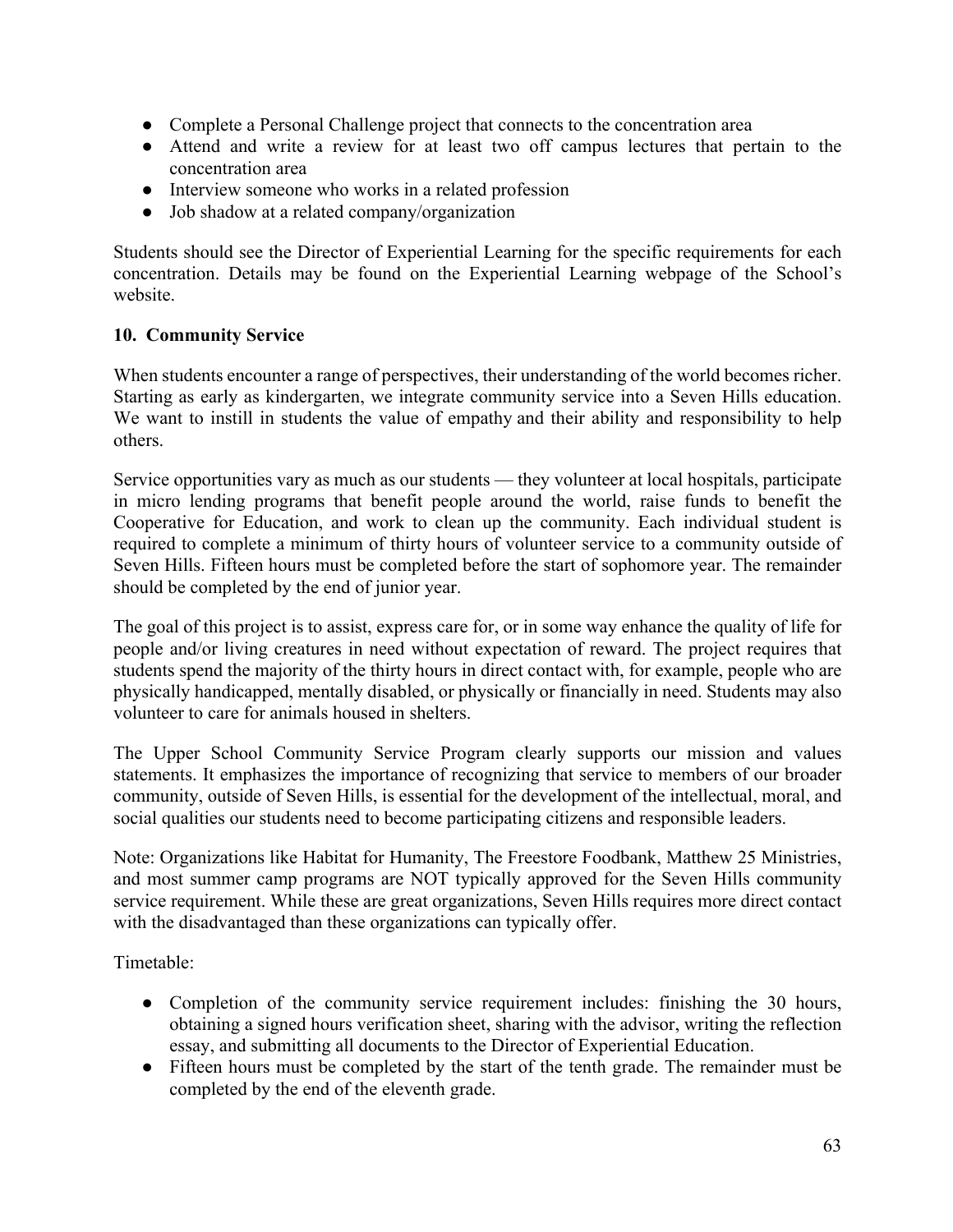- Complete a Personal Challenge project that connects to the concentration area
- Attend and write a review for at least two off campus lectures that pertain to the concentration area
- Interview someone who works in a related profession
- Job shadow at a related company/organization

Students should see the Director of Experiential Learning for the specific requirements for each concentration. Details may be found on the Experiential Learning webpage of the School's website.

### 10. Community Service

When students encounter a range of perspectives, their understanding of the world becomes richer. Starting as early as kindergarten, we integrate community service into a Seven Hills education. We want to instill in students the value of empathy and their ability and responsibility to help others.

Service opportunities vary as much as our students — they volunteer at local hospitals, participate in micro lending programs that benefit people around the world, raise funds to benefit the Cooperative for Education, and work to clean up the community. Each individual student is required to complete a minimum of thirty hours of volunteer service to a community outside of Seven Hills. Fifteen hours must be completed before the start of sophomore year. The remainder should be completed by the end of junior year.

The goal of this project is to assist, express care for, or in some way enhance the quality of life for people and/or living creatures in need without expectation of reward. The project requires that students spend the majority of the thirty hours in direct contact with, for example, people who are physically handicapped, mentally disabled, or physically or financially in need. Students may also volunteer to care for animals housed in shelters.

The Upper School Community Service Program clearly supports our mission and values statements. It emphasizes the importance of recognizing that service to members of our broader community, outside of Seven Hills, is essential for the development of the intellectual, moral, and social qualities our students need to become participating citizens and responsible leaders.

Note: Organizations like Habitat for Humanity, The Freestore Foodbank, Matthew 25 Ministries, and most summer camp programs are NOT typically approved for the Seven Hills community service requirement. While these are great organizations, Seven Hills requires more direct contact with the disadvantaged than these organizations can typically offer.

Timetable:

- Completion of the community service requirement includes: finishing the 30 hours, obtaining a signed hours verification sheet, sharing with the advisor, writing the reflection essay, and submitting all documents to the Director of Experiential Education.
- Fifteen hours must be completed by the start of the tenth grade. The remainder must be completed by the end of the eleventh grade.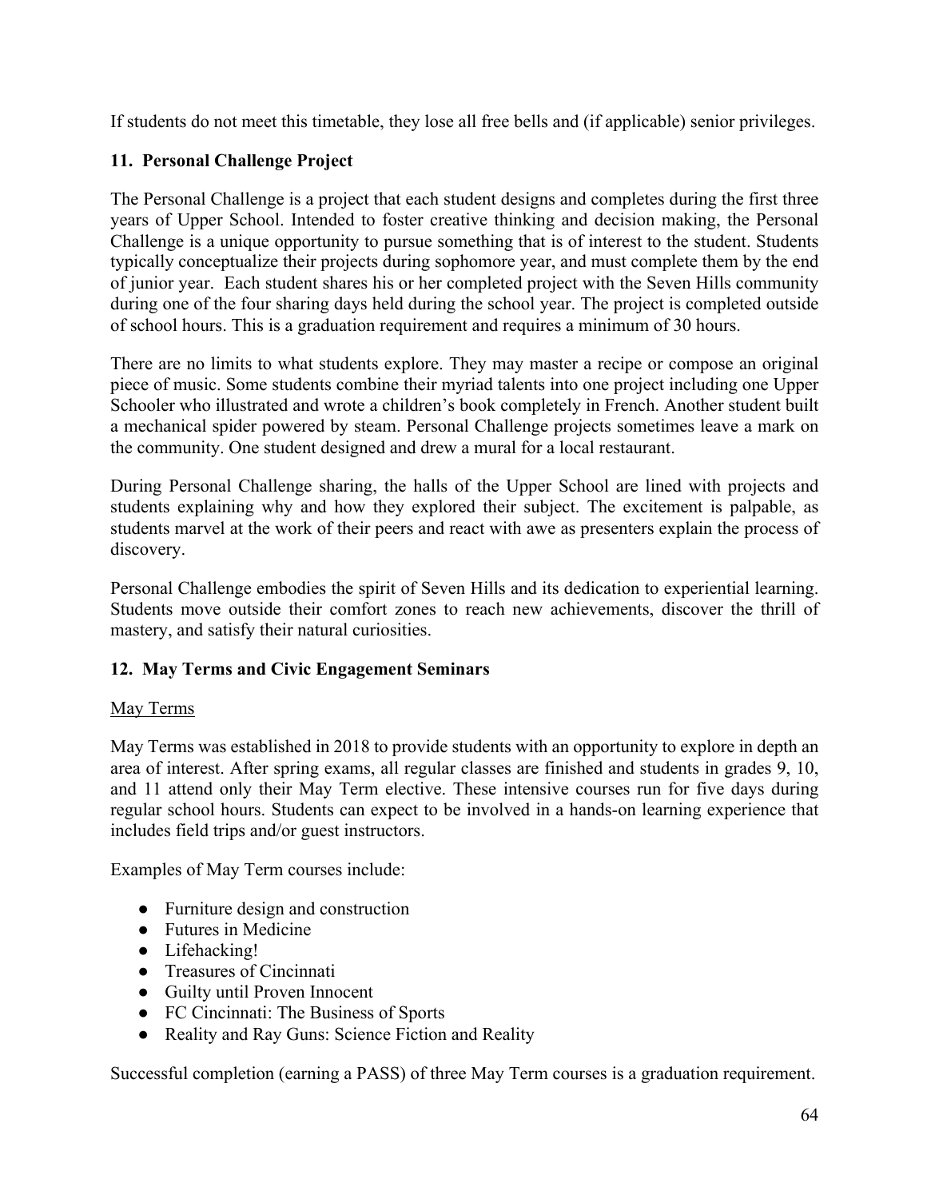If students do not meet this timetable, they lose all free bells and (if applicable) senior privileges.

### 11. Personal Challenge Project

The Personal Challenge is a project that each student designs and completes during the first three years of Upper School. Intended to foster creative thinking and decision making, the Personal Challenge is a unique opportunity to pursue something that is of interest to the student. Students typically conceptualize their projects during sophomore year, and must complete them by the end of junior year. Each student shares his or her completed project with the Seven Hills community during one of the four sharing days held during the school year. The project is completed outside of school hours. This is a graduation requirement and requires a minimum of 30 hours.

There are no limits to what students explore. They may master a recipe or compose an original piece of music. Some students combine their myriad talents into one project including one Upper Schooler who illustrated and wrote a children's book completely in French. Another student built a mechanical spider powered by steam. Personal Challenge projects sometimes leave a mark on the community. One student designed and drew a mural for a local restaurant.

During Personal Challenge sharing, the halls of the Upper School are lined with projects and students explaining why and how they explored their subject. The excitement is palpable, as students marvel at the work of their peers and react with awe as presenters explain the process of discovery.

Personal Challenge embodies the spirit of Seven Hills and its dedication to experiential learning. Students move outside their comfort zones to reach new achievements, discover the thrill of mastery, and satisfy their natural curiosities.

### 12. May Terms and Civic Engagement Seminars

<u>May Terms</u>

May Terms was established in 2018 to provide students with an opportunity to explore in depth an area of interest. After spring exams, all regular classes are finished and students in grades 9, 10, and 11 attend only their May Term elective. These intensive courses run for five days during regular school hours. Students can expect to be involved in a hands-on learning experience that includes field trips and/or guest instructors.

Examples of May Term courses include:

- Furniture design and construction
- Futures in Medicine
- Lifehacking!
- Treasures of Cincinnati
- Guilty until Proven Innocent
- FC Cincinnati: The Business of Sports
- Reality and Ray Guns: Science Fiction and Reality

Successful completion (earning a PASS) of three May Term courses is a graduation requirement.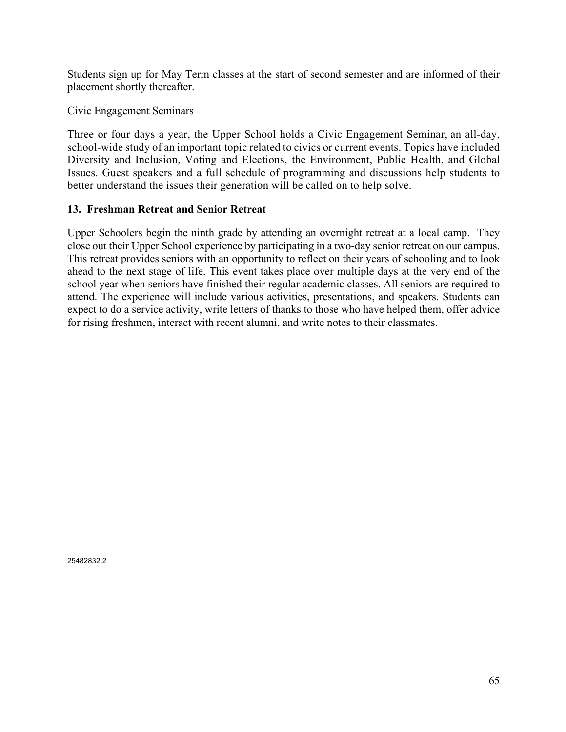Students sign up for May Term classes at the start of second semester and are informed of their placement shortly thereafter.

Civic Engagement Seminars

Three or four days a year, the Upper School holds a Civic Engagement Seminar, an all-day, school-wide study of an important topic related to civics or current events. Topics have included Diversity and Inclusion, Voting and Elections, the Environment, Public Health, and Global Issues. Guest speakers and a full schedule of programming and discussions help students to better understand the issues their generation will be called on to help solve.

### 13. Freshman Retreat and Senior Retreat

Upper Schoolers begin the ninth grade by attending an overnight retreat at a local camp. They close out their Upper School experience by participating in a two-day senior retreat on our campus. This retreat provides seniors with an opportunity to reflect on their years of schooling and to look ahead to the next stage of life. This event takes place over multiple days at the very end of the school year when seniors have finished their regular academic classes. All seniors are required to attend. The experience will include various activities, presentations, and speakers. Students can expect to do a service activity, write letters of thanks to those who have helped them, offer advice for rising freshmen, interact with recent alumni, and write notes to their classmates.

25482832.2